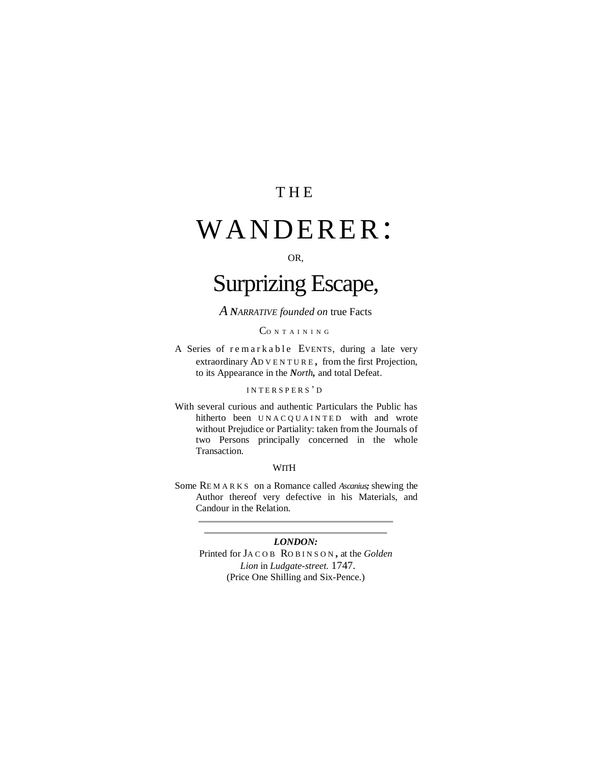# THE WANDERER:

OR,

# Surprizing Escape,

*A NARRATIVE founded on* true Facts

CONTAINING

A Series of remarkable EVENTS, during a late very extraordinary ADVENTURE, from the first Projection, to its Appearance in the ***North***, and total Defeat.

INTERSPERS'D

With several curious and authentic Particulars the Public has hitherto been UNACQUAINTED with and wrote without Prejudice or Partiality: taken from the Journals of two Persons principally concerned in the whole Transaction.

WITH

Some REMARKS on a Romance called *Ascanius*; shewing the Author thereof very defective in his Materials, and Candour in the Relation.

---

***LONDON:***

Printed for JACOB ROBINSON, at the *Golden Lion* in *Ludgate-street.* 1747.

(Price One Shilling and Six-Pence.)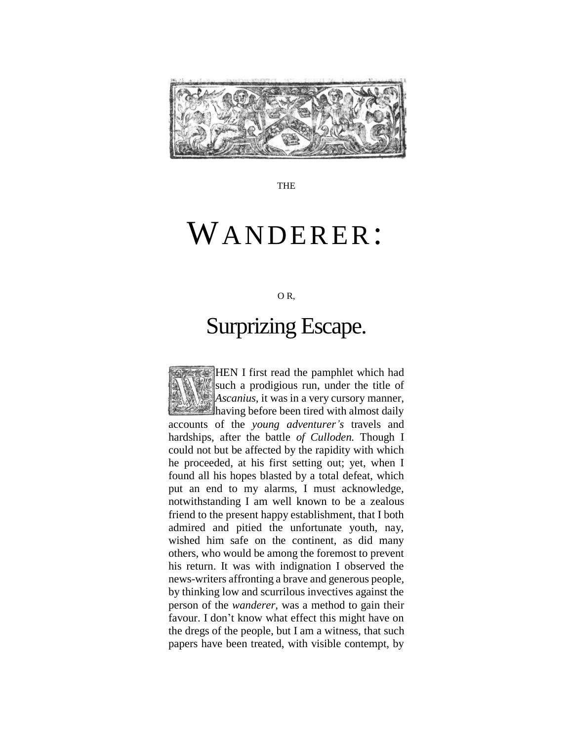THE

# WANDERER:

O R,

# Surprizing Escape.

WHEN I first read the pamphlet which had such a prodigious run, under the title of *Ascanius*, it was in a very cursory manner, having before been tired with almost daily accounts of the *young adventurer's* travels and hardships, after the battle *of Culloden.* Though I could not but be affected by the rapidity with which he proceeded, at his first setting out; yet, when I found all his hopes blasted by a total defeat, which put an end to my alarms, I must acknowledge, notwithstanding I am well known to be a zealous friend to the present happy establishment, that I both admired and pitied the unfortunate youth, nay, wished him safe on the continent, as did many others, who would be among the foremost to prevent his return. It was with indignation I observed the news-writers affronting a brave and generous people, by thinking low and scurrilous invectives against the person of the *wanderer*, was a method to gain their favour. I don't know what effect this might have on the dregs of the people, but I am a witness, that such papers have been treated, with visible contempt, by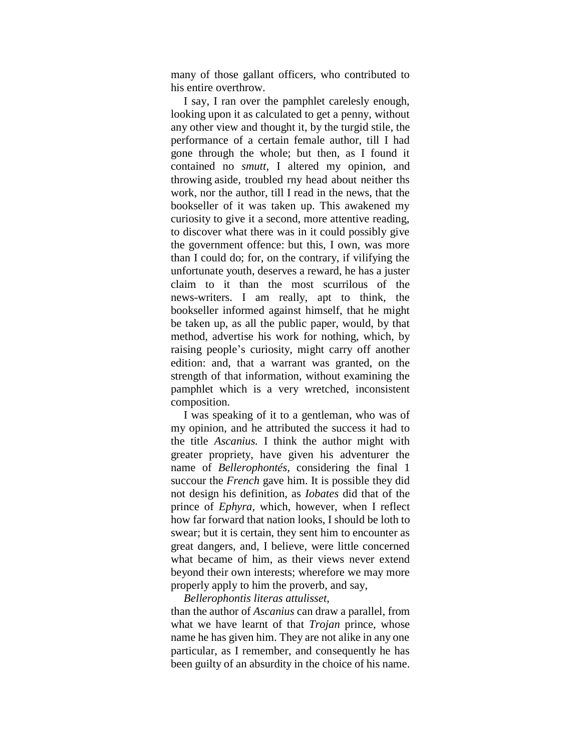many of those gallant officers, who contributed to his entire overthrow.

I say, I ran over the pamphlet carelesly enough, looking upon it as calculated to get a penny, without any other view and thought it, by the turgid stile, the performance of a certain female author, till I had gone through the whole; but then, as I found it contained no *smutt*, I altered my opinion, and throwing aside, troubled rny head about neither ths work, nor the author, till I read in the news, that the bookseller of it was taken up. This awakened my curiosity to give it a second, more attentive reading, to discover what there was in it could possibly give the government offence: but this, I own, was more than I could do; for, on the contrary, if vilifying the unfortunate youth, deserves a reward, he has a juster claim to it than the most scurrilous of the news-writers. I am really, apt to think, the bookseller informed against himself, that he might be taken up, as all the public paper, would, by that method, advertise his work for nothing, which, by raising people's curiosity, might carry off another edition: and, that a warrant was granted, on the strength of that information, without examining the pamphlet which is a very wretched, inconsistent composition.

I was speaking of it to a gentleman, who was of my opinion, and he attributed the success it had to the title *Ascanius.* I think the author might with greater propriety, have given his adventurer the name of *Bellerophontés*, considering the final 1 succour the *French* gave him. It is possible they did not design his definition, as *Iobates* did that of the prince of *Ephyra*, which, however, when I reflect how far forward that nation looks, I should be loth to swear; but it is certain, they sent him to encounter as great dangers, and, I believe, were little concerned what became of him, as their views never extend beyond their own interests; wherefore we may more properly apply to him the proverb, and say,

*Bellerophontis literas attulisset*,

than the author of *Ascanius* can draw a parallel, from what we have learnt of that *Trojan* prince, whose name he has given him. They are not alike in any one particular, as I remember, and consequently he has been guilty of an absurdity in the choice of his name.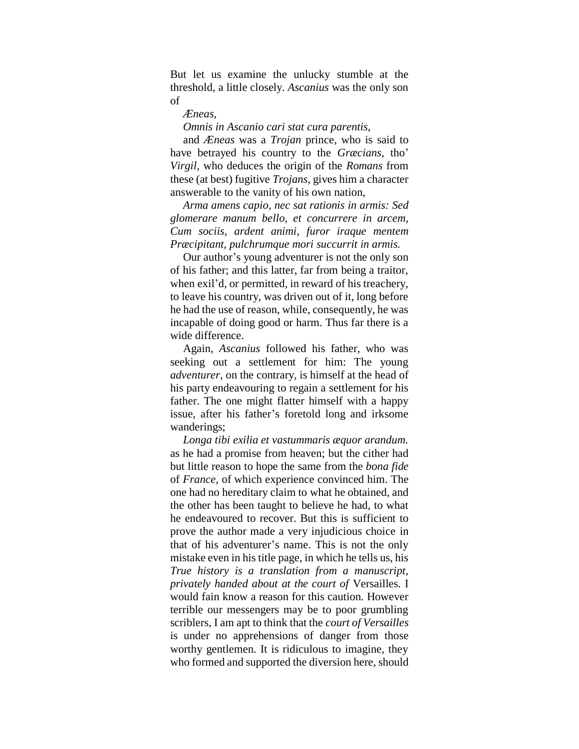But let us examine the unlucky stumble at the threshold, a little closely. *Ascanius* was the only son of

*Æneas,*

*Omnis in Ascanio cari stat cura parentis,*

and *Æneas* was a *Trojan* prince, who is said to have betrayed his country to the *Græcians,* tho' *Virgil,* who deduces the origin of the *Romans* from these (at best) fugitive *Trojans,* gives him a character answerable to the vanity of his own nation,

*Arma amens capio, nec sat rationis in armis: Sed glomerare manum bello, et concurrere in arcem, Cum sociis, ardent animi, furor iraque mentem Præcipitant, pulchrumque mori succurrit in armis.*

Our author's young adventurer is not the only son of his father; and this latter, far from being a traitor, when exil'd, or permitted, in reward of his treachery, to leave his country, was driven out of it, long before he had the use of reason, while, consequently, he was incapable of doing good or harm. Thus far there is a wide difference.

Again, *Ascanius* followed his father, who was seeking out a settlement for him: The young *adventurer,* on the contrary, is himself at the head of his party endeavouring to regain a settlement for his father. The one might flatter himself with a happy issue, after his father's foretold long and irksome wanderings;

*Longa tibi exilia et vastummaris æquor arandum.* as he had a promise from heaven; but the cither had but little reason to hope the same from the *bona fide* of *France,* of which experience convinced him. The one had no hereditary claim to what he obtained, and the other has been taught to believe he had, to what he endeavoured to recover. But this is sufficient to prove the author made a very injudicious choice in that of his adventurer's name. This is not the only mistake even in his title page, in which he tells us, his *True history is a translation from a manuscript, privately handed about at the court of* Versailles. I would fain know a reason for this caution. However terrible our messengers may be to poor grumbling scriblers, I am apt to think that the *court of Versailles* is under no apprehensions of danger from those worthy gentlemen. It is ridiculous to imagine, they who formed and supported the diversion here, should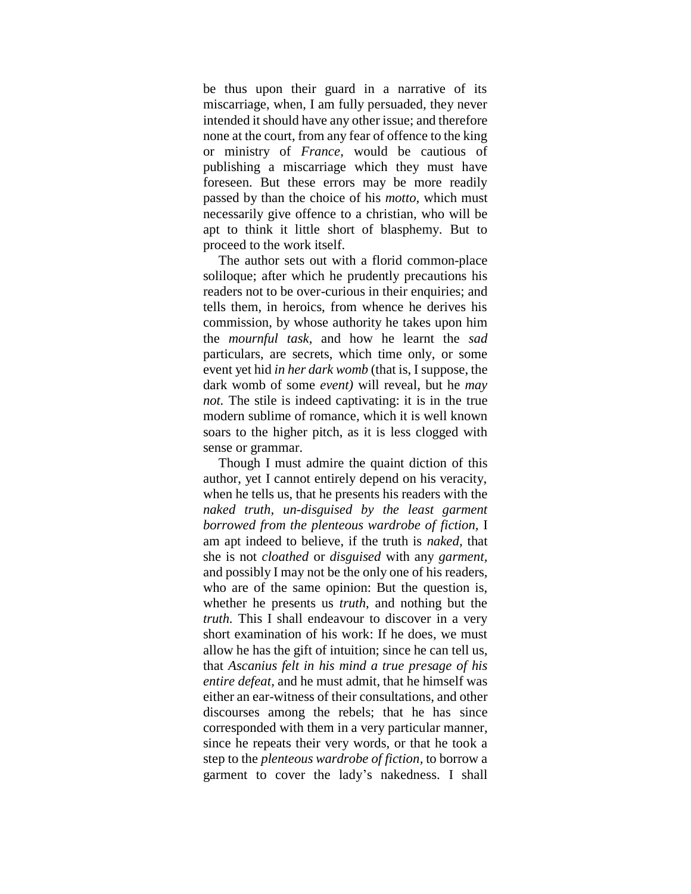be thus upon their guard in a narrative of its miscarriage, when, I am fully persuaded, they never intended it should have any other issue; and therefore none at the court, from any fear of offence to the king or ministry of *France*, would be cautious of publishing a miscarriage which they must have foreseen. But these errors may be more readily passed by than the choice of his *motto*, which must necessarily give offence to a christian, who will be apt to think it little short of blasphemy. But to proceed to the work itself.

The author sets out with a florid common-place soliloque; after which he prudently precautions his readers not to be over-curious in their enquiries; and tells them, in heroics, from whence he derives his commission, by whose authority he takes upon him the *mournful task,* and how he learnt the *sad* particulars, are secrets, which time only, or some event yet hid *in her dark womb* (that is, I suppose, the dark womb of some *event)* will reveal, but he *may not.* The stile is indeed captivating: it is in the true modern sublime of romance, which it is well known soars to the higher pitch, as it is less clogged with sense or grammar.

Though I must admire the quaint diction of this author, yet I cannot entirely depend on his veracity, when he tells us, that he presents his readers with the *naked truth*, *un-disguised by the least garment borrowed from the plenteous wardrobe of fiction,* I am apt indeed to believe, if the truth is *naked,* that she is not *cloathed* or *disguised* with any *garment*, and possibly I may not be the only one of his readers, who are of the same opinion: But the question is, whether he presents us *truth,* and nothing but the *truth.* This I shall endeavour to discover in a very short examination of his work: If he does, we must allow he has the gift of intuition; since he can tell us, that *Ascanius felt in his mind a true presage of his entire defeat,* and he must admit, that he himself was either an ear-witness of their consultations, and other discourses among the rebels; that he has since corresponded with them in a very particular manner, since he repeats their very words, or that he took a step to the *plenteous wardrobe of fiction*, to borrow a garment to cover the lady's nakedness. I shall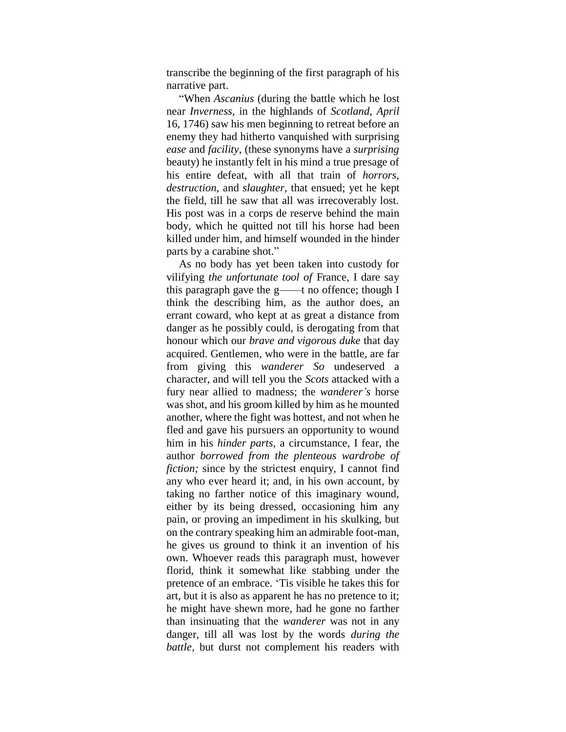transcribe the beginning of the first paragraph of his narrative part.

"When *Ascanius* (during the battle which he lost near *Inverness,* in the highlands of *Scotland, April* 16, 1746) saw his men beginning to retreat before an enemy they had hitherto vanquished with surprising *ease* and *facility,* (these synonyms have a *surprising* beauty) he instantly felt in his mind a true presage of his entire defeat, with all that train of *horrors, destruction,* and *slaughter,* that ensued; yet he kept the field, till he saw that all was irrecoverably lost. His post was in a corps de reserve behind the main body, which he quitted not till his horse had been killed under him, and himself wounded in the hinder parts by a carabine shot."

As no body has yet been taken into custody for vilifying *the unfortunate tool of* France, I dare say this paragraph gave the g——t no offence; though I think the describing him, as the author does, an errant coward, who kept at as great a distance from danger as he possibly could, is derogating from that honour which our *brave and vigorous duke* that day acquired. Gentlemen, who were in the battle, are far from giving this *wanderer So* undeserved a character, and will tell you the *Scots* attacked with a fury near allied to madness; the *wanderer's* horse was shot, and his groom killed by him as he mounted another, where the fight was hottest, and not when he fled and gave his pursuers an opportunity to wound him in his *hinder parts,* a circumstance, I fear, the author *borrowed from the plenteous wardrobe of fiction;* since by the strictest enquiry, I cannot find any who ever heard it; and, in his own account, by taking no farther notice of this imaginary wound, either by its being dressed, occasioning him any pain, or proving an impediment in his skulking, but on the contrary speaking him an admirable foot-man, he gives us ground to think it an invention of his own. Whoever reads this paragraph must, however florid, think it somewhat like stabbing under the pretence of an embrace. 'Tis visible he takes this for art, but it is also as apparent he has no pretence to it; he might have shewn more, had he gone no farther than insinuating that the *wanderer* was not in any danger, till all was lost by the words *during the battle,* but durst not complement his readers with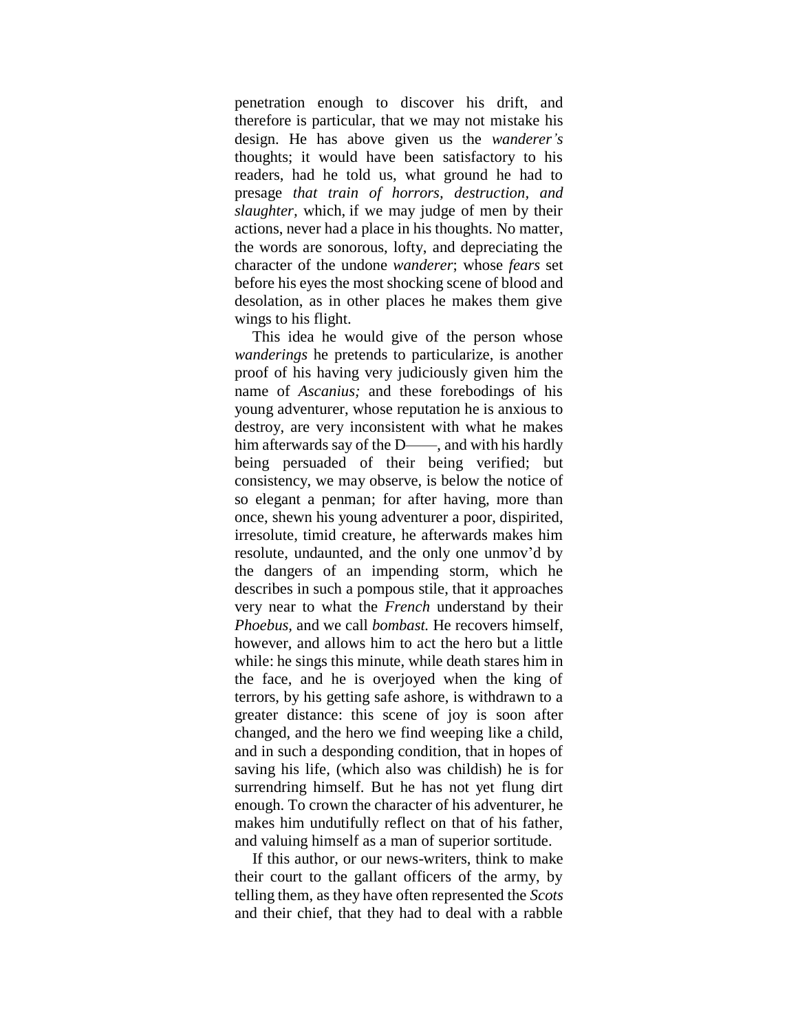penetration enough to discover his drift, and therefore is particular, that we may not mistake his design. He has above given us the *wanderer's* thoughts; it would have been satisfactory to his readers, had he told us, what ground he had to presage *that train of horrors, destruction, and slaughter,* which, if we may judge of men by their actions, never had a place in his thoughts. No matter, the words are sonorous, lofty, and depreciating the character of the undone *wanderer*; whose *fears* set before his eyes the most shocking scene of blood and desolation, as in other places he makes them give wings to his flight.

This idea he would give of the person whose *wanderings* he pretends to particularize, is another proof of his having very judiciously given him the name of *Ascanius;* and these forebodings of his young adventurer, whose reputation he is anxious to destroy, are very inconsistent with what he makes him afterwards say of the D——, and with his hardly being persuaded of their being verified; but consistency, we may observe, is below the notice of so elegant a penman; for after having, more than once, shewn his young adventurer a poor, dispirited, irresolute, timid creature, he afterwards makes him resolute, undaunted, and the only one unmov'd by the dangers of an impending storm, which he describes in such a pompous stile, that it approaches very near to what the *French* understand by their *Phoebus,* and we call *bombast.* He recovers himself, however, and allows him to act the hero but a little while: he sings this minute, while death stares him in the face, and he is overjoyed when the king of terrors, by his getting safe ashore, is withdrawn to a greater distance: this scene of joy is soon after changed, and the hero we find weeping like a child, and in such a desponding condition, that in hopes of saving his life, (which also was childish) he is for surrendring himself. But he has not yet flung dirt enough. To crown the character of his adventurer, he makes him undutifully reflect on that of his father, and valuing himself as a man of superior sortitude.

If this author, or our news-writers, think to make their court to the gallant officers of the army, by telling them, as they have often represented the *Scots* and their chief, that they had to deal with a rabble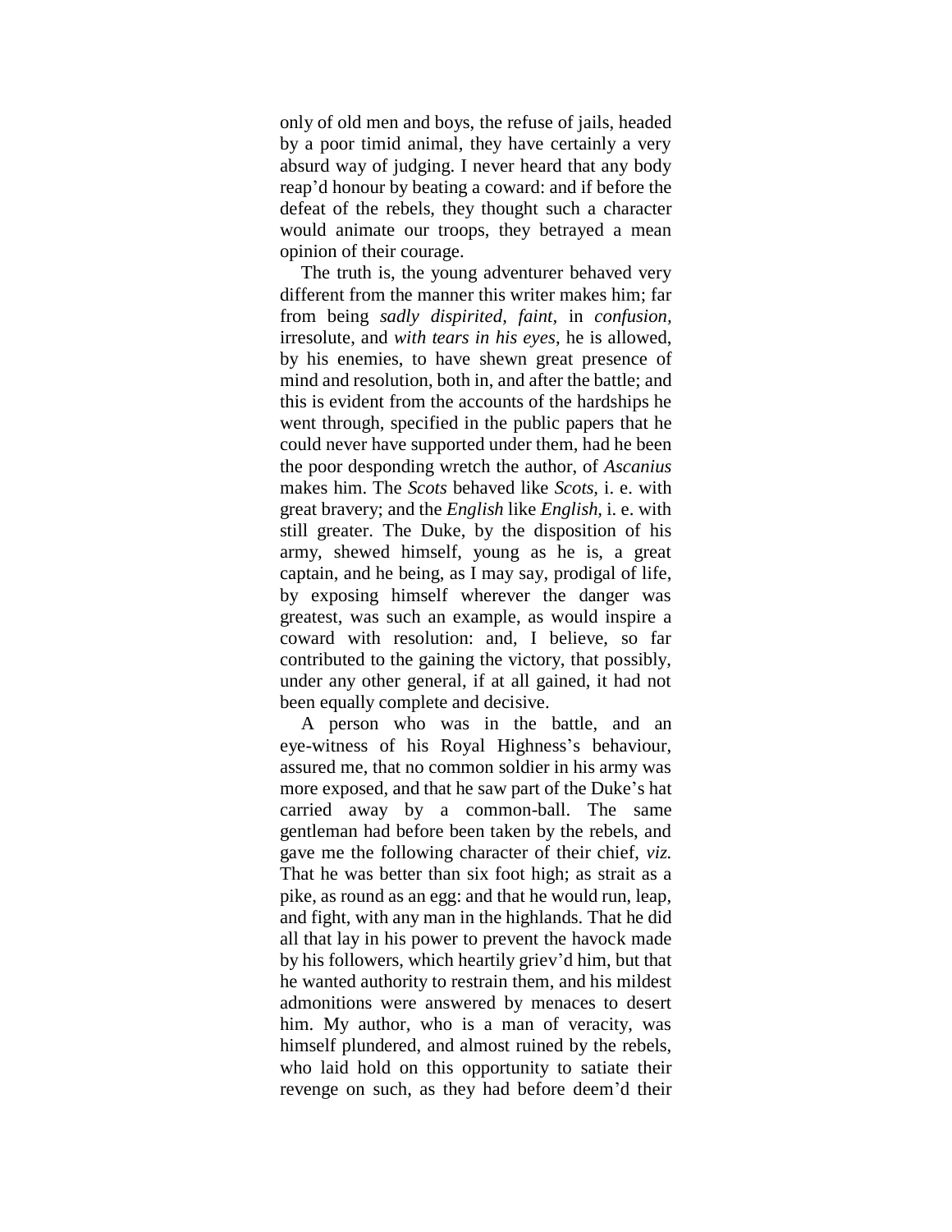only of old men and boys, the refuse of jails, headed by a poor timid animal, they have certainly a very absurd way of judging. I never heard that any body reap'd honour by beating a coward: and if before the defeat of the rebels, they thought such a character would animate our troops, they betrayed a mean opinion of their courage.

The truth is, the young adventurer behaved very different from the manner this writer makes him; far from being *sadly dispirited*, *faint*, in *confusion*, irresolute, and *with tears in his eyes*, he is allowed, by his enemies, to have shewn great presence of mind and resolution, both in, and after the battle; and this is evident from the accounts of the hardships he went through, specified in the public papers that he could never have supported under them, had he been the poor desponding wretch the author, of *Ascanius* makes him. The *Scots* behaved like *Scots*, i. e. with great bravery; and the *English* like *English*, i. e. with still greater. The Duke, by the disposition of his army, shewed himself, young as he is, a great captain, and he being, as I may say, prodigal of life, by exposing himself wherever the danger was greatest, was such an example, as would inspire a coward with resolution: and, I believe, so far contributed to the gaining the victory, that possibly, under any other general, if at all gained, it had not been equally complete and decisive.

A person who was in the battle, and an eye-witness of his Royal Highness's behaviour, assured me, that no common soldier in his army was more exposed, and that he saw part of the Duke's hat carried away by a common-ball. The same gentleman had before been taken by the rebels, and gave me the following character of their chief, *viz.* That he was better than six foot high; as strait as a pike, as round as an egg: and that he would run, leap, and fight, with any man in the highlands. That he did all that lay in his power to prevent the havock made by his followers, which heartily griev'd him, but that he wanted authority to restrain them, and his mildest admonitions were answered by menaces to desert him. My author, who is a man of veracity, was himself plundered, and almost ruined by the rebels, who laid hold on this opportunity to satiate their revenge on such, as they had before deem'd their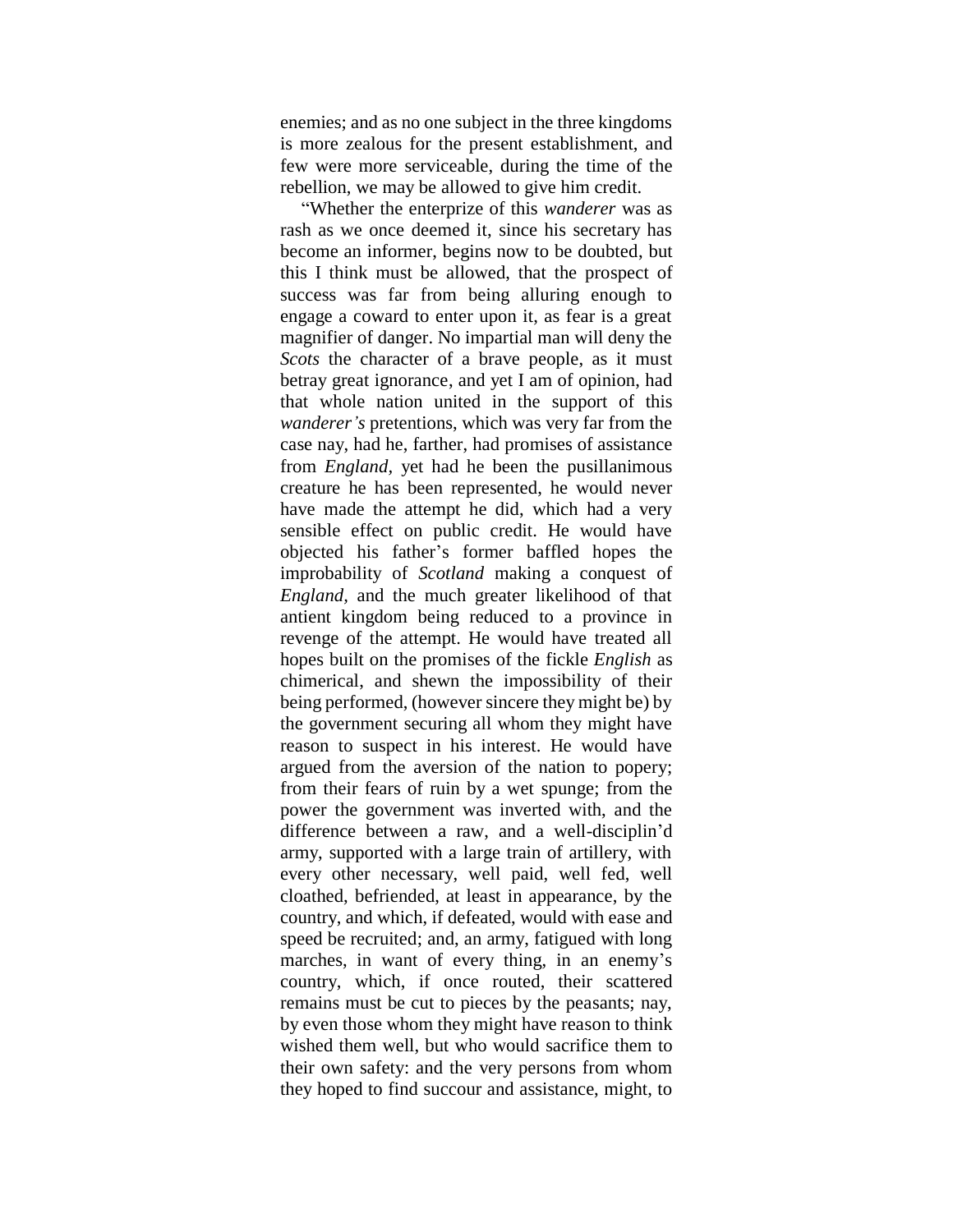enemies; and as no one subject in the three kingdoms is more zealous for the present establishment, and few were more serviceable, during the time of the rebellion, we may be allowed to give him credit.

"Whether the enterprize of this *wanderer* was as rash as we once deemed it, since his secretary has become an informer, begins now to be doubted, but this I think must be allowed, that the prospect of success was far from being alluring enough to engage a coward to enter upon it, as fear is a great magnifier of danger. No impartial man will deny the *Scots* the character of a brave people, as it must betray great ignorance, and yet I am of opinion, had that whole nation united in the support of this *wanderer's* pretentions, which was very far from the case nay, had he, farther, had promises of assistance from *England*, yet had he been the pusillanimous creature he has been represented, he would never have made the attempt he did, which had a very sensible effect on public credit. He would have objected his father's former baffled hopes the improbability of *Scotland* making a conquest of *England*, and the much greater likelihood of that antient kingdom being reduced to a province in revenge of the attempt. He would have treated all hopes built on the promises of the fickle *English* as chimerical, and shewn the impossibility of their being performed, (however sincere they might be) by the government securing all whom they might have reason to suspect in his interest. He would have argued from the aversion of the nation to popery; from their fears of ruin by a wet spunge; from the power the government was inverted with, and the difference between a raw, and a well-disciplin'd army, supported with a large train of artillery, with every other necessary, well paid, well fed, well cloathed, befriended, at least in appearance, by the country, and which, if defeated, would with ease and speed be recruited; and, an army, fatigued with long marches, in want of every thing, in an enemy's country, which, if once routed, their scattered remains must be cut to pieces by the peasants; nay, by even those whom they might have reason to think wished them well, but who would sacrifice them to their own safety: and the very persons from whom they hoped to find succour and assistance, might, to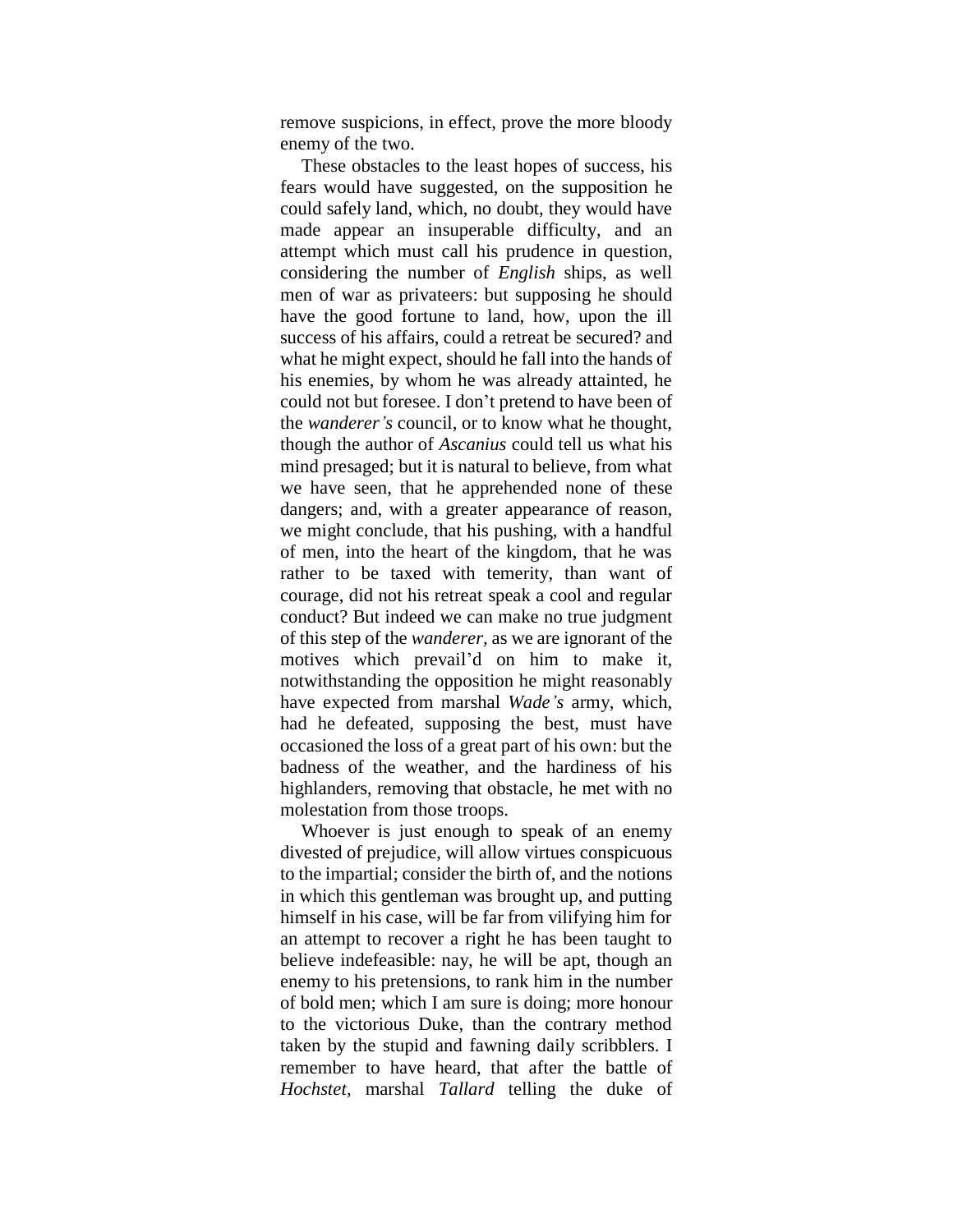remove suspicions, in effect, prove the more bloody enemy of the two.

These obstacles to the least hopes of success, his fears would have suggested, on the supposition he could safely land, which, no doubt, they would have made appear an insuperable difficulty, and an attempt which must call his prudence in question, considering the number of *English* ships, as well men of war as privateers: but supposing he should have the good fortune to land, how, upon the ill success of his affairs, could a retreat be secured? and what he might expect, should he fall into the hands of his enemies, by whom he was already attainted, he could not but foresee. I don't pretend to have been of the *wanderer's* council, or to know what he thought, though the author of *Ascanius* could tell us what his mind presaged; but it is natural to believe, from what we have seen, that he apprehended none of these dangers; and, with a greater appearance of reason, we might conclude, that his pushing, with a handful of men, into the heart of the kingdom, that he was rather to be taxed with temerity, than want of courage, did not his retreat speak a cool and regular conduct? But indeed we can make no true judgment of this step of the *wanderer*, as we are ignorant of the motives which prevail'd on him to make it, notwithstanding the opposition he might reasonably have expected from marshal *Wade's* army, which, had he defeated, supposing the best, must have occasioned the loss of a great part of his own: but the badness of the weather, and the hardiness of his highlanders, removing that obstacle, he met with no molestation from those troops.

Whoever is just enough to speak of an enemy divested of prejudice, will allow virtues conspicuous to the impartial; consider the birth of, and the notions in which this gentleman was brought up, and putting himself in his case, will be far from vilifying him for an attempt to recover a right he has been taught to believe indefeasible: nay, he will be apt, though an enemy to his pretensions, to rank him in the number of bold men; which I am sure is doing; more honour to the victorious Duke, than the contrary method taken by the stupid and fawning daily scribblers. I remember to have heard, that after the battle of *Hochstet*, marshal *Tallard* telling the duke of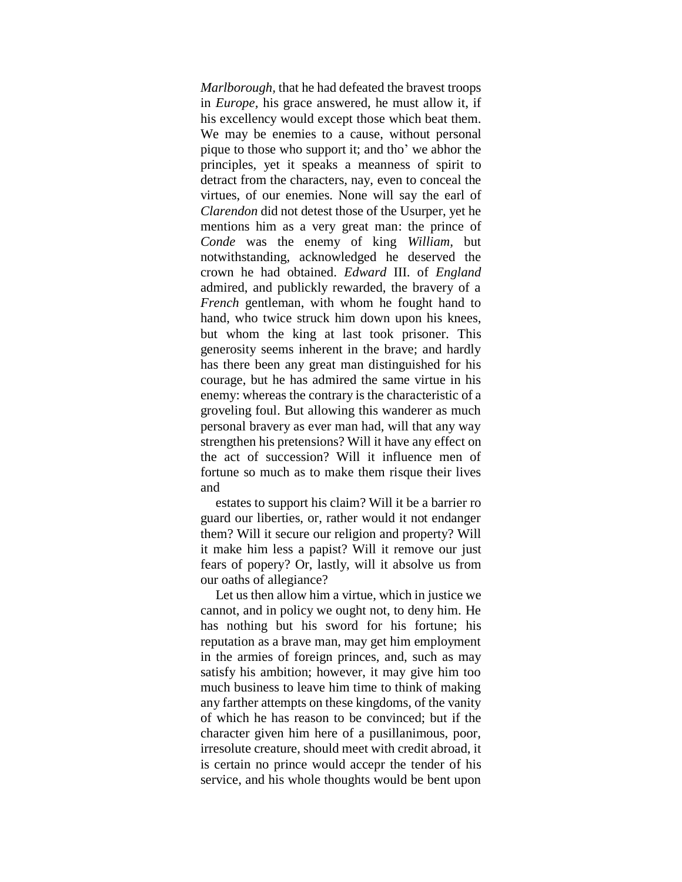*Marlborough*, that he had defeated the bravest troops in *Europe*, his grace answered, he must allow it, if his excellency would except those which beat them. We may be enemies to a cause, without personal pique to those who support it; and tho' we abhor the principles, yet it speaks a meanness of spirit to detract from the characters, nay, even to conceal the virtues, of our enemies. None will say the earl of *Clarendon* did not detest those of the Usurper, yet he mentions him as a very great man: the prince of *Conde* was the enemy of king *William*, but notwithstanding, acknowledged he deserved the crown he had obtained. *Edward* III. of *England* admired, and publickly rewarded, the bravery of a *French* gentleman, with whom he fought hand to hand, who twice struck him down upon his knees, but whom the king at last took prisoner. This generosity seems inherent in the brave; and hardly has there been any great man distinguished for his courage, but he has admired the same virtue in his enemy: whereas the contrary is the characteristic of a groveling foul. But allowing this wanderer as much personal bravery as ever man had, will that any way strengthen his pretensions? Will it have any effect on the act of succession? Will it influence men of fortune so much as to make them risque their lives and estates to support his claim? Will it be a barrier ro guard our liberties, or, rather would it not endanger them? Will it secure our religion and property? Will it make him less a papist? Will it remove our just fears of popery? Or, lastly, will it absolve us from our oaths of allegiance?

Let us then allow him a virtue, which in justice we cannot, and in policy we ought not, to deny him. He has nothing but his sword for his fortune; his reputation as a brave man, may get him employment in the armies of foreign princes, and, such as may satisfy his ambition; however, it may give him too much business to leave him time to think of making any farther attempts on these kingdoms, of the vanity of which he has reason to be convinced; but if the character given him here of a pusillanimous, poor, irresolute creature, should meet with credit abroad, it is certain no prince would accepr the tender of his service, and his whole thoughts would be bent upon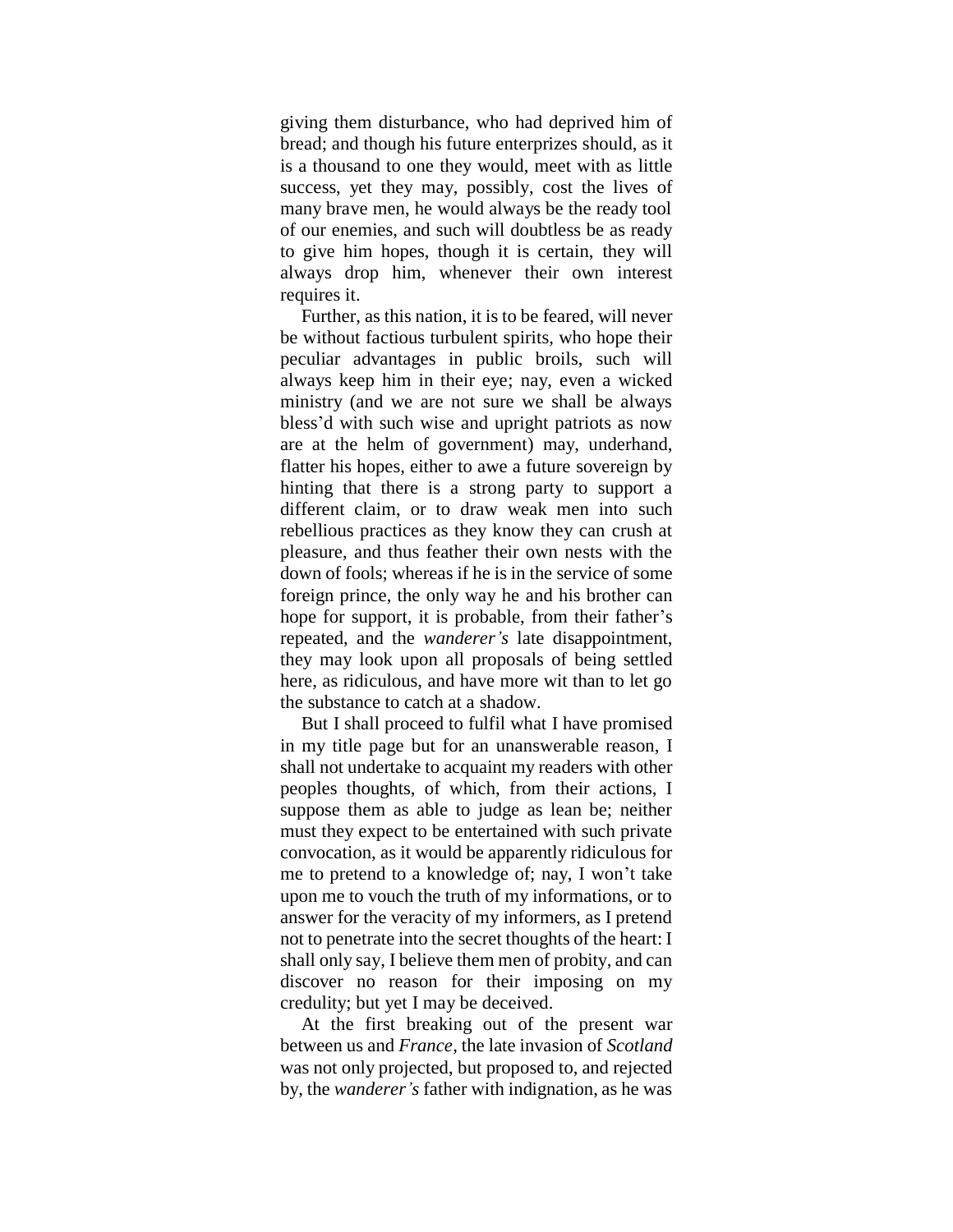giving them disturbance, who had deprived him of bread; and though his future enterprizes should, as it is a thousand to one they would, meet with as little success, yet they may, possibly, cost the lives of many brave men, he would always be the ready tool of our enemies, and such will doubtless be as ready to give him hopes, though it is certain, they will always drop him, whenever their own interest requires it.

Further, as this nation, it is to be feared, will never be without factious turbulent spirits, who hope their peculiar advantages in public broils, such will always keep him in their eye; nay, even a wicked ministry (and we are not sure we shall be always bless'd with such wise and upright patriots as now are at the helm of government) may, underhand, flatter his hopes, either to awe a future sovereign by hinting that there is a strong party to support a different claim, or to draw weak men into such rebellious practices as they know they can crush at pleasure, and thus feather their own nests with the down of fools; whereas if he is in the service of some foreign prince, the only way he and his brother can hope for support, it is probable, from their father's repeated, and the *wanderer's* late disappointment, they may look upon all proposals of being settled here, as ridiculous, and have more wit than to let go the substance to catch at a shadow.

But I shall proceed to fulfil what I have promised in my title page but for an unanswerable reason, I shall not undertake to acquaint my readers with other peoples thoughts, of which, from their actions, I suppose them as able to judge as lean be; neither must they expect to be entertained with such private convocation, as it would be apparently ridiculous for me to pretend to a knowledge of; nay, I won't take upon me to vouch the truth of my informations, or to answer for the veracity of my informers, as I pretend not to penetrate into the secret thoughts of the heart: I shall only say, I believe them men of probity, and can discover no reason for their imposing on my credulity; but yet I may be deceived.

At the first breaking out of the present war between us and *France*, the late invasion of *Scotland* was not only projected, but proposed to, and rejected by, the *wanderer's* father with indignation, as he was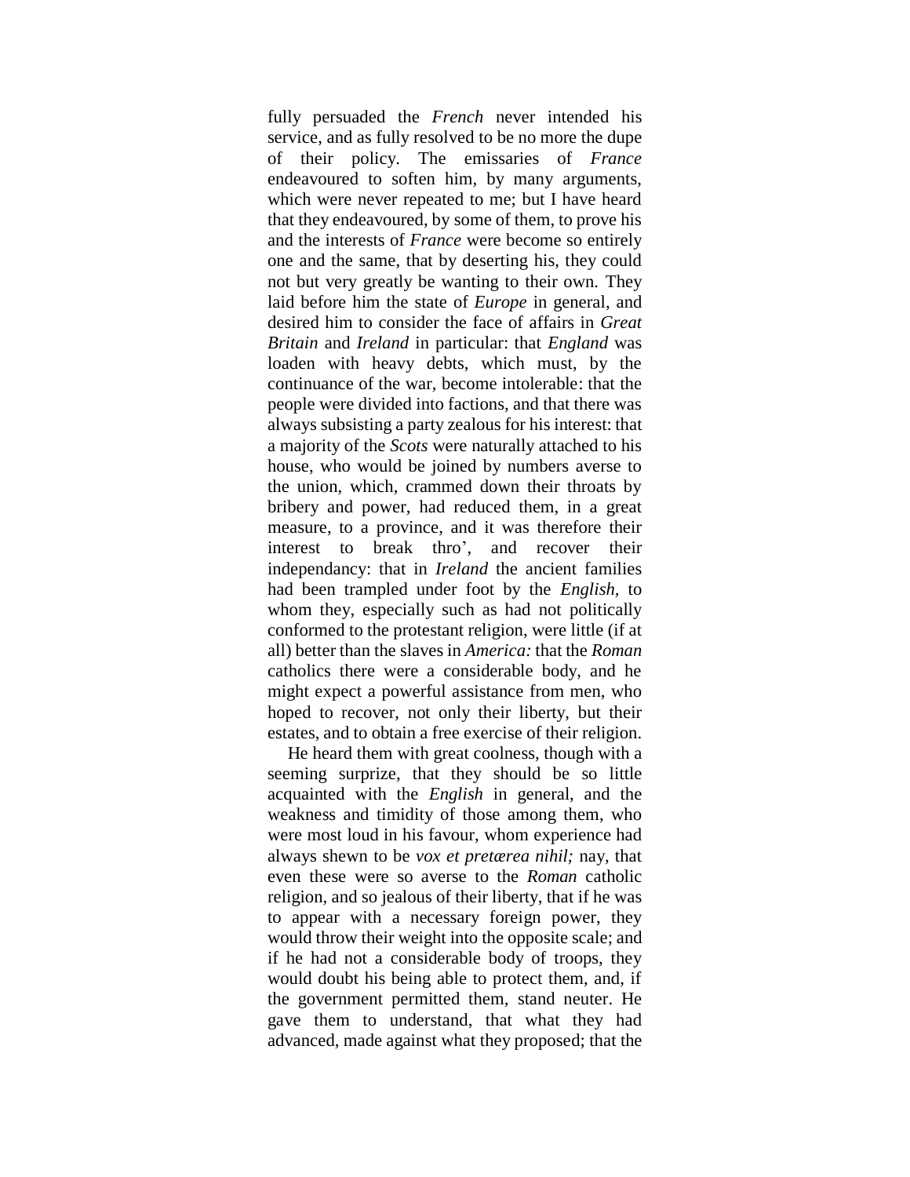fully persuaded the *French* never intended his service, and as fully resolved to be no more the dupe of their policy. The emissaries of *France* endeavoured to soften him, by many arguments, which were never repeated to me; but I have heard that they endeavoured, by some of them, to prove his and the interests of *France* were become so entirely one and the same, that by deserting his, they could not but very greatly be wanting to their own. They laid before him the state of *Europe* in general, and desired him to consider the face of affairs in *Great Britain* and *Ireland* in particular: that *England* was loaden with heavy debts, which must, by the continuance of the war, become intolerable: that the people were divided into factions, and that there was always subsisting a party zealous for his interest: that a majority of the *Scots* were naturally attached to his house, who would be joined by numbers averse to the union, which, crammed down their throats by bribery and power, had reduced them, in a great measure, to a province, and it was therefore their interest to break thro', and recover their independancy: that in *Ireland* the ancient families had been trampled under foot by the *English*, to whom they, especially such as had not politically conformed to the protestant religion, were little (if at all) better than the slaves in *America:* that the *Roman* catholics there were a considerable body, and he might expect a powerful assistance from men, who hoped to recover, not only their liberty, but their estates, and to obtain a free exercise of their religion.

He heard them with great coolness, though with a seeming surprize, that they should be so little acquainted with the *English* in general, and the weakness and timidity of those among them, who were most loud in his favour, whom experience had always shewn to be *vox et pretærea nihil;* nay, that even these were so averse to the *Roman* catholic religion, and so jealous of their liberty, that if he was to appear with a necessary foreign power, they would throw their weight into the opposite scale; and if he had not a considerable body of troops, they would doubt his being able to protect them, and, if the government permitted them, stand neuter. He gave them to understand, that what they had advanced, made against what they proposed; that the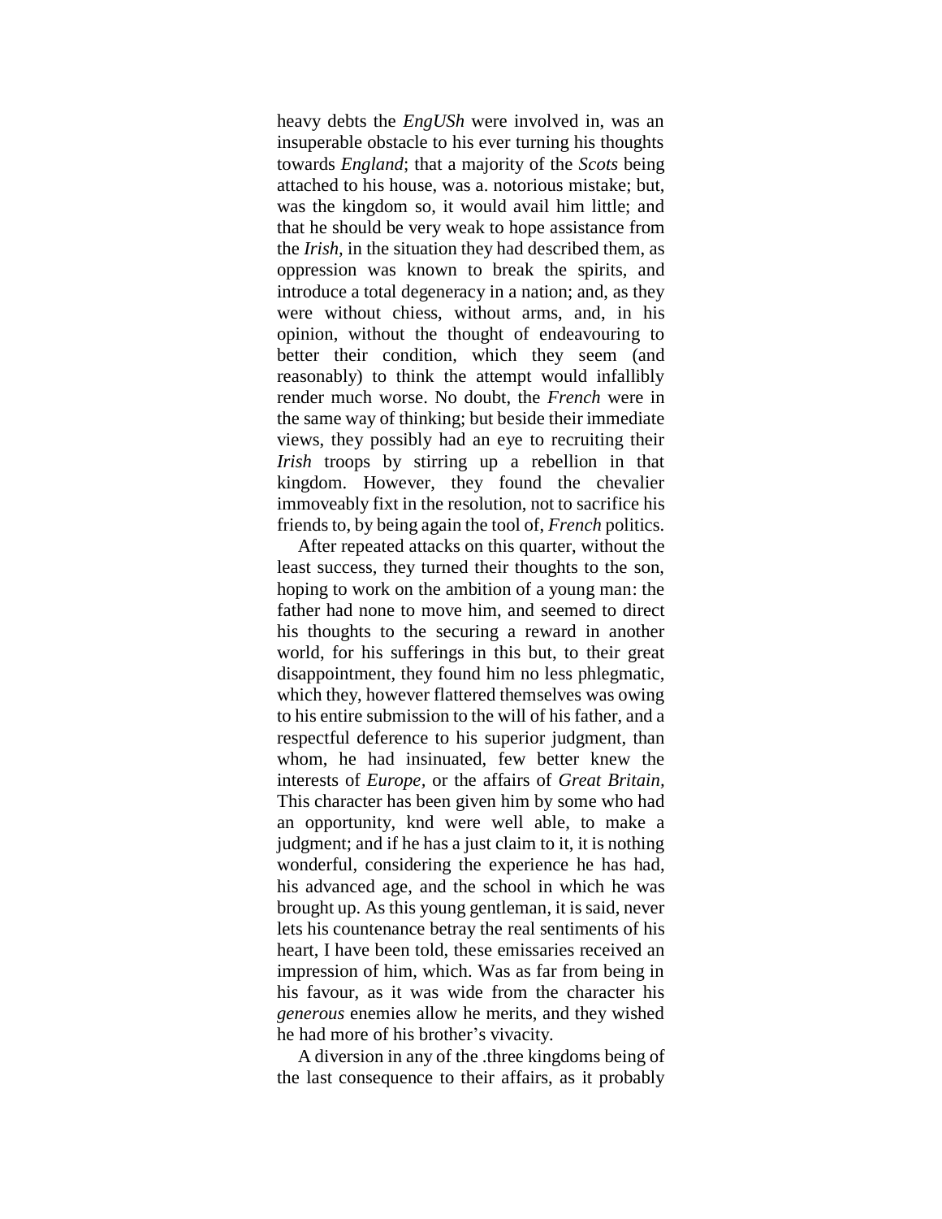heavy debts the *EngUSh* were involved in, was an insuperable obstacle to his ever turning his thoughts towards *England*; that a majority of the *Scots* being attached to his house, was a. notorious mistake; but, was the kingdom so, it would avail him little; and that he should be very weak to hope assistance from the *Irish,* in the situation they had described them, as oppression was known to break the spirits, and introduce a total degeneracy in a nation; and, as they were without chiess, without arms, and, in his opinion, without the thought of endeavouring to better their condition, which they seem (and reasonably) to think the attempt would infallibly render much worse. No doubt, the *French* were in the same way of thinking; but beside their immediate views, they possibly had an eye to recruiting their *Irish* troops by stirring up a rebellion in that kingdom. However, they found the chevalier immoveably fixt in the resolution, not to sacrifice his friends to, by being again the tool of, *French* politics.

After repeated attacks on this quarter, without the least success, they turned their thoughts to the son, hoping to work on the ambition of a young man: the father had none to move him, and seemed to direct his thoughts to the securing a reward in another world, for his sufferings in this but, to their great disappointment, they found him no less phlegmatic, which they, however flattered themselves was owing to his entire submission to the will of his father, and a respectful deference to his superior judgment, than whom, he had insinuated, few better knew the interests of *Europe,* or the affairs of *Great Britain,* This character has been given him by some who had an opportunity, knd were well able, to make a judgment; and if he has a just claim to it, it is nothing wonderful, considering the experience he has had, his advanced age, and the school in which he was brought up. As this young gentleman, it is said, never lets his countenance betray the real sentiments of his heart, I have been told, these emissaries received an impression of him, which. Was as far from being in his favour, as it was wide from the character his *generous* enemies allow he merits, and they wished he had more of his brother's vivacity.

A diversion in any of the .three kingdoms being of the last consequence to their affairs, as it probably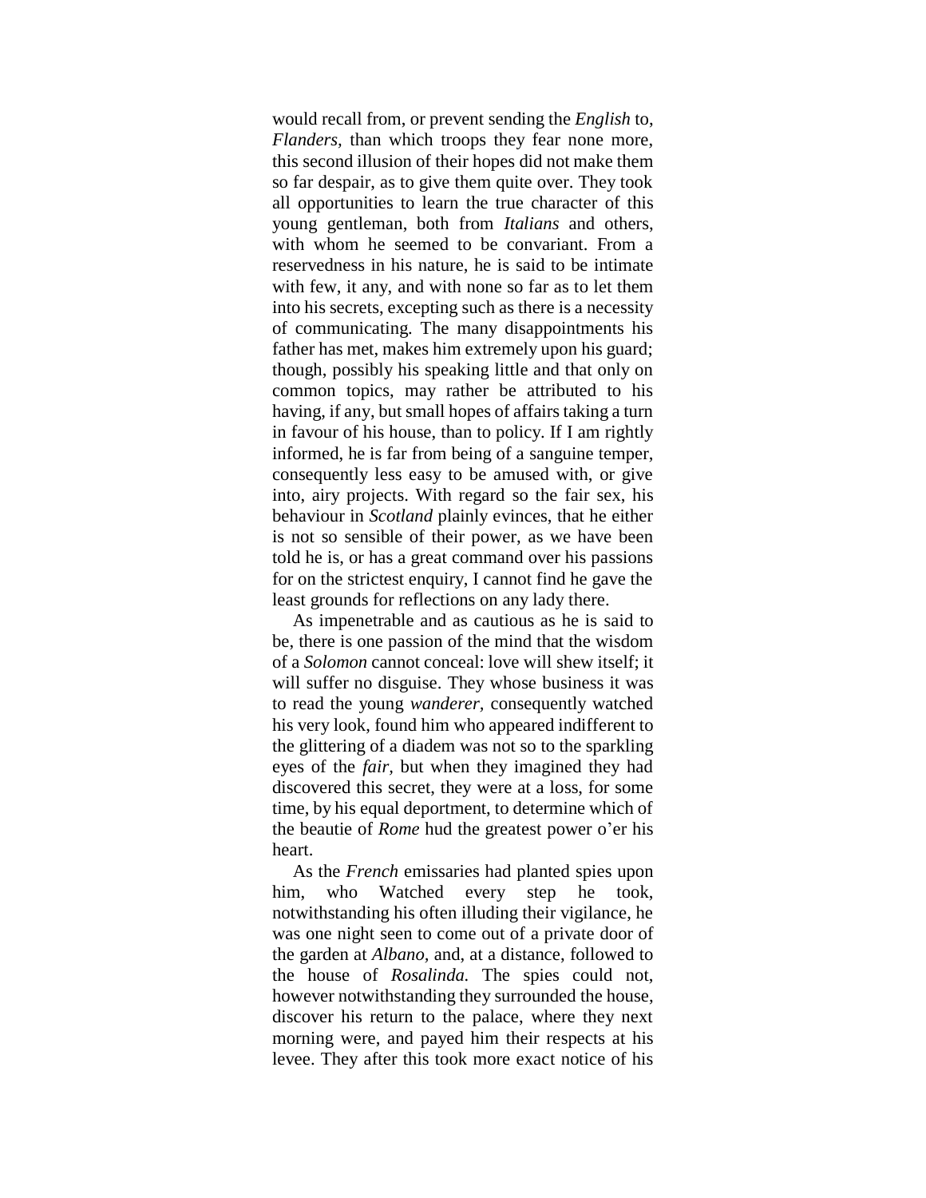would recall from, or prevent sending the *English* to, *Flanders,* than which troops they fear none more, this second illusion of their hopes did not make them so far despair, as to give them quite over. They took all opportunities to learn the true character of this young gentleman, both from *Italians* and others, with whom he seemed to be convariant. From a reservedness in his nature, he is said to be intimate with few, it any, and with none so far as to let them into his secrets, excepting such as there is a necessity of communicating. The many disappointments his father has met, makes him extremely upon his guard; though, possibly his speaking little and that only on common topics, may rather be attributed to his having, if any, but small hopes of affairs taking a turn in favour of his house, than to policy. If I am rightly informed, he is far from being of a sanguine temper, consequently less easy to be amused with, or give into, airy projects. With regard so the fair sex, his behaviour in *Scotland* plainly evinces, that he either is not so sensible of their power, as we have been told he is, or has a great command over his passions for on the strictest enquiry, I cannot find he gave the least grounds for reflections on any lady there.

As impenetrable and as cautious as he is said to be, there is one passion of the mind that the wisdom of a *Solomon* cannot conceal: love will shew itself; it will suffer no disguise. They whose business it was to read the young *wanderer,* consequently watched his very look, found him who appeared indifferent to the glittering of a diadem was not so to the sparkling eyes of the *fair,* but when they imagined they had discovered this secret, they were at a loss, for some time, by his equal deportment, to determine which of the beautie of *Rome* hud the greatest power o'er his heart.

As the *French* emissaries had planted spies upon him, who Watched every step he took, notwithstanding his often illuding their vigilance, he was one night seen to come out of a private door of the garden at *Albano,* and, at a distance, followed to the house of *Rosalinda.* The spies could not, however notwithstanding they surrounded the house, discover his return to the palace, where they next morning were, and payed him their respects at his levee. They after this took more exact notice of his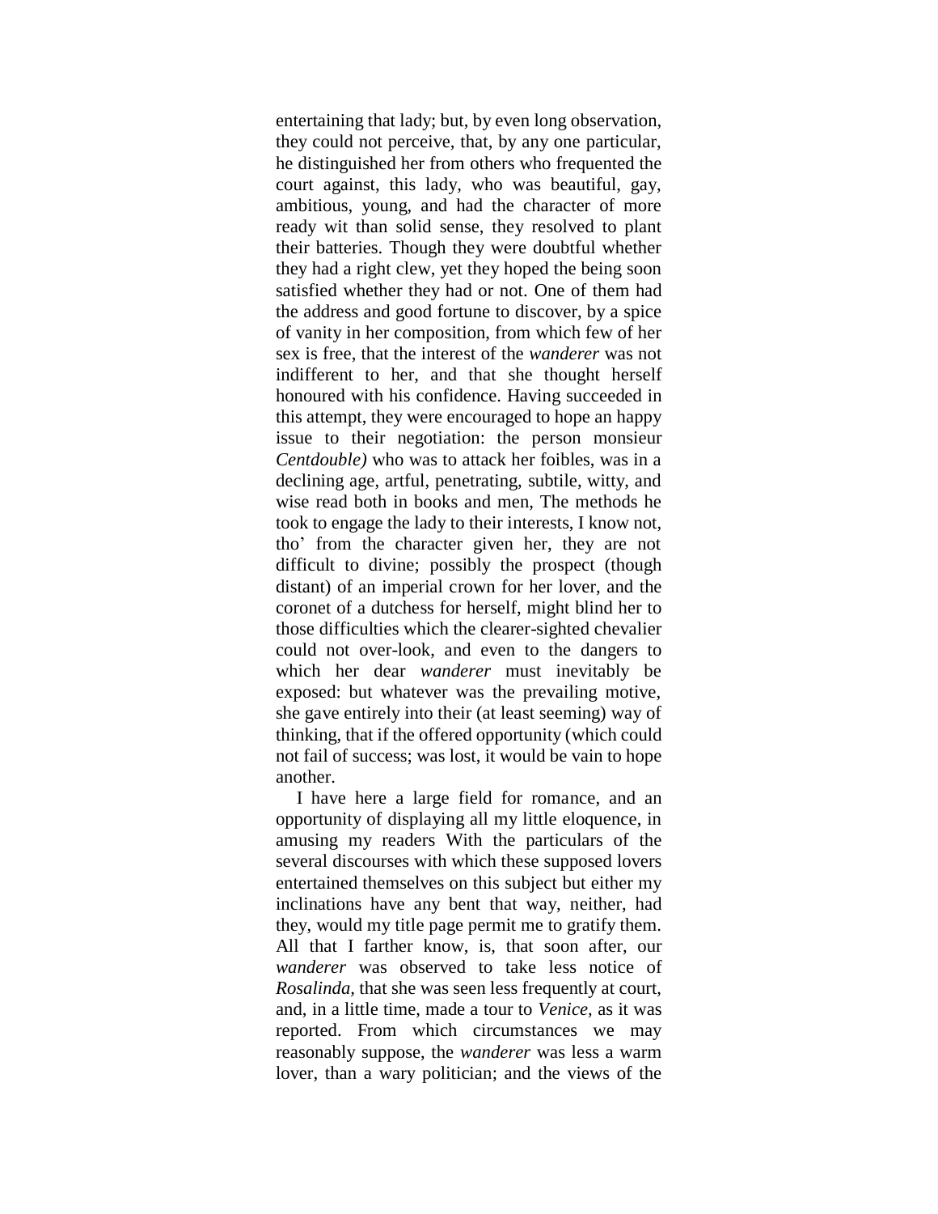entertaining that lady; but, by even long observation, they could not perceive, that, by any one particular, he distinguished her from others who frequented the court against, this lady, who was beautiful, gay, ambitious, young, and had the character of more ready wit than solid sense, they resolved to plant their batteries. Though they were doubtful whether they had a right clew, yet they hoped the being soon satisfied whether they had or not. One of them had the address and good fortune to discover, by a spice of vanity in her composition, from which few of her sex is free, that the interest of the *wanderer* was not indifferent to her, and that she thought herself honoured with his confidence. Having succeeded in this attempt, they were encouraged to hope an happy issue to their negotiation: the person monsieur *Centdouble)* who was to attack her foibles, was in a declining age, artful, penetrating, subtile, witty, and wise read both in books and men, The methods he took to engage the lady to their interests, I know not, tho' from the character given her, they are not difficult to divine; possibly the prospect (though distant) of an imperial crown for her lover, and the coronet of a dutchess for herself, might blind her to those difficulties which the clearer-sighted chevalier could not over-look, and even to the dangers to which her dear *wanderer* must inevitably be exposed: but whatever was the prevailing motive, she gave entirely into their (at least seeming) way of thinking, that if the offered opportunity (which could not fail of success; was lost, it would be vain to hope another.

I have here a large field for romance, and an opportunity of displaying all my little eloquence, in amusing my readers With the particulars of the several discourses with which these supposed lovers entertained themselves on this subject but either my inclinations have any bent that way, neither, had they, would my title page permit me to gratify them. All that I farther know, is, that soon after, our *wanderer* was observed to take less notice of *Rosalinda,* that she was seen less frequently at court, and, in a little time, made a tour to *Venice,* as it was reported. From which circumstances we may reasonably suppose, the *wanderer* was less a warm lover, than a wary politician; and the views of the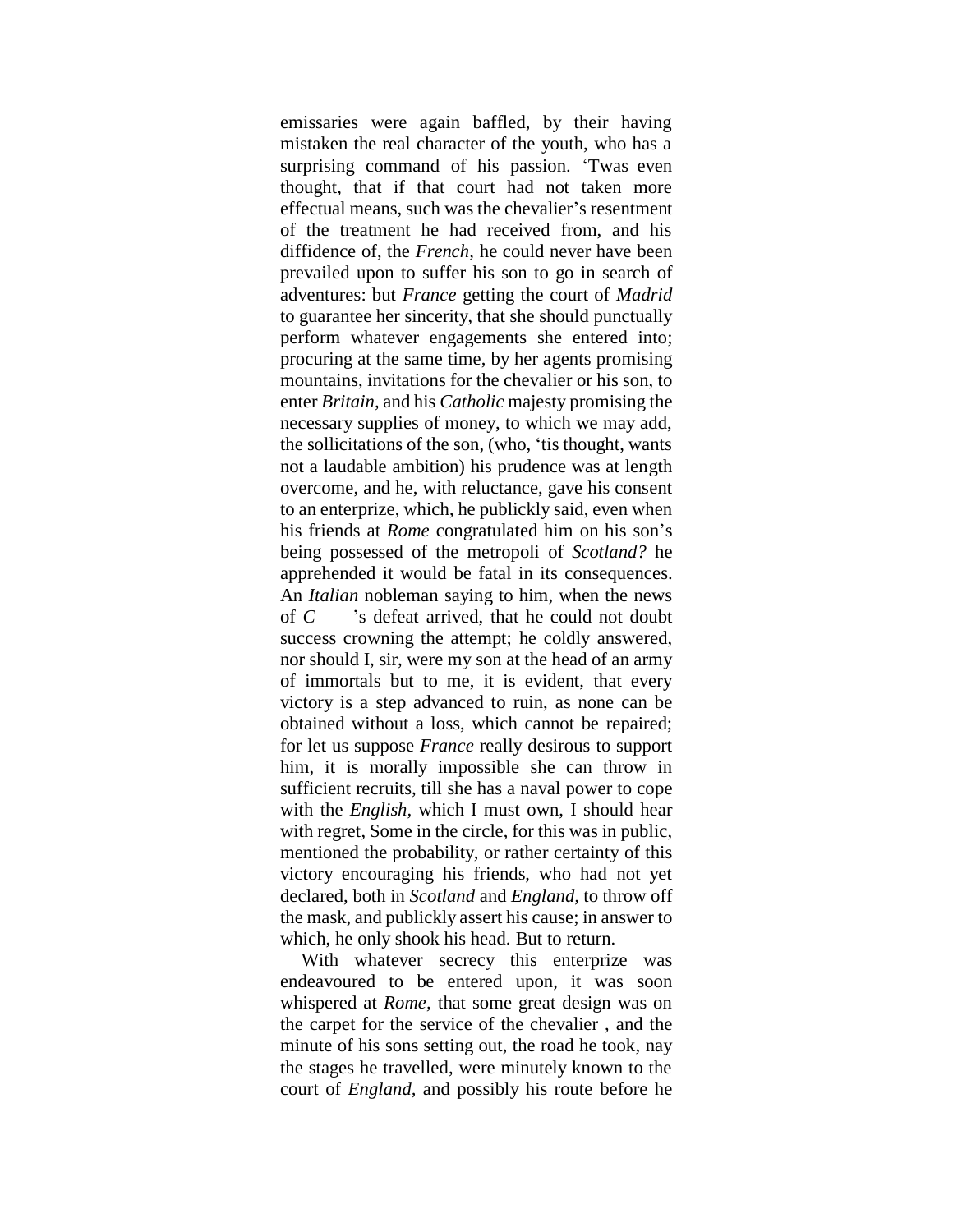emissaries were again baffled, by their having mistaken the real character of the youth, who has a surprising command of his passion. 'Twas even thought, that if that court had not taken more effectual means, such was the chevalier's resentment of the treatment he had received from, and his diffidence of, the *French,* he could never have been prevailed upon to suffer his son to go in search of adventures: but *France* getting the court of *Madrid* to guarantee her sincerity, that she should punctually perform whatever engagements she entered into; procuring at the same time, by her agents promising mountains, invitations for the chevalier or his son, to enter *Britain,* and his *Catholic* majesty promising the necessary supplies of money, to which we may add, the sollicitations of the son, (who, 'tis thought, wants not a laudable ambition) his prudence was at length overcome, and he, with reluctance, gave his consent to an enterprize, which, he publickly said, even when his friends at *Rome* congratulated him on his son's being possessed of the metropoli of *Scotland?* he apprehended it would be fatal in its consequences. An *Italian* nobleman saying to him, when the news of *C*——'s defeat arrived, that he could not doubt success crowning the attempt; he coldly answered, nor should I, sir, were my son at the head of an army of immortals but to me, it is evident, that every victory is a step advanced to ruin, as none can be obtained without a loss, which cannot be repaired; for let us suppose *France* really desirous to support him, it is morally impossible she can throw in sufficient recruits, till she has a naval power to cope with the *English,* which I must own, I should hear with regret, Some in the circle, for this was in public, mentioned the probability, or rather certainty of this victory encouraging his friends, who had not yet declared, both in *Scotland* and *England,* to throw off the mask, and publickly assert his cause; in answer to which, he only shook his head. But to return.

With whatever secrecy this enterprize was endeavoured to be entered upon, it was soon whispered at *Rome,* that some great design was on the carpet for the service of the chevalier , and the minute of his sons setting out, the road he took, nay the stages he travelled, were minutely known to the court of *England,* and possibly his route before he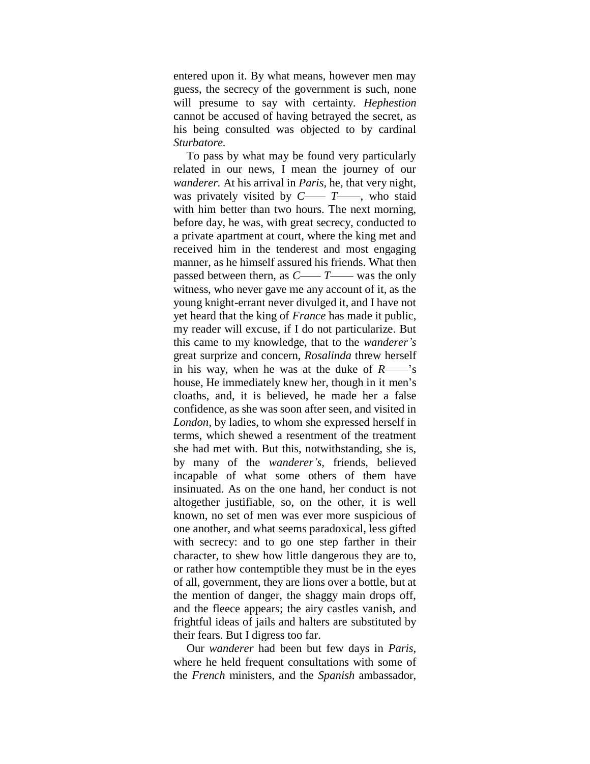entered upon it. By what means, however men may guess, the secrecy of the government is such, none will presume to say with certainty. *Hephestion* cannot be accused of having betrayed the secret, as his being consulted was objected to by cardinal *Sturbatore.*

To pass by what may be found very particularly related in our news, I mean the journey of our *wanderer.* At his arrival in *Paris,* he, that very night, was privately visited by *C*—— *T*——, who staid with him better than two hours. The next morning, before day, he was, with great secrecy, conducted to a private apartment at court, where the king met and received him in the tenderest and most engaging manner, as he himself assured his friends. What then passed between thern, as *C*—— *T*—— was the only witness, who never gave me any account of it, as the young knight-errant never divulged it, and I have not yet heard that the king of *France* has made it public, my reader will excuse, if I do not particularize. But this came to my knowledge, that to the *wanderer's* great surprize and concern, *Rosalinda* threw herself in his way, when he was at the duke of *R*——'s house, He immediately knew her, though in it men's cloaths, and, it is believed, he made her a false confidence, as she was soon after seen, and visited in *London,* by ladies, to whom she expressed herself in terms, which shewed a resentment of the treatment she had met with. But this, notwithstanding, she is, by many of the *wanderer's,* friends, believed incapable of what some others of them have insinuated. As on the one hand, her conduct is not altogether justifiable, so, on the other, it is well known, no set of men was ever more suspicious of one another, and what seems paradoxical, less gifted with secrecy: and to go one step farther in their character, to shew how little dangerous they are to, or rather how contemptible they must be in the eyes of all, government, they are lions over a bottle, but at the mention of danger, the shaggy main drops off, and the fleece appears; the airy castles vanish, and frightful ideas of jails and halters are substituted by their fears. But I digress too far.

Our *wanderer* had been but few days in *Paris,* where he held frequent consultations with some of the *French* ministers, and the *Spanish* ambassador,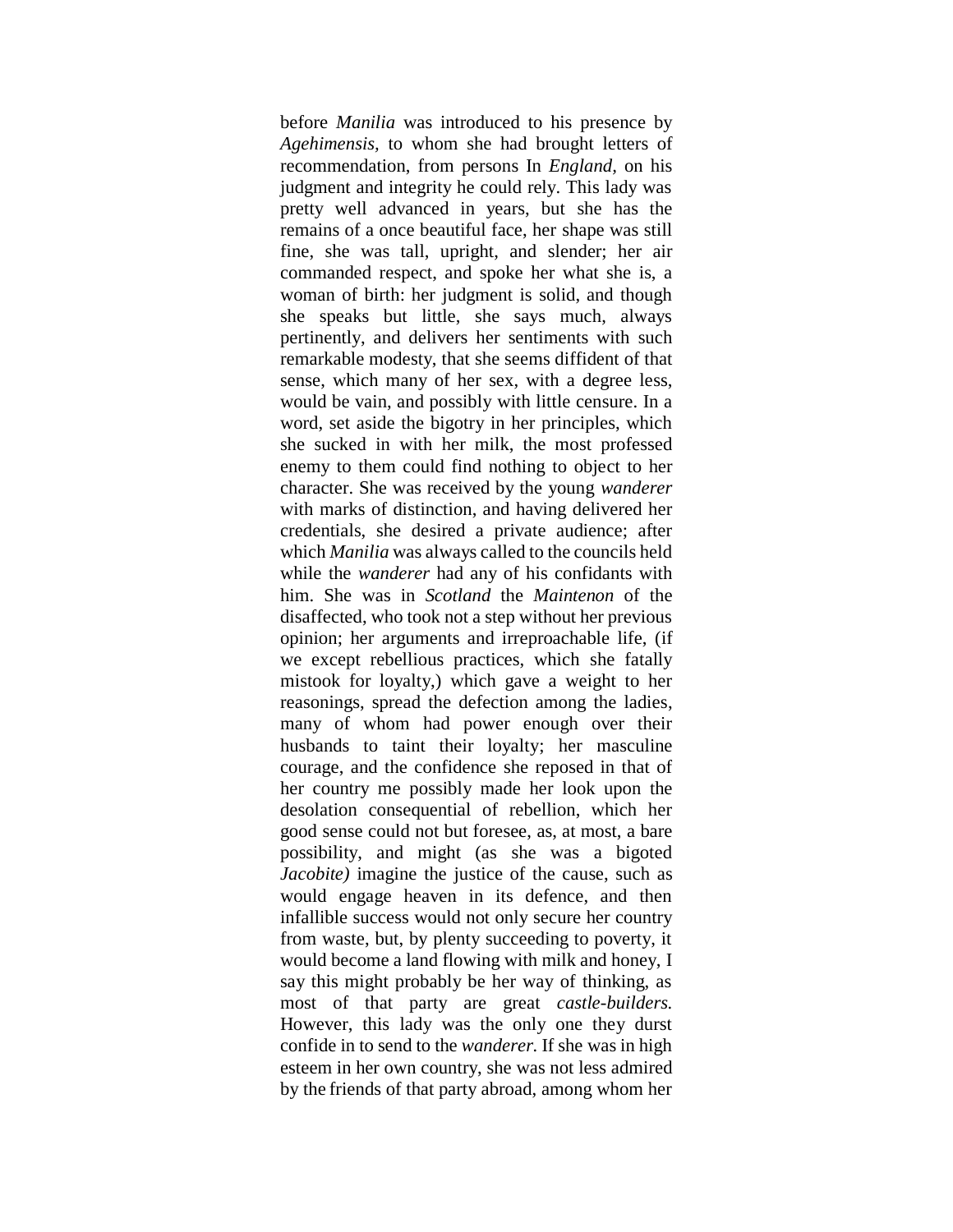before *Manilia* was introduced to his presence by *Agehimensis*, to whom she had brought letters of recommendation, from persons In *England*, on his judgment and integrity he could rely. This lady was pretty well advanced in years, but she has the remains of a once beautiful face, her shape was still fine, she was tall, upright, and slender; her air commanded respect, and spoke her what she is, a woman of birth: her judgment is solid, and though she speaks but little, she says much, always pertinently, and delivers her sentiments with such remarkable modesty, that she seems diffident of that sense, which many of her sex, with a degree less, would be vain, and possibly with little censure. In a word, set aside the bigotry in her principles, which she sucked in with her milk, the most professed enemy to them could find nothing to object to her character. She was received by the young *wanderer* with marks of distinction, and having delivered her credentials, she desired a private audience; after which *Manilia* was always called to the councils held while the *wanderer* had any of his confidants with him. She was in *Scotland* the *Maintenon* of the disaffected, who took not a step without her previous opinion; her arguments and irreproachable life, (if we except rebellious practices, which she fatally mistook for loyalty,) which gave a weight to her reasonings, spread the defection among the ladies, many of whom had power enough over their husbands to taint their loyalty; her masculine courage, and the confidence she reposed in that of her country me possibly made her look upon the desolation consequential of rebellion, which her good sense could not but foresee, as, at most, a bare possibility, and might (as she was a bigoted *Jacobite)* imagine the justice of the cause, such as would engage heaven in its defence, and then infallible success would not only secure her country from waste, but, by plenty succeeding to poverty, it would become a land flowing with milk and honey, I say this might probably be her way of thinking, as most of that party are great *castle-builders.* However, this lady was the only one they durst confide in to send to the *wanderer.* If she was in high esteem in her own country, she was not less admired by the friends of that party abroad, among whom her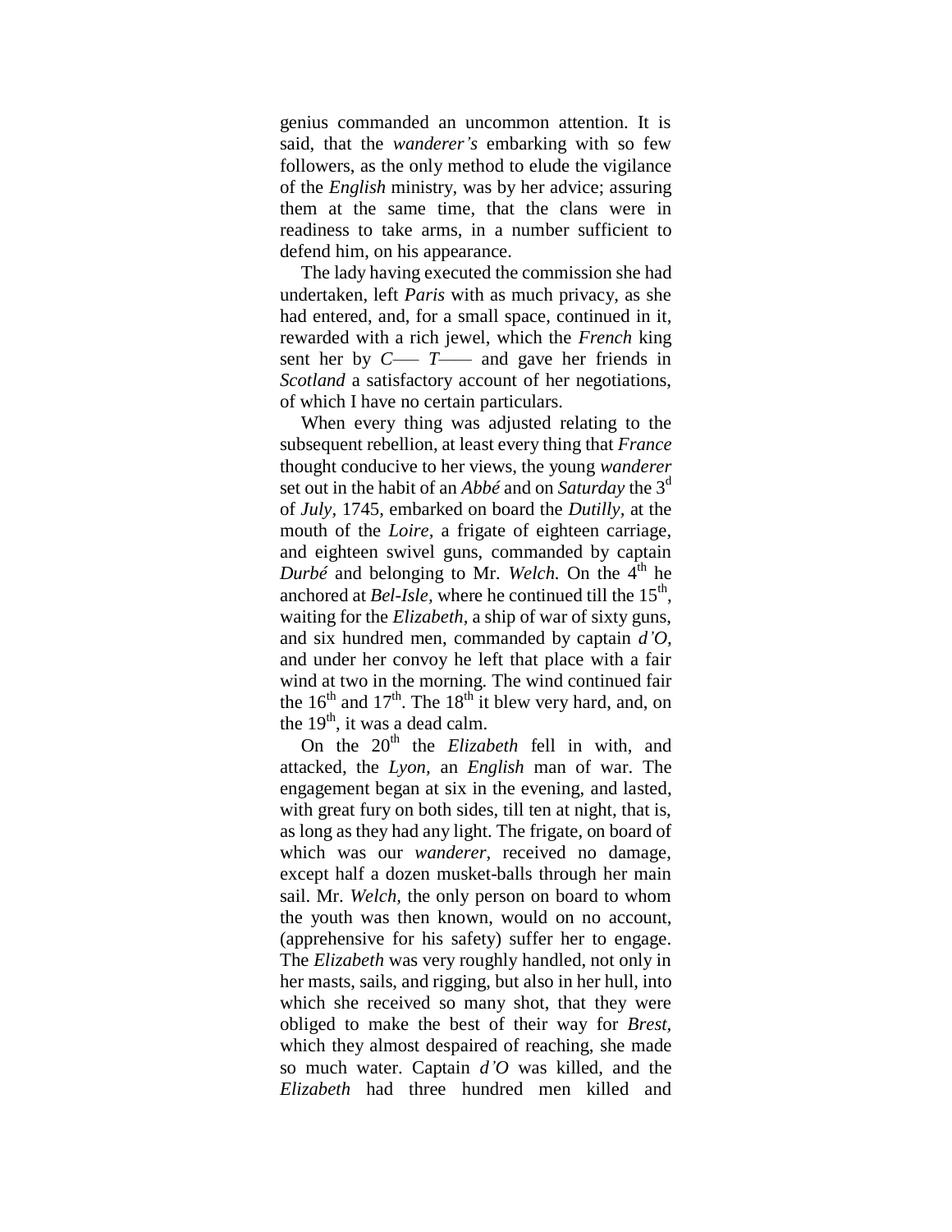genius commanded an uncommon attention. It is said, that the *wanderer's* embarking with so few followers, as the only method to elude the vigilance of the *English* ministry, was by her advice; assuring them at the same time, that the clans were in readiness to take arms, in a number sufficient to defend him, on his appearance.

The lady having executed the commission she had undertaken, left *Paris* with as much privacy, as she had entered, and, for a small space, continued in it, rewarded with a rich jewel, which the *French* king sent her by *C*—— *T*—— and gave her friends in *Scotland* a satisfactory account of her negotiations, of which I have no certain particulars.

When every thing was adjusted relating to the subsequent rebellion, at least every thing that *France* thought conducive to her views, the young *wanderer* set out in the habit of an *Abbé* and on *Saturday* the 3^d^ of *July*, 1745, embarked on board the *Dutilly*, at the mouth of the *Loire*, a frigate of eighteen carriage, and eighteen swivel guns, commanded by captain *Durbé* and belonging to Mr. *Welch.* On the 4^th^ he anchored at *Bel-Isle*, where he continued till the 15^th^, waiting for the *Elizabeth*, a ship of war of sixty guns, and six hundred men, commanded by captain *d'O*, and under her convoy he left that place with a fair wind at two in the morning. The wind continued fair the 16^th^ and 17^th^. The 18^th^ it blew very hard, and, on the 19^th^, it was a dead calm.

On the 20^th^ the *Elizabeth* fell in with, and attacked, the *Lyon*, an *English* man of war. The engagement began at six in the evening, and lasted, with great fury on both sides, till ten at night, that is, as long as they had any light. The frigate, on board of which was our *wanderer*, received no damage, except half a dozen musket-balls through her main sail. Mr. *Welch*, the only person on board to whom the youth was then known, would on no account, (apprehensive for his safety) suffer her to engage. The *Elizabeth* was very roughly handled, not only in her masts, sails, and rigging, but also in her hull, into which she received so many shot, that they were obliged to make the best of their way for *Brest*, which they almost despaired of reaching, she made so much water. Captain *d'O* was killed, and the *Elizabeth* had three hundred men killed and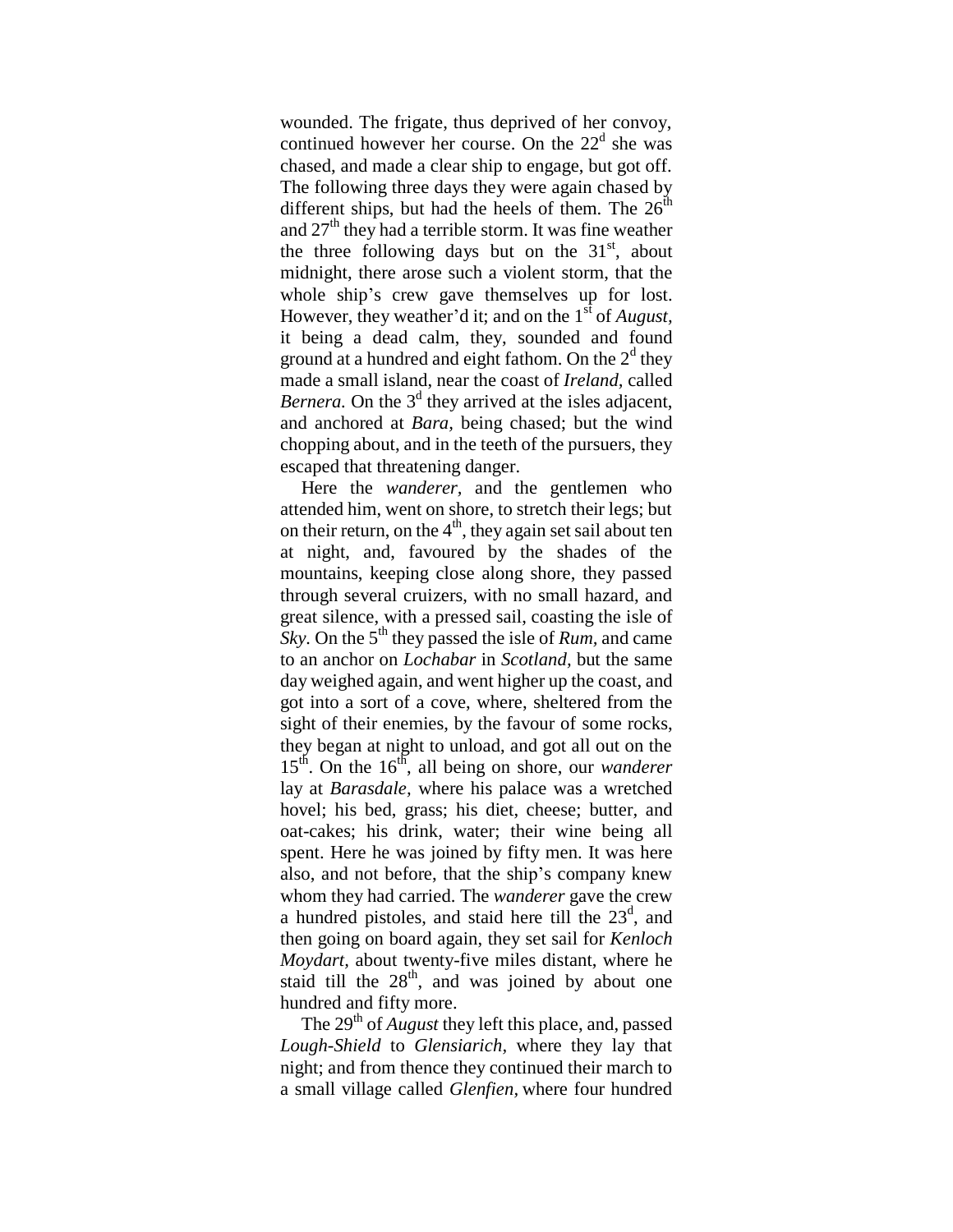wounded. The frigate, thus deprived of her convoy, continued however her course. On the 22$^{d}$ she was chased, and made a clear ship to engage, but got off. The following three days they were again chased by different ships, but had the heels of them. The 26$^{th}$ and 27$^{th}$ they had a terrible storm. It was fine weather the three following days but on the 31$^{st}$, about midnight, there arose such a violent storm, that the whole ship's crew gave themselves up for lost. However, they weather'd it; and on the 1$^{st}$ of *August*, it being a dead calm, they, sounded and found ground at a hundred and eight fathom. On the 2$^{d}$ they made a small island, near the coast of *Ireland*, called *Bernera.* On the 3$^{d}$ they arrived at the isles adjacent, and anchored at *Bara,* being chased; but the wind chopping about, and in the teeth of the pursuers, they escaped that threatening danger.

Here the *wanderer,* and the gentlemen who attended him, went on shore, to stretch their legs; but on their return, on the 4$^{th}$, they again set sail about ten at night, and, favoured by the shades of the mountains, keeping close along shore, they passed through several cruizers, with no small hazard, and great silence, with a pressed sail, coasting the isle of *Sky*. On the 5$^{th}$ they passed the isle of *Rum,* and came to an anchor on *Lochabar* in *Scotland,* but the same day weighed again, and went higher up the coast, and got into a sort of a cove, where, sheltered from the sight of their enemies, by the favour of some rocks, they began at night to unload, and got all out on the 15$^{th}$. On the 16$^{th}$, all being on shore, our *wanderer* lay at *Barasdale,* where his palace was a wretched hovel; his bed, grass; his diet, cheese; butter, and oat-cakes; his drink, water; their wine being all spent. Here he was joined by fifty men. It was here also, and not before, that the ship's company knew whom they had carried. The *wanderer* gave the crew a hundred pistoles, and staid here till the 23$^{d}$, and then going on board again, they set sail for *Kenloch Moydart,* about twenty-five miles distant, where he staid till the 28$^{th}$, and was joined by about one hundred and fifty more.

The 29$^{th}$ of *August* they left this place, and, passed *Lough-Shield* to *Glensiarich,* where they lay that night; and from thence they continued their march to a small village called *Glenfien,* where four hundred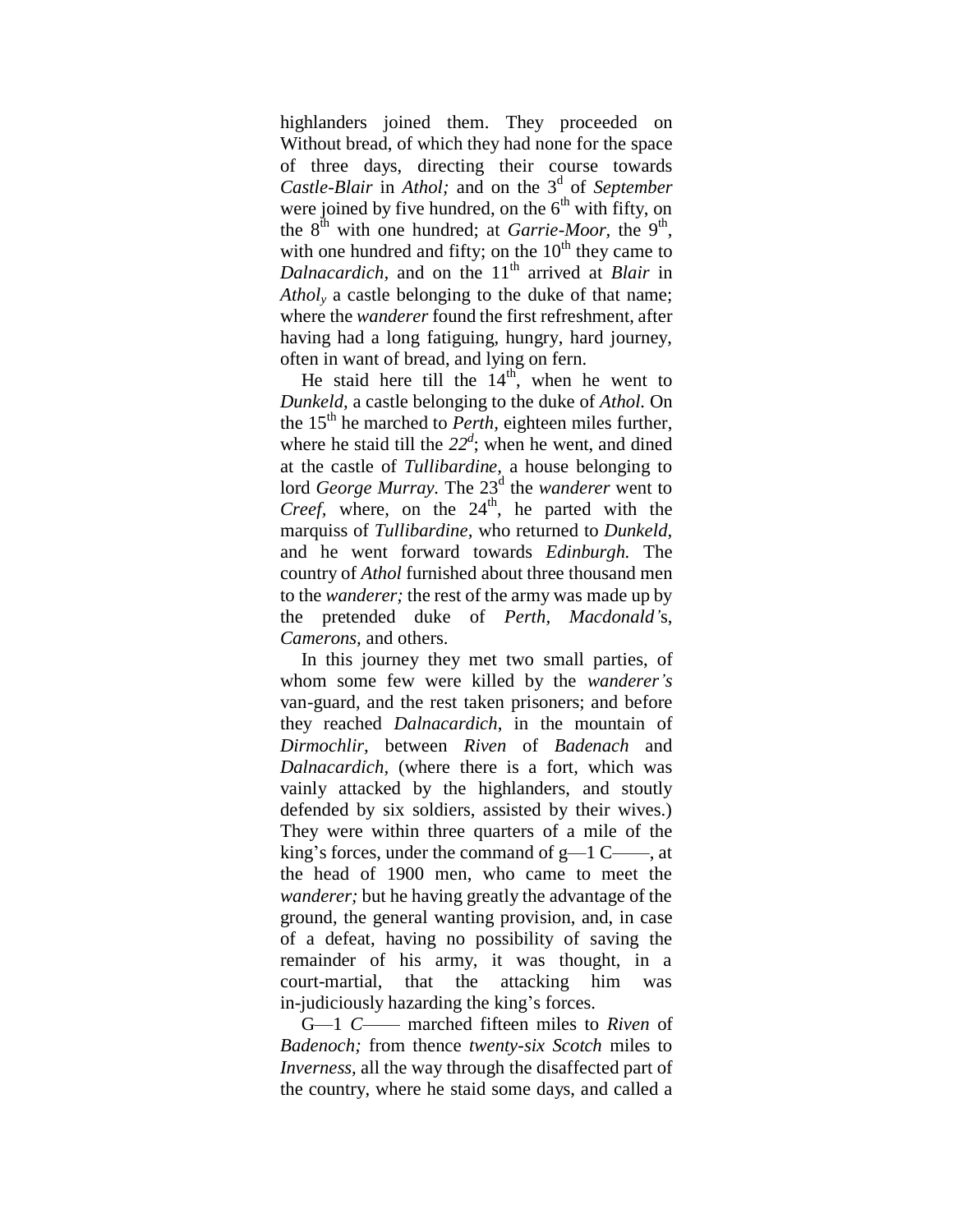highlanders joined them. They proceeded on Without bread, of which they had none for the space of three days, directing their course towards *Castle-Blair* in *Athol;* and on the 3[d] of *September* were joined by five hundred, on the 6[th] with fifty, on the 8[th] with one hundred; at *Garrie-Moor,* the 9[th], with one hundred and fifty; on the 10[th] they came to *Dalnacardich,* and on the 11[th] arrived at *Blair* in *Athol*, a castle belonging to the duke of that name; where the *wanderer* found the first refreshment, after having had a long fatiguing, hungry, hard journey, often in want of bread, and lying on fern.

He staid here till the 14[th], when he went to *Dunkeld,* a castle belonging to the duke of *Athol.* On the 15[th] he marched to *Perth,* eighteen miles further, where he staid till the *22*[d]; when he went, and dined at the castle of *Tullibardine*, a house belonging to lord *George Murray.* The 23[d] the *wanderer* went to *Creef*, where, on the 24[th], he parted with the marquiss of *Tullibardine*, who returned to *Dunkeld,* and he went forward towards *Edinburgh.* The country of *Athol* furnished about three thousand men to the *wanderer;* the rest of the army was made up by the pretended duke of *Perth, Macdonald'*s, *Camerons*, and others.

In this journey they met two small parties, of whom some few were killed by the *wanderer's* van-guard, and the rest taken prisoners; and before they reached *Dalnacardich*, in the mountain of *Dirmochlir,* between *Riven* of *Badenach* and *Dalnacardich,* (where there is a fort, which was vainly attacked by the highlanders, and stoutly defended by six soldiers, assisted by their wives.) They were within three quarters of a mile of the king's forces, under the command of g—l C——, at the head of 1900 men, who came to meet the *wanderer;* but he having greatly the advantage of the ground, the general wanting provision, and, in case of a defeat, having no possibility of saving the remainder of his army, it was thought, in a court-martial, that the attacking him was in-judiciously hazarding the king's forces.

G—l *C*—— marched fifteen miles to *Riven* of *Badenoch;* from thence *twenty-six Scotch* miles to *Inverness,* all the way through the disaffected part of the country, where he staid some days, and called a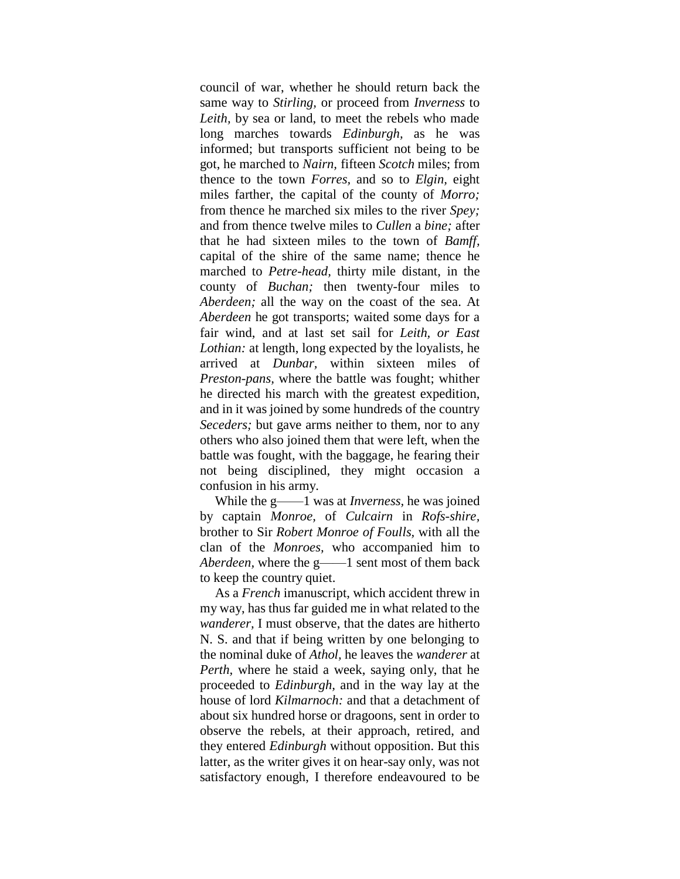council of war, whether he should return back the same way to *Stirling,* or proceed from *Inverness* to *Leith,* by sea or land, to meet the rebels who made long marches towards *Edinburgh,* as he was informed; but transports sufficient not being to be got, he marched to *Nairn,* fifteen *Scotch* miles; from thence to the town *Forres,* and so to *Elgin,* eight miles farther, the capital of the county of *Morro;* from thence he marched six miles to the river *Spey;* and from thence twelve miles to *Cullen* a *bine;* after that he had sixteen miles to the town of *Bamff,* capital of the shire of the same name; thence he marched to *Petre-head,* thirty mile distant, in the county of *Buchan;* then twenty-four miles to *Aberdeen;* all the way on the coast of the sea. At *Aberdeen* he got transports; waited some days for a fair wind, and at last set sail for *Leith, or East Lothian:* at length, long expected by the loyalists, he arrived at *Dunbar,* within sixteen miles of *Preston-pans,* where the battle was fought; whither he directed his march with the greatest expedition, and in it was joined by some hundreds of the country *Seceders;* but gave arms neither to them, nor to any others who also joined them that were left, when the battle was fought, with the baggage, he fearing their not being disciplined, they might occasion a confusion in his army.

While the g——1 was at *Inverness,* he was joined by captain *Monroe,* of *Culcairn* in *Rofs-shire,* brother to Sir *Robert Monroe of Foulls,* with all the clan of the *Monroes,* who accompanied him to *Aberdeen,* where the g——1 sent most of them back to keep the country quiet.

As a *French* imanuscript, which accident threw in my way, has thus far guided me in what related to the *wanderer,* I must observe, that the dates are hitherto N. S. and that if being written by one belonging to the nominal duke of *Athol,* he leaves the *wanderer* at *Perth,* where he staid a week, saying only, that he proceeded to *Edinburgh,* and in the way lay at the house of lord *Kilmarnoch:* and that a detachment of about six hundred horse or dragoons, sent in order to observe the rebels, at their approach, retired, and they entered *Edinburgh* without opposition. But this latter, as the writer gives it on hear-say only, was not satisfactory enough, I therefore endeavoured to be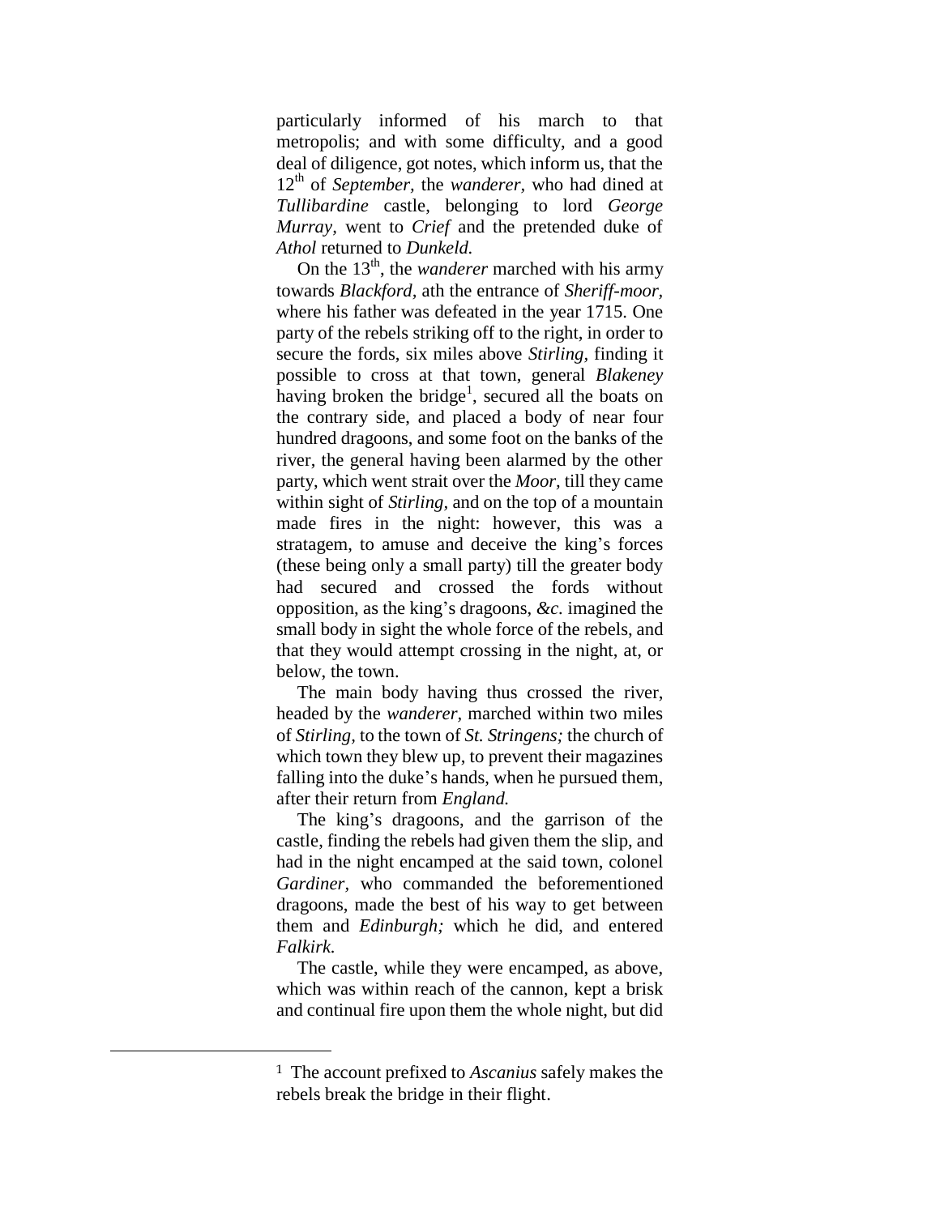particularly informed of his march to that metropolis; and with some difficulty, and a good deal of diligence, got notes, which inform us, that the 12th of *September*, the *wanderer*, who had dined at *Tullibardine* castle, belonging to lord *George Murray*, went to *Crief* and the pretended duke of *Athol* returned to *Dunkeld.*

On the 13th, the *wanderer* marched with his army towards *Blackford*, ath the entrance of *Sheriff-moor*, where his father was defeated in the year 1715. One party of the rebels striking off to the right, in order to secure the fords, six miles above *Stirling*, finding it possible to cross at that town, general *Blakeney* having broken the bridge[1], secured all the boats on the contrary side, and placed a body of near four hundred dragoons, and some foot on the banks of the river, the general having been alarmed by the other party, which went strait over the *Moor*, till they came within sight of *Stirling*, and on the top of a mountain made fires in the night: however, this was a stratagem, to amuse and deceive the king's forces (these being only a small party) till the greater body had secured and crossed the fords without opposition, as the king's dragoons, *&c.* imagined the small body in sight the whole force of the rebels, and that they would attempt crossing in the night, at, or below, the town.

The main body having thus crossed the river, headed by the *wanderer*, marched within two miles of *Stirling*, to the town of *St. Stringens;* the church of which town they blew up, to prevent their magazines falling into the duke's hands, when he pursued them, after their return from *England.*

The king's dragoons, and the garrison of the castle, finding the rebels had given them the slip, and had in the night encamped at the said town, colonel *Gardiner*, who commanded the beforementioned dragoons, made the best of his way to get between them and *Edinburgh;* which he did, and entered *Falkirk.*

The castle, while they were encamped, as above, which was within reach of the cannon, kept a brisk and continual fire upon them the whole night, but did

---

[1] The account prefixed to *Ascanius* safely makes the rebels break the bridge in their flight.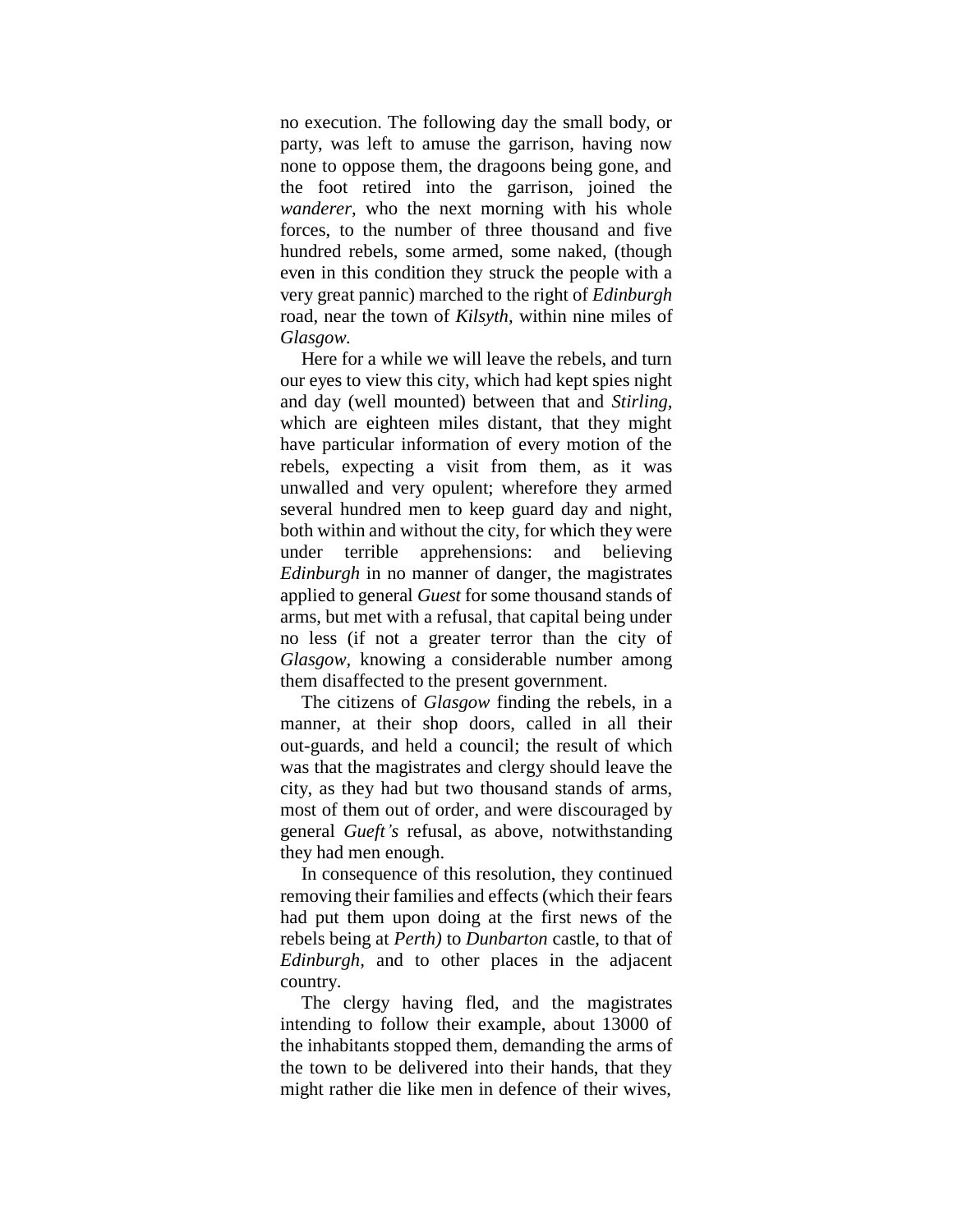no execution. The following day the small body, or party, was left to amuse the garrison, having now none to oppose them, the dragoons being gone, and the foot retired into the garrison, joined the *wanderer*, who the next morning with his whole forces, to the number of three thousand and five hundred rebels, some armed, some naked, (though even in this condition they struck the people with a very great pannic) marched to the right of *Edinburgh* road, near the town of *Kilsyth,* within nine miles of *Glasgow.*

Here for a while we will leave the rebels, and turn our eyes to view this city, which had kept spies night and day (well mounted) between that and *Stirling,* which are eighteen miles distant, that they might have particular information of every motion of the rebels, expecting a visit from them, as it was unwalled and very opulent; wherefore they armed several hundred men to keep guard day and night, both within and without the city, for which they were under terrible apprehensions: and believing *Edinburgh* in no manner of danger, the magistrates applied to general *Guest* for some thousand stands of arms, but met with a refusal, that capital being under no less (if not a greater terror than the city of *Glasgow,* knowing a considerable number among them disaffected to the present government.

The citizens of *Glasgow* finding the rebels, in a manner, at their shop doors, called in all their out-guards, and held a council; the result of which was that the magistrates and clergy should leave the city, as they had but two thousand stands of arms, most of them out of order, and were discouraged by general *Gueft's* refusal, as above, notwithstanding they had men enough.

In consequence of this resolution, they continued removing their families and effects (which their fears had put them upon doing at the first news of the rebels being at *Perth)* to *Dunbarton* castle, to that of *Edinburgh,* and to other places in the adjacent country.

The clergy having fled, and the magistrates intending to follow their example, about 13000 of the inhabitants stopped them, demanding the arms of the town to be delivered into their hands, that they might rather die like men in defence of their wives,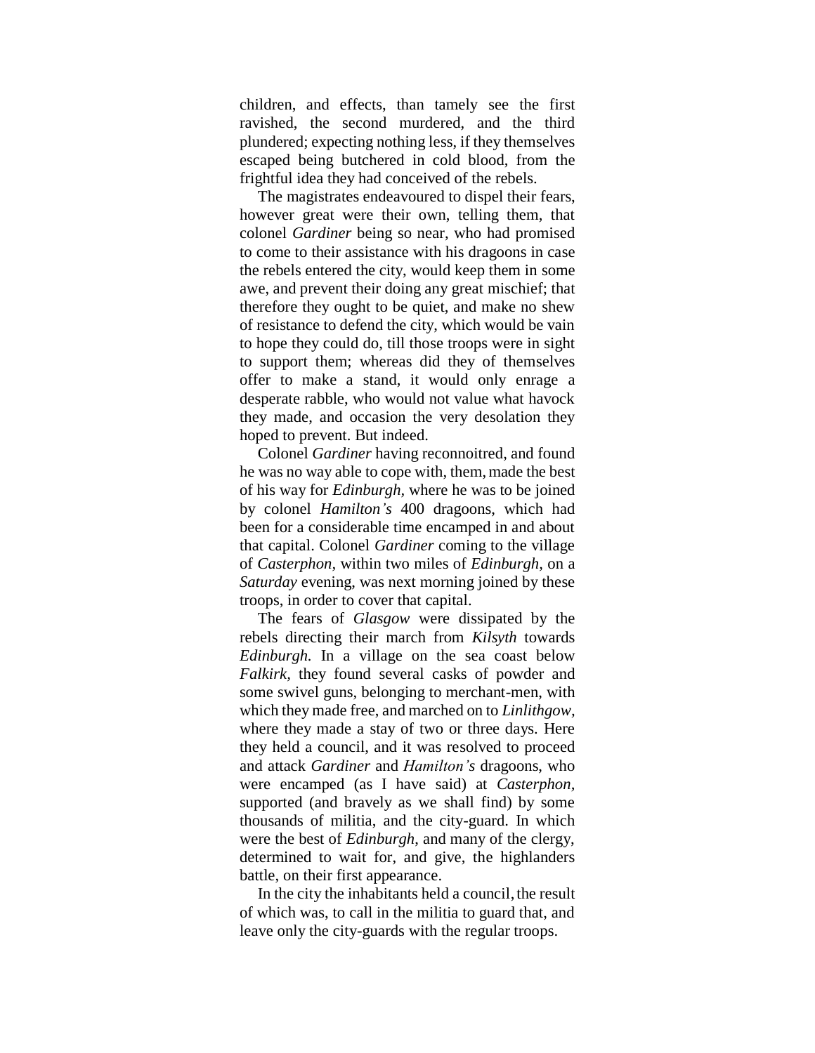children, and effects, than tamely see the first ravished, the second murdered, and the third plundered; expecting nothing less, if they themselves escaped being butchered in cold blood, from the frightful idea they had conceived of the rebels.

The magistrates endeavoured to dispel their fears, however great were their own, telling them, that colonel *Gardiner* being so near, who had promised to come to their assistance with his dragoons in case the rebels entered the city, would keep them in some awe, and prevent their doing any great mischief; that therefore they ought to be quiet, and make no shew of resistance to defend the city, which would be vain to hope they could do, till those troops were in sight to support them; whereas did they of themselves offer to make a stand, it would only enrage a desperate rabble, who would not value what havock they made, and occasion the very desolation they hoped to prevent. But indeed.

Colonel *Gardiner* having reconnoitred, and found he was no way able to cope with, them, made the best of his way for *Edinburgh*, where he was to be joined by colonel *Hamilton's* 400 dragoons, which had been for a considerable time encamped in and about that capital. Colonel *Gardiner* coming to the village of *Casterphon*, within two miles of *Edinburgh*, on a *Saturday* evening, was next morning joined by these troops, in order to cover that capital.

The fears of *Glasgow* were dissipated by the rebels directing their march from *Kilsyth* towards *Edinburgh.* In a village on the sea coast below *Falkirk*, they found several casks of powder and some swivel guns, belonging to merchant-men, with which they made free, and marched on to *Linlithgow*, where they made a stay of two or three days. Here they held a council, and it was resolved to proceed and attack *Gardiner* and *Hamilton's* dragoons, who were encamped (as I have said) at *Casterphon*, supported (and bravely as we shall find) by some thousands of militia, and the city-guard. In which were the best of *Edinburgh*, and many of the clergy, determined to wait for, and give, the highlanders battle, on their first appearance.

In the city the inhabitants held a council, the result of which was, to call in the militia to guard that, and leave only the city-guards with the regular troops.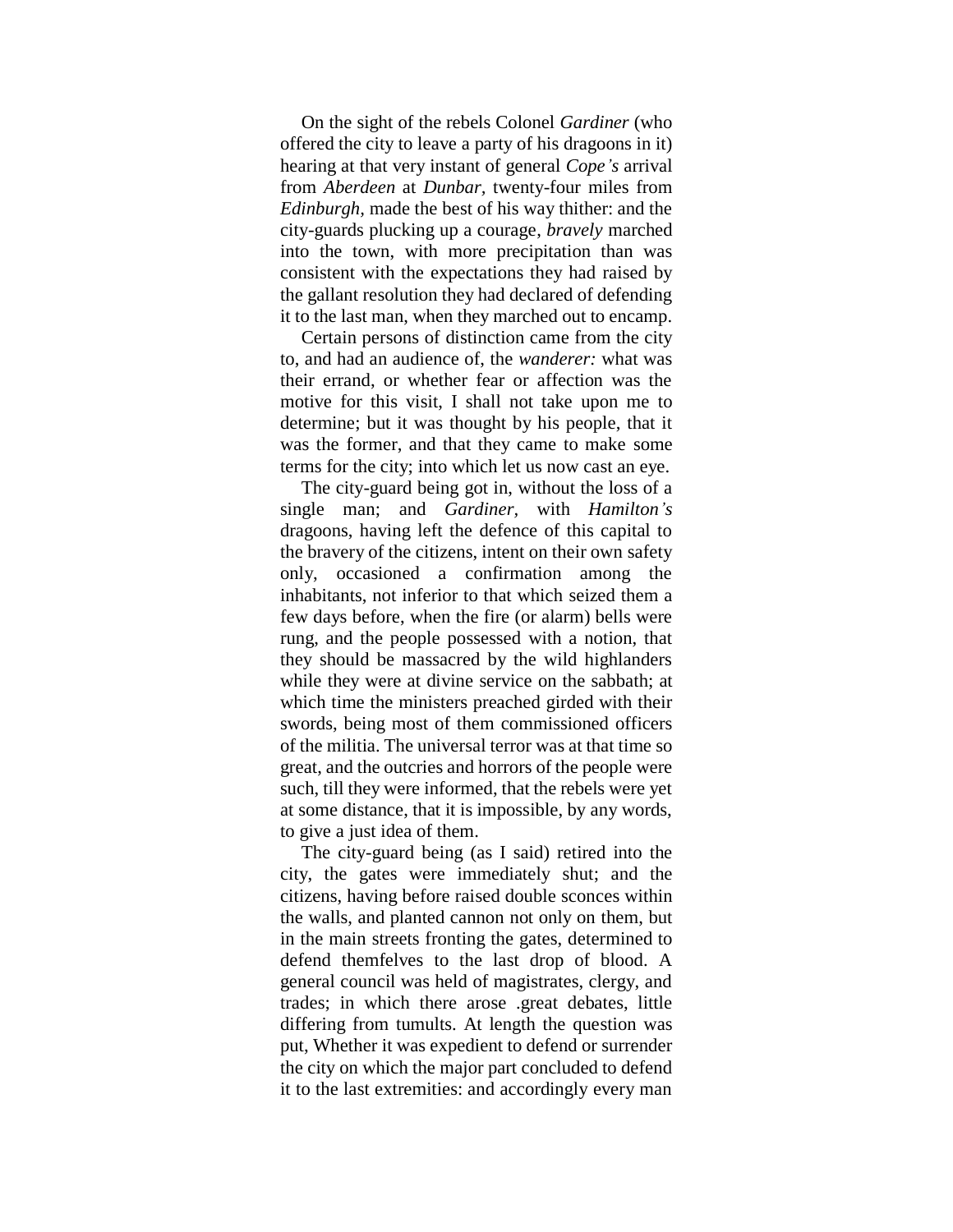On the sight of the rebels Colonel *Gardiner* (who offered the city to leave a party of his dragoons in it) hearing at that very instant of general *Cope's* arrival from *Aberdeen* at *Dunbar*, twenty-four miles from *Edinburgh*, made the best of his way thither: and the city-guards plucking up a courage, *bravely* marched into the town, with more precipitation than was consistent with the expectations they had raised by the gallant resolution they had declared of defending it to the last man, when they marched out to encamp.

Certain persons of distinction came from the city to, and had an audience of, the *wanderer:* what was their errand, or whether fear or affection was the motive for this visit, I shall not take upon me to determine; but it was thought by his people, that it was the former, and that they came to make some terms for the city; into which let us now cast an eye.

The city-guard being got in, without the loss of a single man; and *Gardiner*, with *Hamilton's* dragoons, having left the defence of this capital to the bravery of the citizens, intent on their own safety only, occasioned a confirmation among the inhabitants, not inferior to that which seized them a few days before, when the fire (or alarm) bells were rung, and the people possessed with a notion, that they should be massacred by the wild highlanders while they were at divine service on the sabbath; at which time the ministers preached girded with their swords, being most of them commissioned officers of the militia. The universal terror was at that time so great, and the outcries and horrors of the people were such, till they were informed, that the rebels were yet at some distance, that it is impossible, by any words, to give a just idea of them.

The city-guard being (as I said) retired into the city, the gates were immediately shut; and the citizens, having before raised double sconces within the walls, and planted cannon not only on them, but in the main streets fronting the gates, determined to defend themfelves to the last drop of blood. A general council was held of magistrates, clergy, and trades; in which there arose .great debates, little differing from tumults. At length the question was put, Whether it was expedient to defend or surrender the city on which the major part concluded to defend it to the last extremities: and accordingly every man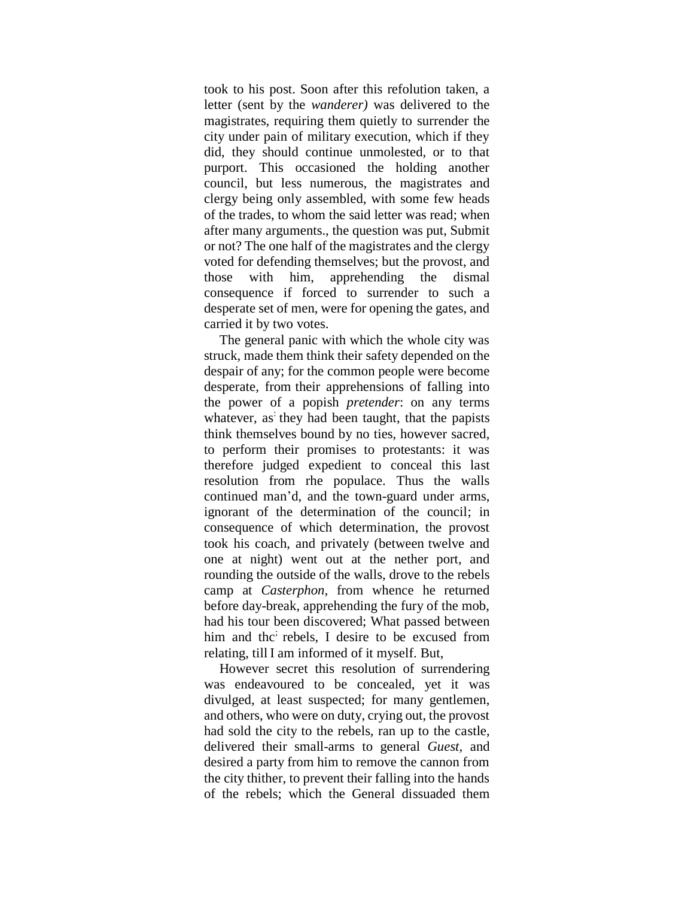took to his post. Soon after this refolution taken, a letter (sent by the *wanderer)* was delivered to the magistrates, requiring them quietly to surrender the city under pain of military execution, which if they did, they should continue unmolested, or to that purport. This occasioned the holding another council, but less numerous, the magistrates and clergy being only assembled, with some few heads of the trades, to whom the said letter was read; when after many arguments., the question was put, Submit or not? The one half of the magistrates and the clergy voted for defending themselves; but the provost, and those with him, apprehending the dismal consequence if forced to surrender to such a desperate set of men, were for opening the gates, and carried it by two votes.

The general panic with which the whole city was struck, made them think their safety depended on the despair of any; for the common people were become desperate, from their apprehensions of falling into the power of a popish *pretender*: on any terms whatever, as they had been taught, that the papists think themselves bound by no ties, however sacred, to perform their promises to protestants: it was therefore judged expedient to conceal this last resolution from rhe populace. Thus the walls continued man'd, and the town-guard under arms, ignorant of the determination of the council; in consequence of which determination, the provost took his coach, and privately (between twelve and one at night) went out at the nether port, and rounding the outside of the walls, drove to the rebels camp at *Casterphon*, from whence he returned before day-break, apprehending the fury of the mob, had his tour been discovered; What passed between him and thc rebels, I desire to be excused from relating, till I am informed of it myself. But,

However secret this resolution of surrendering was endeavoured to be concealed, yet it was divulged, at least suspected; for many gentlemen, and others, who were on duty, crying out, the provost had sold the city to the rebels, ran up to the castle, delivered their small-arms to general *Guest*, and desired a party from him to remove the cannon from the city thither, to prevent their falling into the hands of the rebels; which the General dissuaded them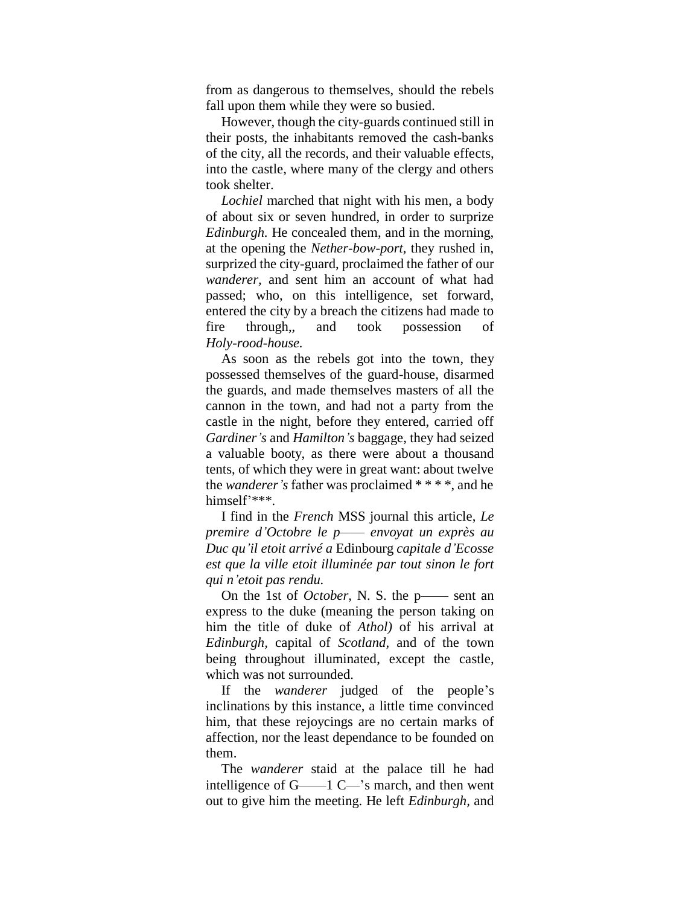from as dangerous to themselves, should the rebels fall upon them while they were so busied.

However, though the city-guards continued still in their posts, the inhabitants removed the cash-banks of the city, all the records, and their valuable effects, into the castle, where many of the clergy and others took shelter.

*Lochiel* marched that night with his men, a body of about six or seven hundred, in order to surprize *Edinburgh.* He concealed them, and in the morning, at the opening the *Nether-bow-port,* they rushed in, surprized the city-guard, proclaimed the father of our *wanderer,* and sent him an account of what had passed; who, on this intelligence, set forward, entered the city by a breach the citizens had made to fire through,, and took possession of *Holy-rood-house.*

As soon as the rebels got into the town, they possessed themselves of the guard-house, disarmed the guards, and made themselves masters of all the cannon in the town, and had not a party from the castle in the night, before they entered, carried off *Gardiner's* and *Hamilton's* baggage, they had seized a valuable booty, as there were about a thousand tents, of which they were in great want: about twelve the *wanderer's* father was proclaimed * * * *, and he himself'***.

I find in the *French* MSS journal this article, *Le premire d'Octobre le p—— envoyat un exprès au Duc qu'il etoit arrivé a* Edinbourg *capitale d'Ecosse est que la ville etoit illuminée par tout sinon le fort qui n'etoit pas rendu.*

On the 1st of *October,* N. S. the p—— sent an express to the duke (meaning the person taking on him the title of duke of *Athol)* of his arrival at *Edinburgh,* capital of *Scotland,* and of the town being throughout illuminated, except the castle, which was not surrounded.

If the *wanderer* judged of the people's inclinations by this instance, a little time convinced him, that these rejoycings are no certain marks of affection, nor the least dependance to be founded on them.

The *wanderer* staid at the palace till he had intelligence of G——1 C—'s march, and then went out to give him the meeting. He left *Edinburgh,* and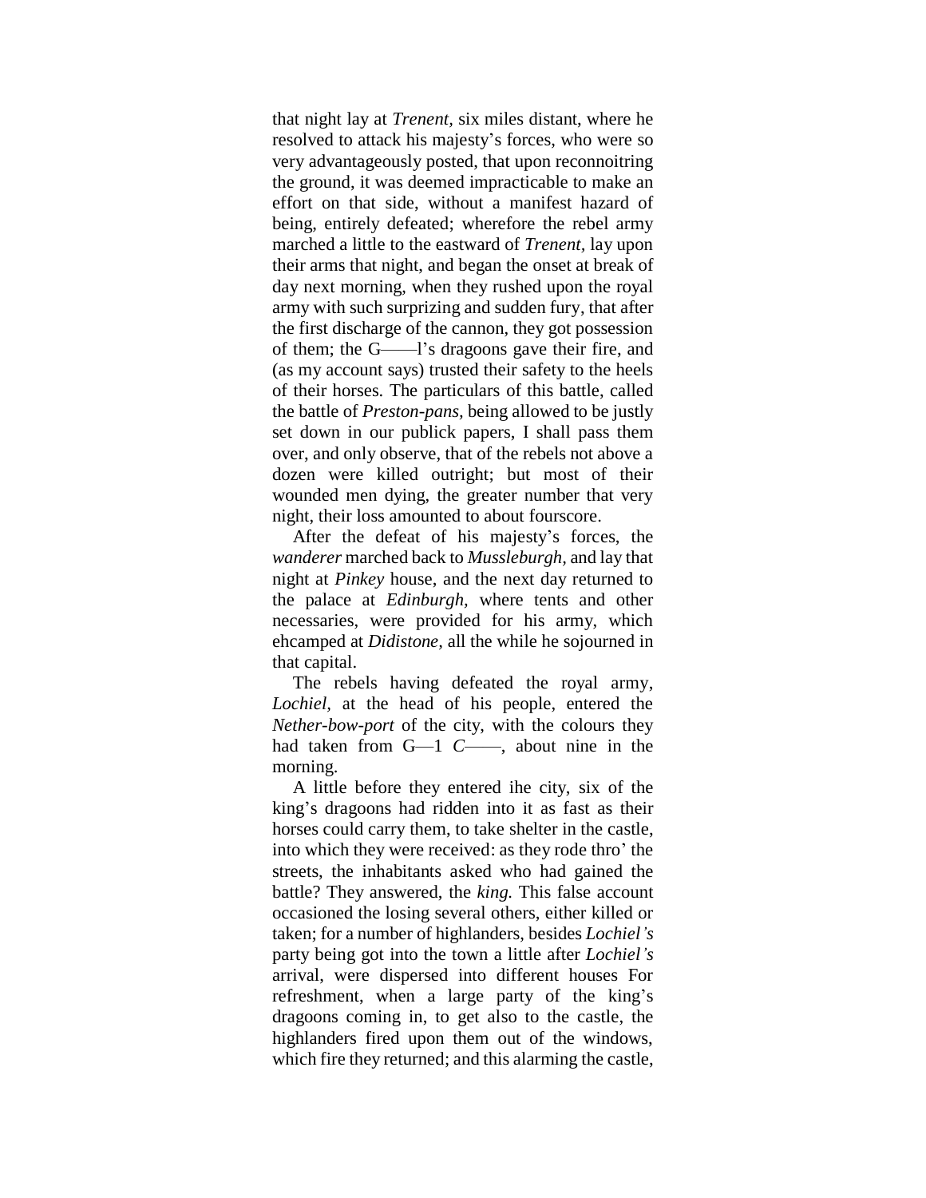that night lay at *Trenent*, six miles distant, where he resolved to attack his majesty's forces, who were so very advantageously posted, that upon reconnoitring the ground, it was deemed impracticable to make an effort on that side, without a manifest hazard of being, entirely defeated; wherefore the rebel army marched a little to the eastward of *Trenent*, lay upon their arms that night, and began the onset at break of day next morning, when they rushed upon the royal army with such surprizing and sudden fury, that after the first discharge of the cannon, they got possession of them; the G——l's dragoons gave their fire, and (as my account says) trusted their safety to the heels of their horses. The particulars of this battle, called the battle of *Preston-pans*, being allowed to be justly set down in our publick papers, I shall pass them over, and only observe, that of the rebels not above a dozen were killed outright; but most of their wounded men dying, the greater number that very night, their loss amounted to about fourscore.

After the defeat of his majesty's forces, the *wanderer* marched back to *Mussleburgh*, and lay that night at *Pinkey* house, and the next day returned to the palace at *Edinburgh*, where tents and other necessaries, were provided for his army, which ehcamped at *Didistone*, all the while he sojourned in that capital.

The rebels having defeated the royal army, *Lochiel*, at the head of his people, entered the *Nether-bow-port* of the city, with the colours they had taken from G—1 *C*——, about nine in the morning.

A little before they entered ihe city, six of the king's dragoons had ridden into it as fast as their horses could carry them, to take shelter in the castle, into which they were received: as they rode thro' the streets, the inhabitants asked who had gained the battle? They answered, the *king.* This false account occasioned the losing several others, either killed or taken; for a number of highlanders, besides *Lochiel's* party being got into the town a little after *Lochiel's* arrival, were dispersed into different houses For refreshment, when a large party of the king's dragoons coming in, to get also to the castle, the highlanders fired upon them out of the windows, which fire they returned; and this alarming the castle,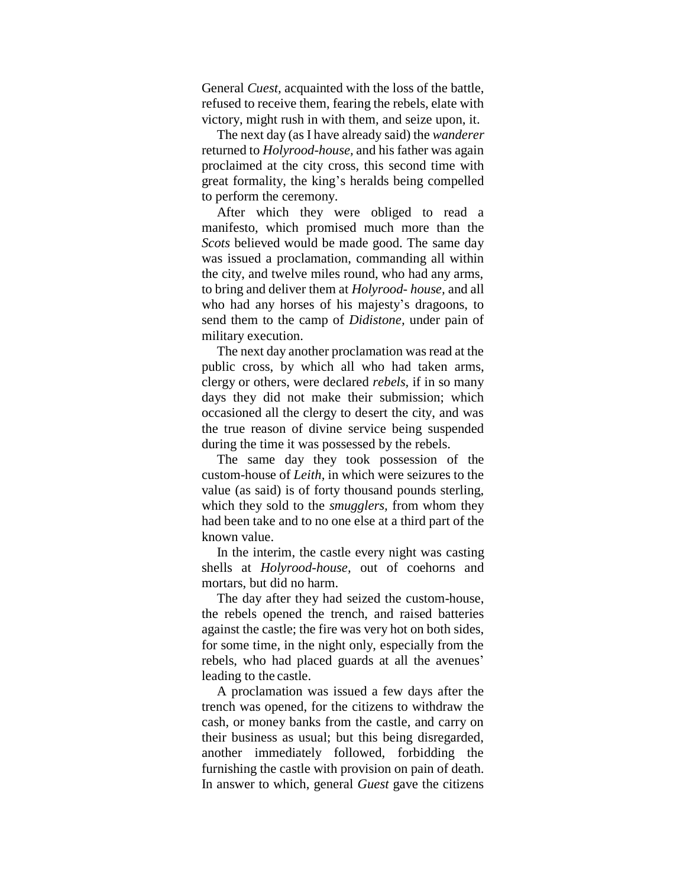General *Cuest*, acquainted with the loss of the battle, refused to receive them, fearing the rebels, elate with victory, might rush in with them, and seize upon, it.

The next day (as I have already said) the *wanderer* returned to *Holyrood-house,* and his father was again proclaimed at the city cross, this second time with great formality, the king's heralds being compelled to perform the ceremony.

After which they were obliged to read a manifesto, which promised much more than the *Scots* believed would be made good. The same day was issued a proclamation, commanding all within the city, and twelve miles round, who had any arms, to bring and deliver them at *Holyrood- house,* and all who had any horses of his majesty's dragoons, to send them to the camp of *Didistone,* under pain of military execution.

The next day another proclamation was read at the public cross, by which all who had taken arms, clergy or others, were declared *rebels,* if in so many days they did not make their submission; which occasioned all the clergy to desert the city, and was the true reason of divine service being suspended during the time it was possessed by the rebels.

The same day they took possession of the custom-house of *Leith,* in which were seizures to the value (as said) is of forty thousand pounds sterling, which they sold to the *smugglers,* from whom they had been take and to no one else at a third part of the known value.

In the interim, the castle every night was casting shells at *Holyrood-house,* out of coehorns and mortars, but did no harm.

The day after they had seized the custom-house, the rebels opened the trench, and raised batteries against the castle; the fire was very hot on both sides, for some time, in the night only, especially from the rebels, who had placed guards at all the avenues' leading to the castle.

A proclamation was issued a few days after the trench was opened, for the citizens to withdraw the cash, or money banks from the castle, and carry on their business as usual; but this being disregarded, another immediately followed, forbidding the furnishing the castle with provision on pain of death. In answer to which, general *Guest* gave the citizens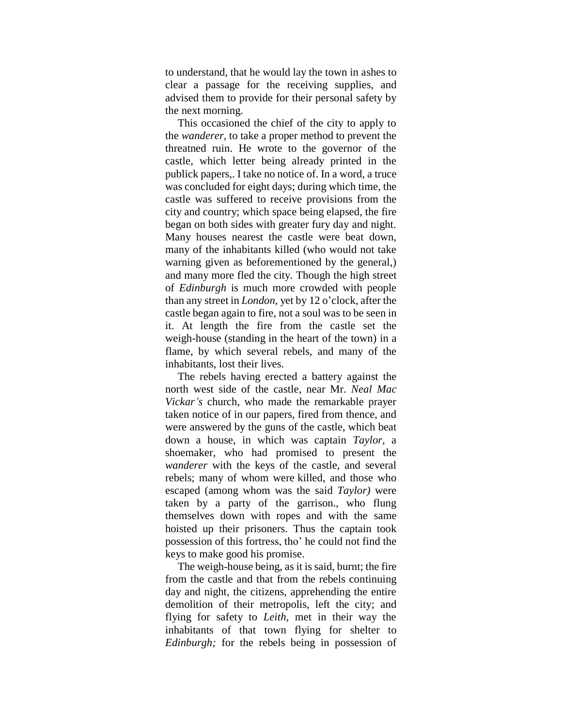to understand, that he would lay the town in ashes to clear a passage for the receiving supplies, and advised them to provide for their personal safety by the next morning.

This occasioned the chief of the city to apply to the *wanderer*, to take a proper method to prevent the threatned ruin. He wrote to the governor of the castle, which letter being already printed in the publick papers,. I take no notice of. In a word, a truce was concluded for eight days; during which time, the castle was suffered to receive provisions from the city and country; which space being elapsed, the fire began on both sides with greater fury day and night. Many houses nearest the castle were beat down, many of the inhabitants killed (who would not take warning given as beforementioned by the general,) and many more fled the city. Though the high street of *Edinburgh* is much more crowded with people than any street in *London,* yet by 12 o'clock, after the castle began again to fire, not a soul was to be seen in it. At length the fire from the castle set the weigh-house (standing in the heart of the town) in a flame, by which several rebels, and many of the inhabitants, lost their lives.

The rebels having erected a battery against the north west side of the castle, near Mr. *Neal Mac Vickar's* church, who made the remarkable prayer taken notice of in our papers, fired from thence, and were answered by the guns of the castle, which beat down a house, in which was captain *Taylor,* a shoemaker, who had promised to present the *wanderer* with the keys of the castle, and several rebels; many of whom were killed, and those who escaped (among whom was the said *Taylor)* were taken by a party of the garrison., who flung themselves down with ropes and with the same hoisted up their prisoners. Thus the captain took possession of this fortress, tho' he could not find the keys to make good his promise.

The weigh-house being, as it is said, burnt; the fire from the castle and that from the rebels continuing day and night, the citizens, apprehending the entire demolition of their metropolis, left the city; and flying for safety to *Leith,* met in their way the inhabitants of that town flying for shelter to *Edinburgh;* for the rebels being in possession of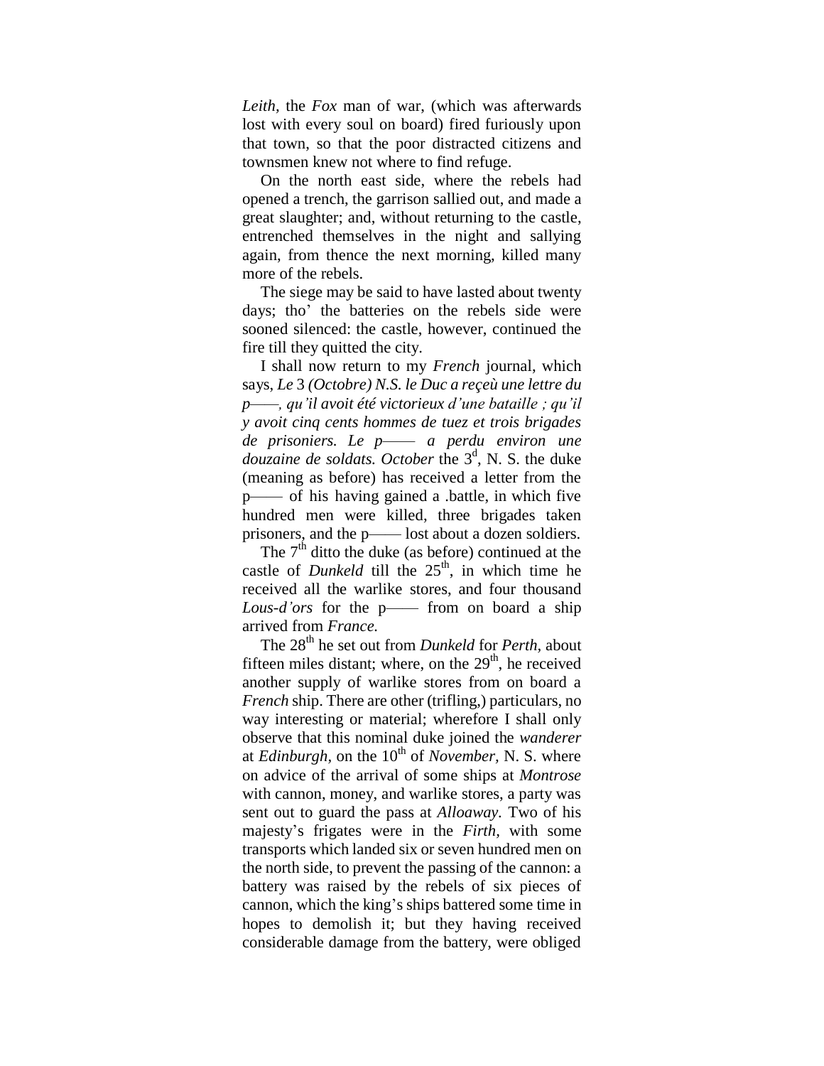*Leith*, the *Fox* man of war, (which was afterwards lost with every soul on board) fired furiously upon that town, so that the poor distracted citizens and townsmen knew not where to find refuge.

On the north east side, where the rebels had opened a trench, the garrison sallied out, and made a great slaughter; and, without returning to the castle, entrenched themselves in the night and sallying again, from thence the next morning, killed many more of the rebels.

The siege may be said to have lasted about twenty days; tho' the batteries on the rebels side were sooned silenced: the castle, however, continued the fire till they quitted the city.

I shall now return to my *French* journal, which says, *Le* 3 *(Octobre) N.S. le Duc a reçeù une lettre du p——, qu'il avoit été victorieux d'une bataille ; qu'il y avoit cinq cents hommes de tuez et trois brigades de prisoniers. Le p—— a perdu environ une douzaine de soldats. October* the 3^d, N. S. the duke (meaning as before) has received a letter from the p—— of his having gained a .battle, in which five hundred men were killed, three brigades taken prisoners, and the p—— lost about a dozen soldiers.

The 7^th ditto the duke (as before) continued at the castle of *Dunkeld* till the 25^th, in which time he received all the warlike stores, and four thousand *Lous-d'ors* for the p—— from on board a ship arrived from *France.*

The 28^th he set out from *Dunkeld* for *Perth,* about fifteen miles distant; where, on the 29^th, he received another supply of warlike stores from on board a *French* ship. There are other (trifling,) particulars, no way interesting or material; wherefore I shall only observe that this nominal duke joined the *wanderer* at *Edinburgh,* on the 10^th of *November,* N. S. where on advice of the arrival of some ships at *Montrose* with cannon, money, and warlike stores, a party was sent out to guard the pass at *Alloaway.* Two of his majesty's frigates were in the *Firth,* with some transports which landed six or seven hundred men on the north side, to prevent the passing of the cannon: a battery was raised by the rebels of six pieces of cannon, which the king's ships battered some time in hopes to demolish it; but they having received considerable damage from the battery, were obliged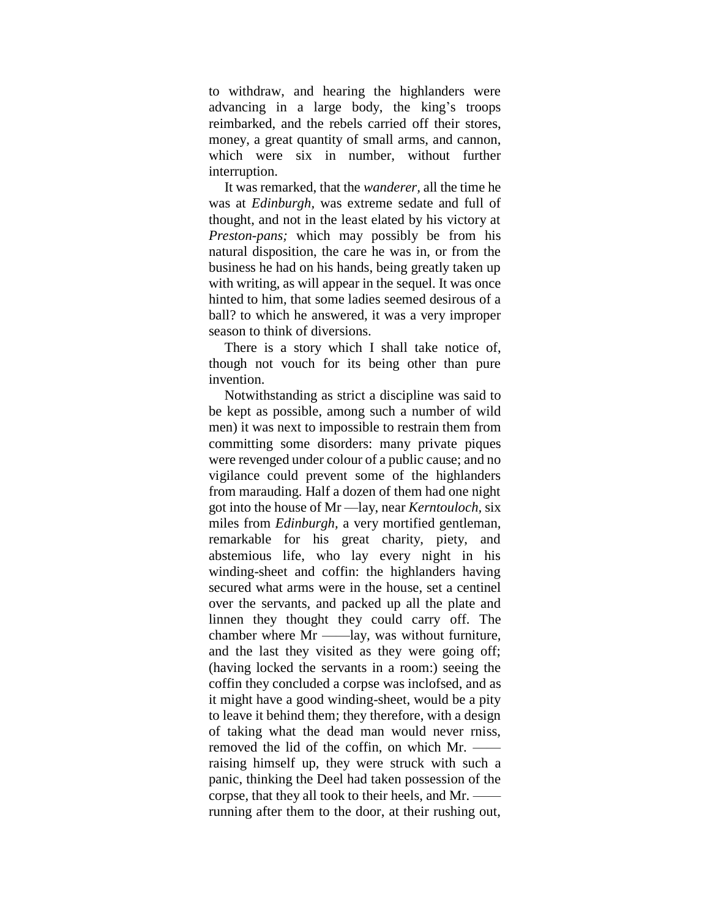to withdraw, and hearing the highlanders were advancing in a large body, the king's troops reimbarked, and the rebels carried off their stores, money, a great quantity of small arms, and cannon, which were six in number, without further interruption.

It was remarked, that the *wanderer*, all the time he was at *Edinburgh,* was extreme sedate and full of thought, and not in the least elated by his victory at *Preston-pans;* which may possibly be from his natural disposition, the care he was in, or from the business he had on his hands, being greatly taken up with writing, as will appear in the sequel. It was once hinted to him, that some ladies seemed desirous of a ball? to which he answered, it was a very improper season to think of diversions.

There is a story which I shall take notice of, though not vouch for its being other than pure invention.

Notwithstanding as strict a discipline was said to be kept as possible, among such a number of wild men) it was next to impossible to restrain them from committing some disorders: many private piques were revenged under colour of a public cause; and no vigilance could prevent some of the highlanders from marauding. Half a dozen of them had one night got into the house of Mr —lay, near *Kerntouloch,* six miles from *Edinburgh,* a very mortified gentleman, remarkable for his great charity, piety, and abstemious life, who lay every night in his winding-sheet and coffin: the highlanders having secured what arms were in the house, set a centinel over the servants, and packed up all the plate and linnen they thought they could carry off. The chamber where Mr ——lay, was without furniture, and the last they visited as they were going off; (having locked the servants in a room:) seeing the coffin they concluded a corpse was inclofsed, and as it might have a good winding-sheet, would be a pity to leave it behind them; they therefore, with a design of taking what the dead man would never rniss, removed the lid of the coffin, on which Mr. —— raising himself up, they were struck with such a panic, thinking the Deel had taken possession of the corpse, that they all took to their heels, and Mr. —— running after them to the door, at their rushing out,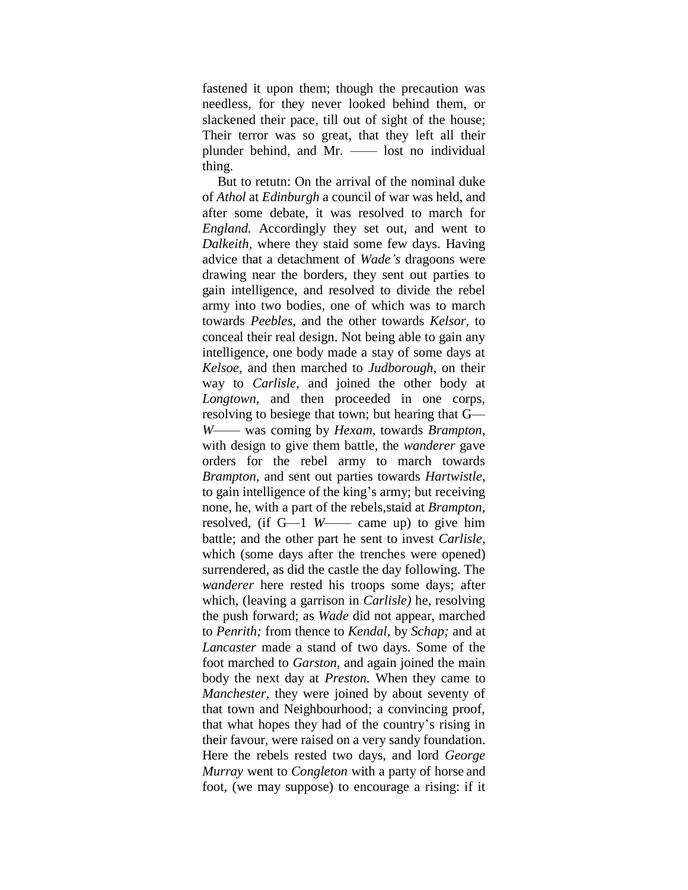fastened it upon them; though the precaution was needless, for they never looked behind them, or slackened their pace, till out of sight of the house; Their terror was so great, that they left all their plunder behind, and Mr. —— lost no individual thing.

But to retutn: On the arrival of the nominal duke of *Athol* at *Edinburgh* a council of war was held, and after some debate, it was resolved to march for *England.* Accordingly they set out, and went to *Dalkeith*, where they staid some few days. Having advice that a detachment of *Wade's* dragoons were drawing near the borders, they sent out parties to gain intelligence, and resolved to divide the rebel army into two bodies, one of which was to march towards *Peebles*, and the other towards *Kelsor*, to conceal their real design. Not being able to gain any intelligence, one body made a stay of some days at *Kelsoe,* and then marched to *Judborough*, on their way to *Carlisle,* and joined the other body at *Longtown,* and then proceeded in one corps, resolving to besiege that town; but hearing that G— *W*—— was coming by *Hexam,* towards *Brampton*, with design to give them battle, the *wanderer* gave orders for the rebel army to march towards *Brampton,* and sent out parties towards *Hartwistle,* to gain intelligence of the king's army; but receiving none, he, with a part of the rebels,staid at *Brampton*, resolved, (if G—1 *W*—— came up) to give him battle; and the other part he sent to invest *Carlisle,* which (some days after the trenches were opened) surrendered, as did the castle the day following. The *wanderer* here rested his troops some days; after which, (leaving a garrison in *Carlisle)* he, resolving the push forward; as *Wade* did not appear, marched to *Penrith;* from thence to *Kendal*, by *Schap;* and at *Lancaster* made a stand of two days. Some of the foot marched to *Garston,* and again joined the main body the next day at *Preston.* When they came to *Manchester*, they were joined by about seventy of that town and Neighbourhood; a convincing proof, that what hopes they had of the country's rising in their favour, were raised on a very sandy foundation. Here the rebels rested two days, and lord *George Murray* went to *Congleton* with a party of horse and foot, (we may suppose) to encourage a rising: if it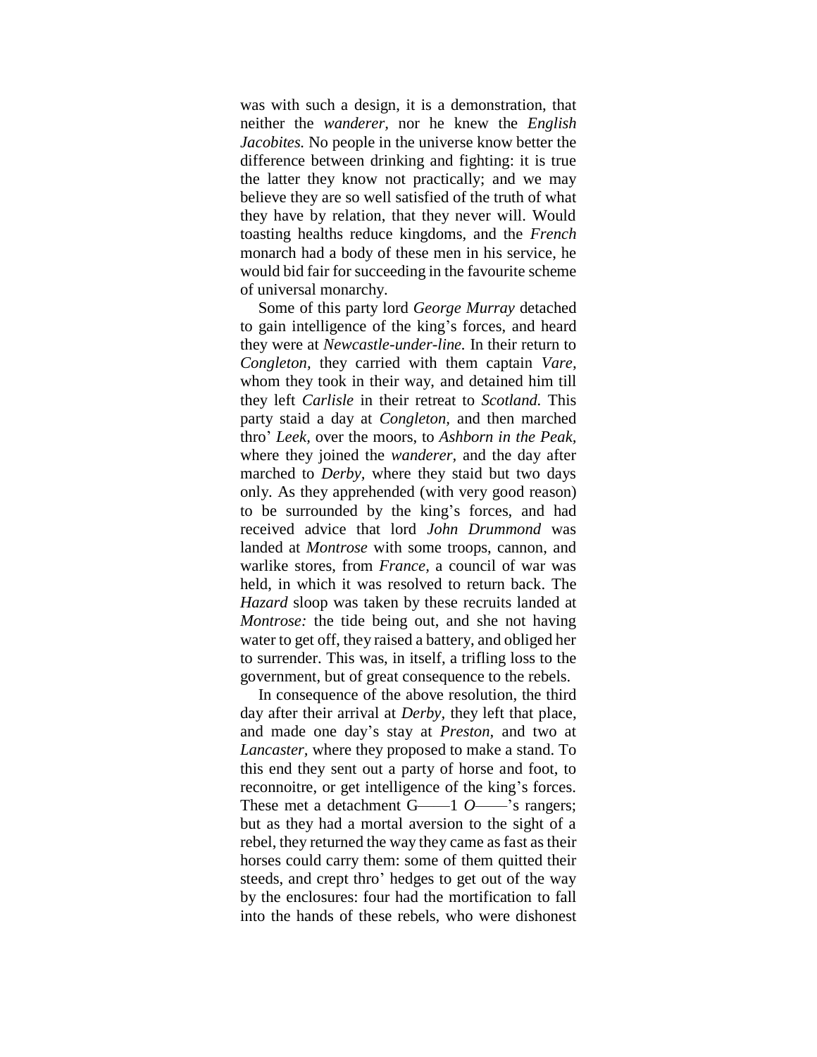was with such a design, it is a demonstration, that neither the *wanderer*, nor he knew the *English Jacobites.* No people in the universe know better the difference between drinking and fighting: it is true the latter they know not practically; and we may believe they are so well satisfied of the truth of what they have by relation, that they never will. Would toasting healths reduce kingdoms, and the *French* monarch had a body of these men in his service, he would bid fair for succeeding in the favourite scheme of universal monarchy.

Some of this party lord *George Murray* detached to gain intelligence of the king's forces, and heard they were at *Newcastle-under-line.* In their return to *Congleton,* they carried with them captain *Vare,* whom they took in their way, and detained him till they left *Carlisle* in their retreat to *Scotland.* This party staid a day at *Congleton,* and then marched thro' *Leek,* over the moors, to *Ashborn in the Peak,* where they joined the *wanderer,* and the day after marched to *Derby,* where they staid but two days only. As they apprehended (with very good reason) to be surrounded by the king's forces, and had received advice that lord *John Drummond* was landed at *Montrose* with some troops, cannon, and warlike stores, from *France,* a council of war was held, in which it was resolved to return back. The *Hazard* sloop was taken by these recruits landed at *Montrose:* the tide being out, and she not having water to get off, they raised a battery, and obliged her to surrender. This was, in itself, a trifling loss to the government, but of great consequence to the rebels.

In consequence of the above resolution, the third day after their arrival at *Derby,* they left that place, and made one day's stay at *Preston,* and two at *Lancaster,* where they proposed to make a stand. To this end they sent out a party of horse and foot, to reconnoitre, or get intelligence of the king's forces. These met a detachment G——1 *O*——'s rangers; but as they had a mortal aversion to the sight of a rebel, they returned the way they came as fast as their horses could carry them: some of them quitted their steeds, and crept thro' hedges to get out of the way by the enclosures: four had the mortification to fall into the hands of these rebels, who were dishonest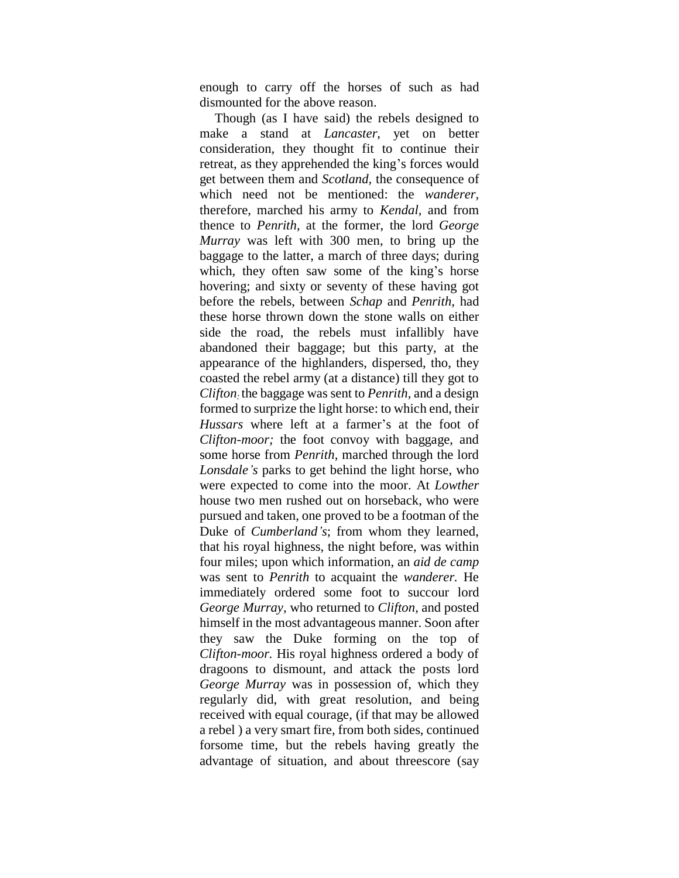enough to carry off the horses of such as had dismounted for the above reason.

Though (as I have said) the rebels designed to make a stand at *Lancaster,* yet on better consideration, they thought fit to continue their retreat, as they apprehended the king's forces would get between them and *Scotland,* the consequence of which need not be mentioned: the *wanderer,* therefore, marched his army to *Kendal,* and from thence to *Penrith,* at the former, the lord *George Murray* was left with 300 men, to bring up the baggage to the latter, a march of three days; during which, they often saw some of the king's horse hovering; and sixty or seventy of these having got before the rebels, between *Schap* and *Penrith,* had these horse thrown down the stone walls on either side the road, the rebels must infallibly have abandoned their baggage; but this party, at the appearance of the highlanders, dispersed, tho, they coasted the rebel army (at a distance) till they got to *Clifton*; the baggage was sent to *Penrith*, and a design formed to surprize the light horse: to which end, their *Hussars* where left at a farmer's at the foot of *Clifton-moor;* the foot convoy with baggage, and some horse from *Penrith,* marched through the lord *Lonsdale's* parks to get behind the light horse, who were expected to come into the moor. At *Lowther* house two men rushed out on horseback, who were pursued and taken, one proved to be a footman of the Duke of *Cumberland's*; from whom they learned, that his royal highness, the night before, was within four miles; upon which information, an *aid de camp* was sent to *Penrith* to acquaint the *wanderer.* He immediately ordered some foot to succour lord *George Murray*, who returned to *Clifton,* and posted himself in the most advantageous manner. Soon after they saw the Duke forming on the top of *Clifton-moor.* His royal highness ordered a body of dragoons to dismount, and attack the posts lord *George Murray* was in possession of, which they regularly did, with great resolution, and being received with equal courage, (if that may be allowed a rebel ) a very smart fire, from both sides, continued forsome time, but the rebels having greatly the advantage of situation, and about threescore (say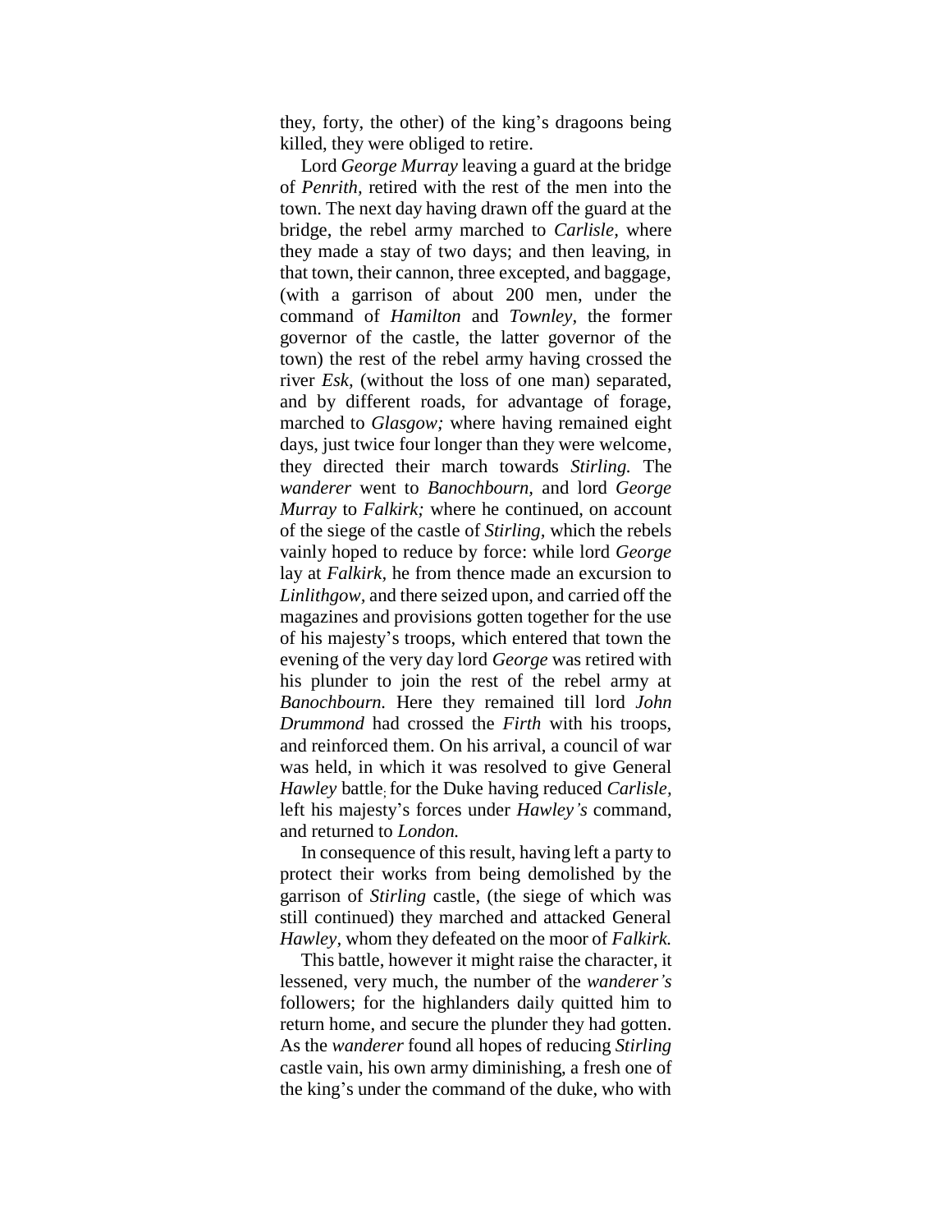they, forty, the other) of the king's dragoons being killed, they were obliged to retire.

Lord *George Murray* leaving a guard at the bridge of *Penrith,* retired with the rest of the men into the town. The next day having drawn off the guard at the bridge, the rebel army marched to *Carlisle,* where they made a stay of two days; and then leaving, in that town, their cannon, three excepted, and baggage, (with a garrison of about 200 men, under the command of *Hamilton* and *Townley,* the former governor of the castle, the latter governor of the town) the rest of the rebel army having crossed the river *Esk,* (without the loss of one man) separated, and by different roads, for advantage of forage, marched to *Glasgow;* where having remained eight days, just twice four longer than they were welcome, they directed their march towards *Stirling.* The *wanderer* went to *Banochbourn,* and lord *George Murray* to *Falkirk;* where he continued, on account of the siege of the castle of *Stirling,* which the rebels vainly hoped to reduce by force: while lord *George* lay at *Falkirk,* he from thence made an excursion to *Linlithgow,* and there seized upon, and carried off the magazines and provisions gotten together for the use of his majesty's troops, which entered that town the evening of the very day lord *George* was retired with his plunder to join the rest of the rebel army at *Banochbourn.* Here they remained till lord *John Drummond* had crossed the *Firth* with his troops, and reinforced them. On his arrival, a council of war was held, in which it was resolved to give General *Hawley* battle; for the Duke having reduced *Carlisle,* left his majesty's forces under *Hawley's* command, and returned to *London.*

In consequence of this result, having left a party to protect their works from being demolished by the garrison of *Stirling* castle, (the siege of which was still continued) they marched and attacked General *Hawley,* whom they defeated on the moor of *Falkirk.*

This battle, however it might raise the character, it lessened, very much, the number of the *wanderer's* followers; for the highlanders daily quitted him to return home, and secure the plunder they had gotten. As the *wanderer* found all hopes of reducing *Stirling* castle vain, his own army diminishing, a fresh one of the king's under the command of the duke, who with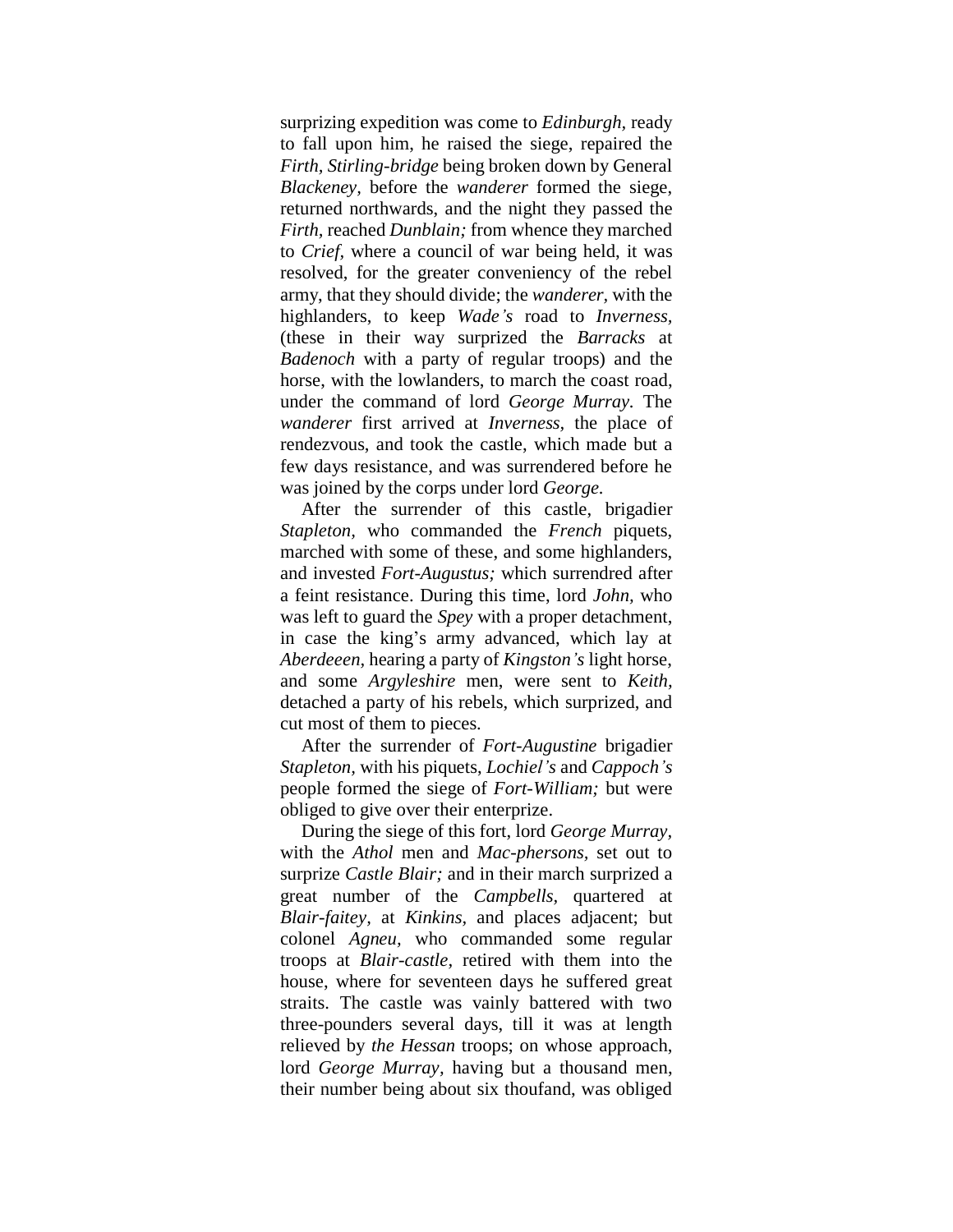surprizing expedition was come to *Edinburgh*, ready to fall upon him, he raised the siege, repaired the *Firth*, *Stirling-bridge* being broken down by General *Blackeney*, before the *wanderer* formed the siege, returned northwards, and the night they passed the *Firth*, reached *Dunblain;* from whence they marched to *Crief*, where a council of war being held, it was resolved, for the greater conveniency of the rebel army, that they should divide; the *wanderer*, with the highlanders, to keep *Wade's* road to *Inverness*, (these in their way surprized the *Barracks* at *Badenoch* with a party of regular troops) and the horse, with the lowlanders, to march the coast road, under the command of lord *George Murray*. The *wanderer* first arrived at *Inverness*, the place of rendezvous, and took the castle, which made but a few days resistance, and was surrendered before he was joined by the corps under lord *George.*

After the surrender of this castle, brigadier *Stapleton*, who commanded the *French* piquets, marched with some of these, and some highlanders, and invested *Fort-Augustus;* which surrendred after a feint resistance. During this time, lord *John*, who was left to guard the *Spey* with a proper detachment, in case the king's army advanced, which lay at *Aberdeeen*, hearing a party of *Kingston's* light horse, and some *Argyleshire* men, were sent to *Keith*, detached a party of his rebels, which surprized, and cut most of them to pieces.

After the surrender of *Fort-Augustine* brigadier *Stapleton*, with his piquets, *Lochiel's* and *Cappoch's* people formed the siege of *Fort-William;* but were obliged to give over their enterprize.

During the siege of this fort, lord *George Murray*, with the *Athol* men and *Mac-phersons*, set out to surprize *Castle Blair;* and in their march surprized a great number of the *Campbells*, quartered at *Blair-faitey*, at *Kinkins*, and places adjacent; but colonel *Agneu*, who commanded some regular troops at *Blair-castle*, retired with them into the house, where for seventeen days he suffered great straits. The castle was vainly battered with two three-pounders several days, till it was at length relieved by *the Hessan* troops; on whose approach, lord *George Murray*, having but a thousand men, their number being about six thoufand, was obliged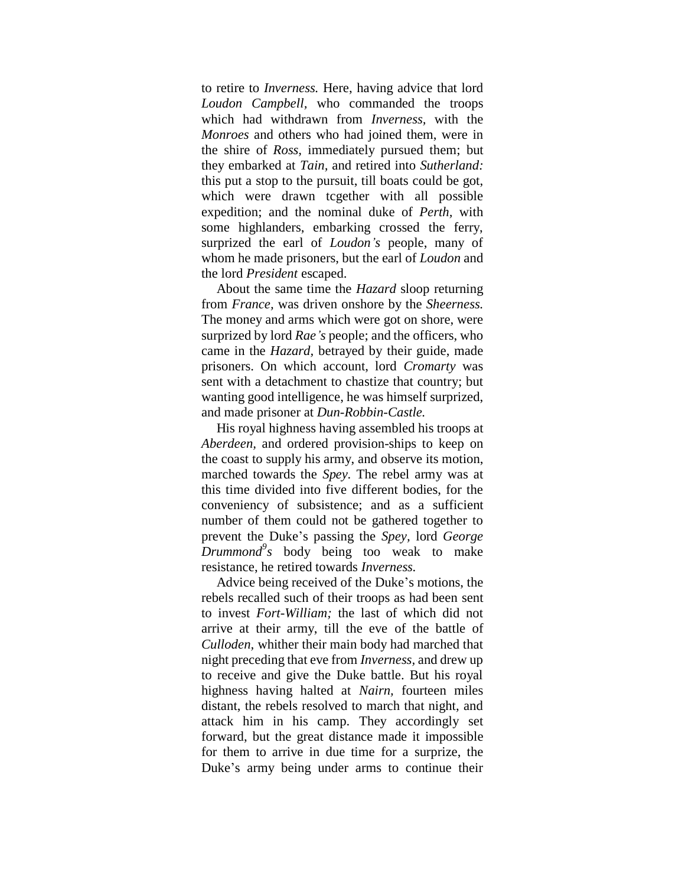to retire to *Inverness.* Here, having advice that lord *Loudon Campbell,* who commanded the troops which had withdrawn from *Inverness,* with the *Monroes* and others who had joined them, were in the shire of *Ross,* immediately pursued them; but they embarked at *Tain,* and retired into *Sutherland:* this put a stop to the pursuit, till boats could be got, which were drawn tcgether with all possible expedition; and the nominal duke of *Perth,* with some highlanders, embarking crossed the ferry, surprized the earl of *Loudon's* people, many of whom he made prisoners, but the earl of *Loudon* and the lord *President* escaped.

About the same time the *Hazard* sloop returning from *France,* was driven onshore by the *Sheerness.* The money and arms which were got on shore, were surprized by lord *Rae's* people; and the officers, who came in the *Hazard,* betrayed by their guide, made prisoners. On which account, lord *Cromarty* was sent with a detachment to chastize that country; but wanting good intelligence, he was himself surprized, and made prisoner at *Dun-Robbin-Castle.*

His royal highness having assembled his troops at *Aberdeen,* and ordered provision-ships to keep on the coast to supply his army, and observe its motion, marched towards the *Spey.* The rebel army was at this time divided into five different bodies, for the conveniency of subsistence; and as a sufficient number of them could not be gathered together to prevent the Duke's passing the *Spey,* lord *George Drummond*[9]*s* body being too weak to make resistance, he retired towards *Inverness.*

Advice being received of the Duke's motions, the rebels recalled such of their troops as had been sent to invest *Fort-William;* the last of which did not arrive at their army, till the eve of the battle of *Culloden,* whither their main body had marched that night preceding that eve from *Inverness,* and drew up to receive and give the Duke battle. But his royal highness having halted at *Nairn,* fourteen miles distant, the rebels resolved to march that night, and attack him in his camp. They accordingly set forward, but the great distance made it impossible for them to arrive in due time for a surprize, the Duke's army being under arms to continue their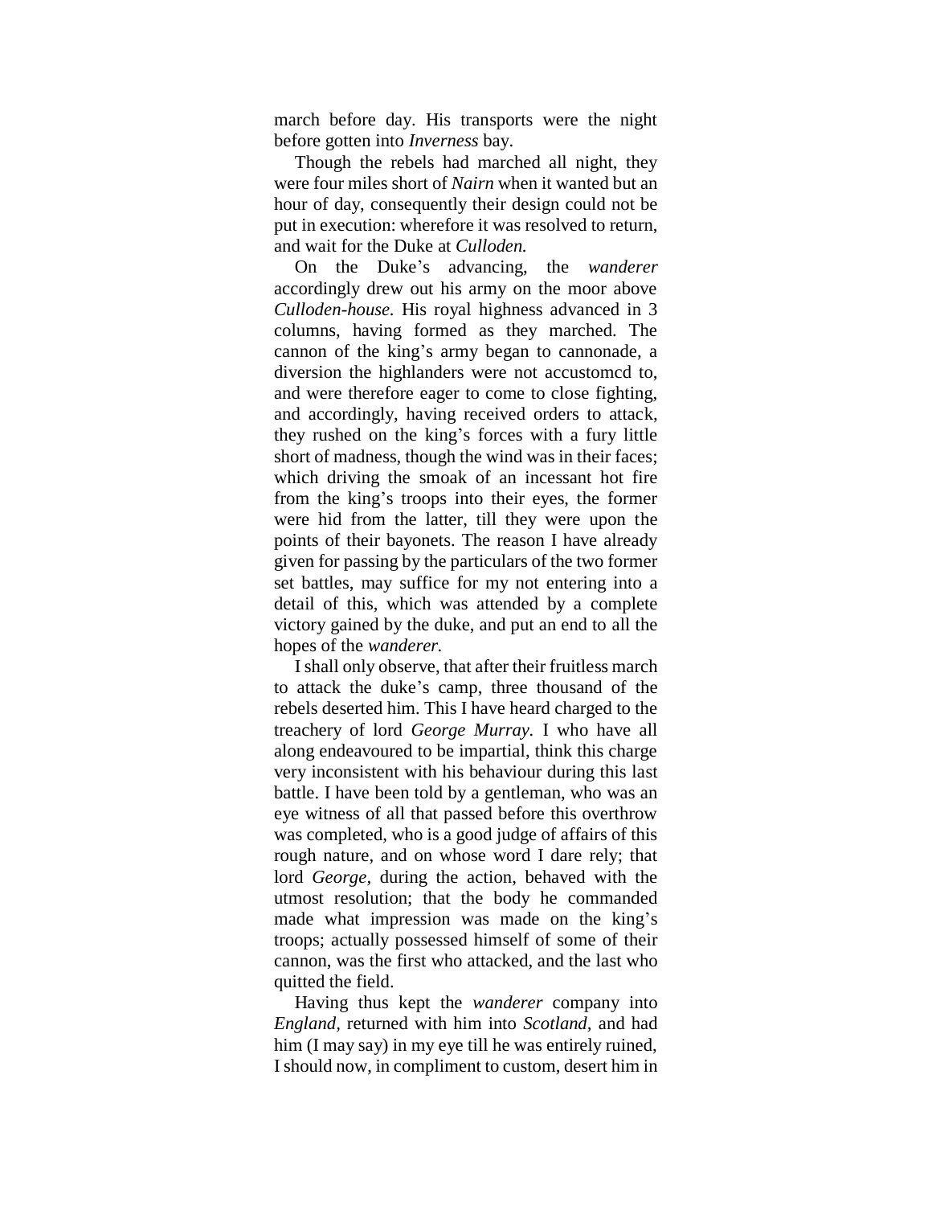march before day. His transports were the night before gotten into *Inverness* bay.

Though the rebels had marched all night, they were four miles short of *Nairn* when it wanted but an hour of day, consequently their design could not be put in execution: wherefore it was resolved to return, and wait for the Duke at *Culloden.*

On the Duke's advancing, the *wanderer* accordingly drew out his army on the moor above *Culloden-house.* His royal highness advanced in 3 columns, having formed as they marched. The cannon of the king's army began to cannonade, a diversion the highlanders were not accustomcd to, and were therefore eager to come to close fighting, and accordingly, having received orders to attack, they rushed on the king's forces with a fury little short of madness, though the wind was in their faces; which driving the smoak of an incessant hot fire from the king's troops into their eyes, the former were hid from the latter, till they were upon the points of their bayonets. The reason I have already given for passing by the particulars of the two former set battles, may suffice for my not entering into a detail of this, which was attended by a complete victory gained by the duke, and put an end to all the hopes of the *wanderer.*

I shall only observe, that after their fruitless march to attack the duke's camp, three thousand of the rebels deserted him. This I have heard charged to the treachery of lord *George Murray.* I who have all along endeavoured to be impartial, think this charge very inconsistent with his behaviour during this last battle. I have been told by a gentleman, who was an eye witness of all that passed before this overthrow was completed, who is a good judge of affairs of this rough nature, and on whose word I dare rely; that lord *George,* during the action, behaved with the utmost resolution; that the body he commanded made what impression was made on the king's troops; actually possessed himself of some of their cannon, was the first who attacked, and the last who quitted the field.

Having thus kept the *wanderer* company into *England,* returned with him into *Scotland,* and had him (I may say) in my eye till he was entirely ruined, I should now, in compliment to custom, desert him in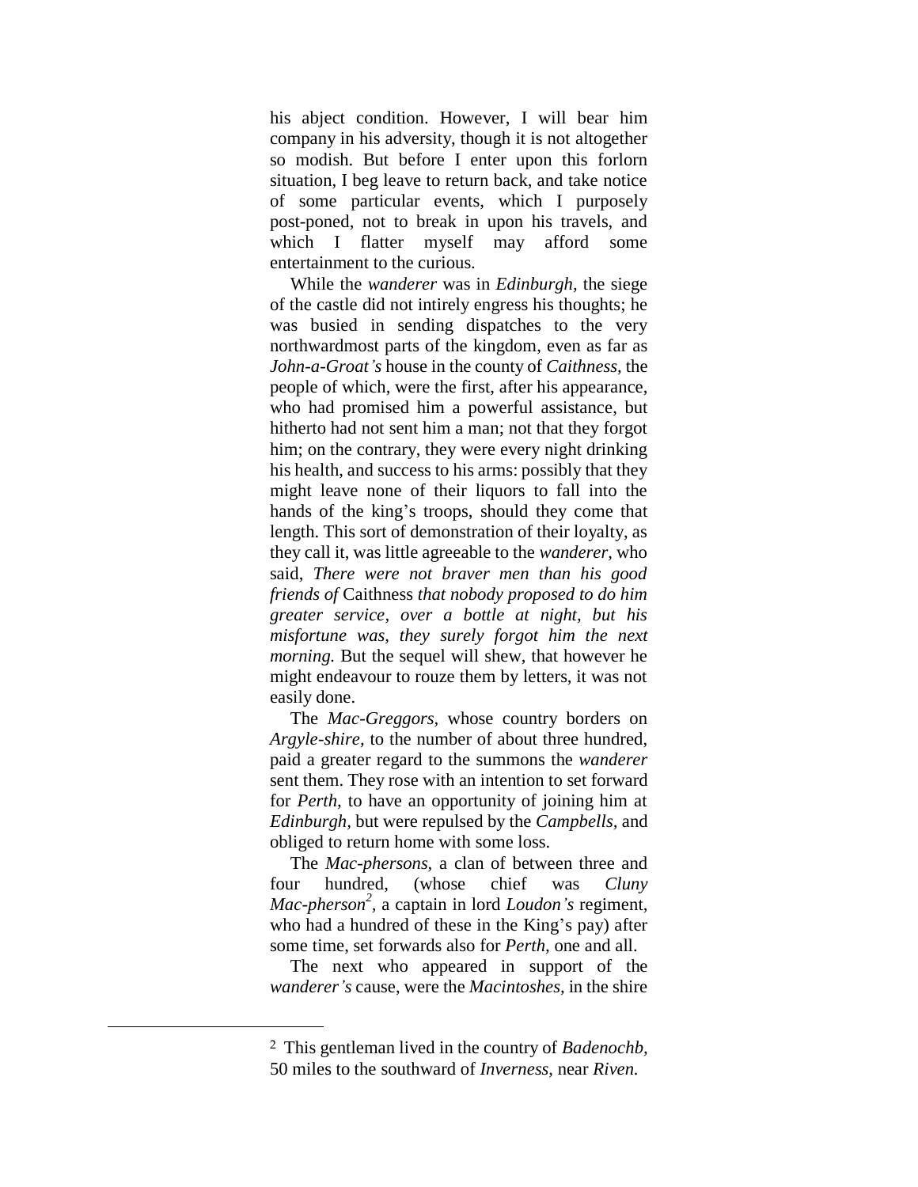his abject condition. However, I will bear him company in his adversity, though it is not altogether so modish. But before I enter upon this forlorn situation, I beg leave to return back, and take notice of some particular events, which I purposely post-poned, not to break in upon his travels, and which I flatter myself may afford some entertainment to the curious.

While the *wanderer* was in *Edinburgh*, the siege of the castle did not intirely engress his thoughts; he was busied in sending dispatches to the very northwardmost parts of the kingdom, even as far as *John-a-Groat's* house in the county of *Caithness*, the people of which, were the first, after his appearance, who had promised him a powerful assistance, but hitherto had not sent him a man; not that they forgot him; on the contrary, they were every night drinking his health, and success to his arms: possibly that they might leave none of their liquors to fall into the hands of the king's troops, should they come that length. This sort of demonstration of their loyalty, as they call it, was little agreeable to the *wanderer*, who said, *There were not braver men than his good friends of* Caithness *that nobody proposed to do him greater service, over a bottle at night, but his misfortune was, they surely forgot him the next morning.* But the sequel will shew, that however he might endeavour to rouze them by letters, it was not easily done.

The *Mac-Greggors*, whose country borders on *Argyle-shire*, to the number of about three hundred, paid a greater regard to the summons the *wanderer* sent them. They rose with an intention to set forward for *Perth*, to have an opportunity of joining him at *Edinburgh*, but were repulsed by the *Campbells*, and obliged to return home with some loss.

The *Mac-phersons*, a clan of between three and four hundred, (whose chief was *Cluny Mac-pherson*[2], a captain in lord *Loudon's* regiment, who had a hundred of these in the King's pay) after some time, set forwards also for *Perth*, one and all.

The next who appeared in support of the *wanderer's* cause, were the *Macintoshes*, in the shire

---

[2] This gentleman lived in the country of *Badenochb*, 50 miles to the southward of *Inverness*, near *Riven.*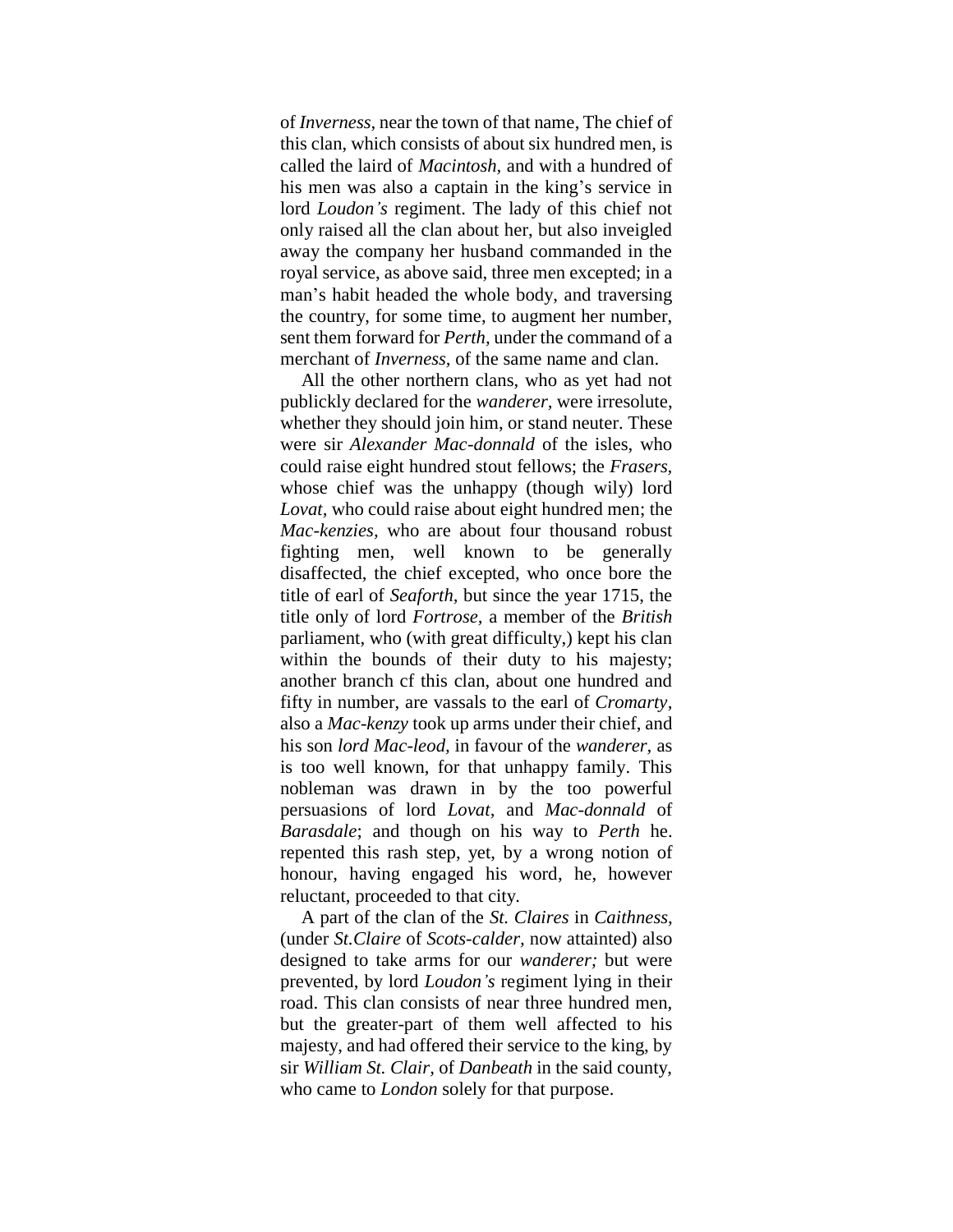of *Inverness,* near the town of that name, The chief of this clan, which consists of about six hundred men, is called the laird of *Macintosh*, and with a hundred of his men was also a captain in the king's service in lord *Loudon's* regiment. The lady of this chief not only raised all the clan about her, but also inveigled away the company her husband commanded in the royal service, as above said, three men excepted; in a man's habit headed the whole body, and traversing the country, for some time, to augment her number, sent them forward for *Perth*, under the command of a merchant of *Inverness,* of the same name and clan.

All the other northern clans, who as yet had not publickly declared for the *wanderer*, were irresolute, whether they should join him, or stand neuter. These were sir *Alexander Mac-donnald* of the isles, who could raise eight hundred stout fellows; the *Frasers*, whose chief was the unhappy (though wily) lord *Lovat*, who could raise about eight hundred men; the *Mac-kenzies*, who are about four thousand robust fighting men, well known to be generally disaffected, the chief excepted, who once bore the title of earl of *Seaforth*, but since the year 1715, the title only of lord *Fortrose*, a member of the *British* parliament, who (with great difficulty,) kept his clan within the bounds of their duty to his majesty; another branch cf this clan, about one hundred and fifty in number, are vassals to the earl of *Cromarty*, also a *Mac-kenzy* took up arms under their chief, and his son *lord Mac-leod*, in favour of the *wanderer,* as is too well known, for that unhappy family. This nobleman was drawn in by the too powerful persuasions of lord *Lovat,* and *Mac-donnald* of *Barasdale*; and though on his way to *Perth* he. repented this rash step, yet, by a wrong notion of honour, having engaged his word, he, however reluctant, proceeded to that city.

A part of the clan of the *St. Claires* in *Caithness,* (under *St.Claire* of *Scots-calder,* now attainted) also designed to take arms for our *wanderer;* but were prevented, by lord *Loudon's* regiment lying in their road. This clan consists of near three hundred men, but the greater-part of them well affected to his majesty, and had offered their service to the king, by sir *William St. Clair,* of *Danbeath* in the said county, who came to *London* solely for that purpose.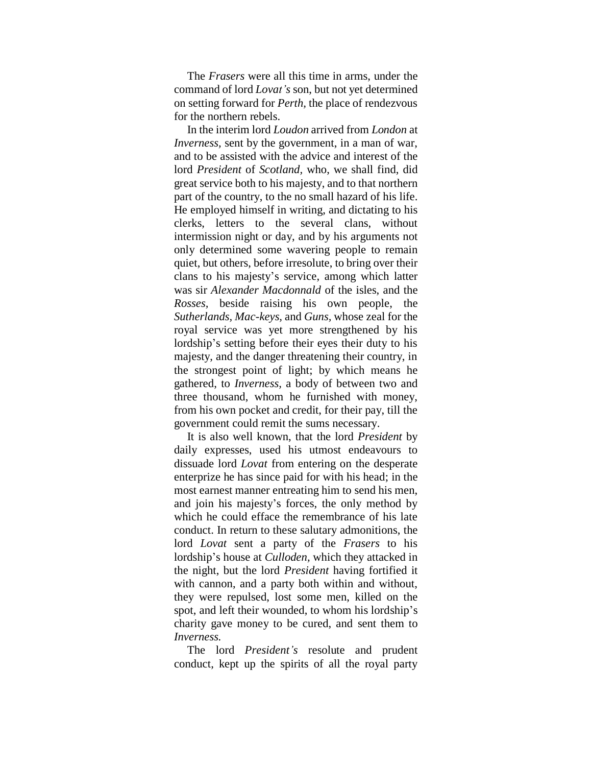The *Frasers* were all this time in arms, under the command of lord *Lovat's* son, but not yet determined on setting forward for *Perth,* the place of rendezvous for the northern rebels.

In the interim lord *Loudon* arrived from *London* at *Inverness,* sent by the government, in a man of war, and to be assisted with the advice and interest of the lord *President* of *Scotland,* who, we shall find, did great service both to his majesty, and to that northern part of the country, to the no small hazard of his life. He employed himself in writing, and dictating to his clerks, letters to the several clans, without intermission night or day, and by his arguments not only determined some wavering people to remain quiet, but others, before irresolute, to bring over their clans to his majesty's service, among which latter was sir *Alexander Macdonnald* of the isles, and the *Rosses,* beside raising his own people, the *Sutherlands, Mac-keys,* and *Guns,* whose zeal for the royal service was yet more strengthened by his lordship's setting before their eyes their duty to his majesty, and the danger threatening their country, in the strongest point of light; by which means he gathered, to *Inverness,* a body of between two and three thousand, whom he furnished with money, from his own pocket and credit, for their pay, till the government could remit the sums necessary.

It is also well known, that the lord *President* by daily expresses, used his utmost endeavours to dissuade lord *Lovat* from entering on the desperate enterprize he has since paid for with his head; in the most earnest manner entreating him to send his men, and join his majesty's forces, the only method by which he could efface the remembrance of his late conduct. In return to these salutary admonitions, the lord *Lovat* sent a party of the *Frasers* to his lordship's house at *Culloden,* which they attacked in the night, but the lord *President* having fortified it with cannon, and a party both within and without, they were repulsed, lost some men, killed on the spot, and left their wounded, to whom his lordship's charity gave money to be cured, and sent them to *Inverness.*

The lord *President's* resolute and prudent conduct, kept up the spirits of all the royal party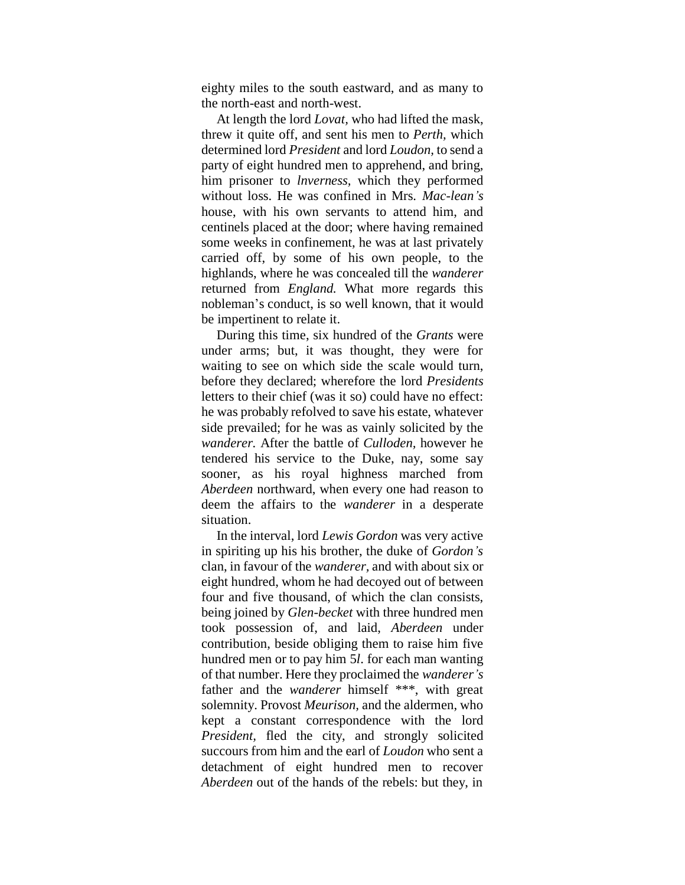eighty miles to the south eastward, and as many to the north-east and north-west.

At length the lord *Lovat*, who had lifted the mask, threw it quite off, and sent his men to *Perth*, which determined lord *President* and lord *Loudon*, to send a party of eight hundred men to apprehend, and bring, him prisoner to *lnverness*, which they performed without loss. He was confined in Mrs. *Mac-lean's* house, with his own servants to attend him, and centinels placed at the door; where having remained some weeks in confinement, he was at last privately carried off, by some of his own people, to the highlands, where he was concealed till the *wanderer* returned from *England.* What more regards this nobleman's conduct, is so well known, that it would be impertinent to relate it.

During this time, six hundred of the *Grants* were under arms; but, it was thought, they were for waiting to see on which side the scale would turn, before they declared; wherefore the lord *Presidents* letters to their chief (was it so) could have no effect: he was probably refolved to save his estate, whatever side prevailed; for he was as vainly solicited by the *wanderer.* After the battle of *Culloden*, however he tendered his service to the Duke, nay, some say sooner, as his royal highness marched from *Aberdeen* northward, when every one had reason to deem the affairs to the *wanderer* in a desperate situation.

In the interval, lord *Lewis Gordon* was very active in spiriting up his his brother, the duke of *Gordon's* clan, in favour of the *wanderer*, and with about six or eight hundred, whom he had decoyed out of between four and five thousand, of which the clan consists, being joined by *Glen-becket* with three hundred men took possession of, and laid, *Aberdeen* under contribution, beside obliging them to raise him five hundred men or to pay him 5*l.* for each man wanting of that number. Here they proclaimed the *wanderer's* father and the *wanderer* himself ***, with great solemnity. Provost *Meurison*, and the aldermen, who kept a constant correspondence with the lord *President*, fled the city, and strongly solicited succours from him and the earl of *Loudon* who sent a detachment of eight hundred men to recover *Aberdeen* out of the hands of the rebels: but they, in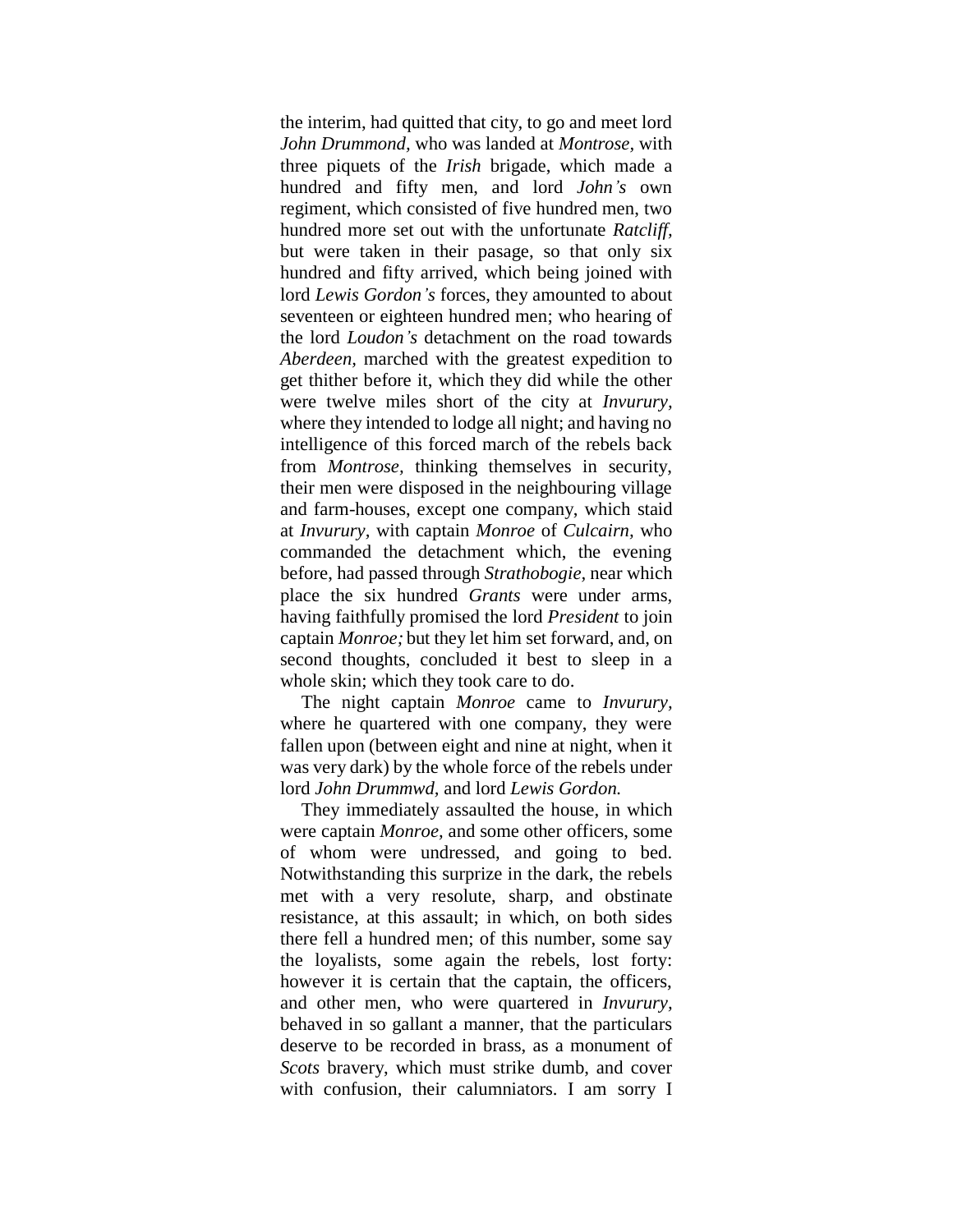the interim, had quitted that city, to go and meet lord *John Drummond*, who was landed at *Montrose*, with three piquets of the *Irish* brigade, which made a hundred and fifty men, and lord *John's* own regiment, which consisted of five hundred men, two hundred more set out with the unfortunate *Ratcliff*, but were taken in their pasage, so that only six hundred and fifty arrived, which being joined with lord *Lewis Gordon's* forces, they amounted to about seventeen or eighteen hundred men; who hearing of the lord *Loudon's* detachment on the road towards *Aberdeen*, marched with the greatest expedition to get thither before it, which they did while the other were twelve miles short of the city at *Invurury*, where they intended to lodge all night; and having no intelligence of this forced march of the rebels back from *Montrose*, thinking themselves in security, their men were disposed in the neighbouring village and farm-houses, except one company, which staid at *Invurury*, with captain *Monroe* of *Culcairn*, who commanded the detachment which, the evening before, had passed through *Strathobogie*, near which place the six hundred *Grants* were under arms, having faithfully promised the lord *President* to join captain *Monroe;* but they let him set forward, and, on second thoughts, concluded it best to sleep in a whole skin; which they took care to do.

The night captain *Monroe* came to *Invurury*, where he quartered with one company, they were fallen upon (between eight and nine at night, when it was very dark) by the whole force of the rebels under lord *John Drummwd*, and lord *Lewis Gordon.*

They immediately assaulted the house, in which were captain *Monroe*, and some other officers, some of whom were undressed, and going to bed. Notwithstanding this surprize in the dark, the rebels met with a very resolute, sharp, and obstinate resistance, at this assault; in which, on both sides there fell a hundred men; of this number, some say the loyalists, some again the rebels, lost forty: however it is certain that the captain, the officers, and other men, who were quartered in *Invurury*, behaved in so gallant a manner, that the particulars deserve to be recorded in brass, as a monument of *Scots* bravery, which must strike dumb, and cover with confusion, their calumniators. I am sorry I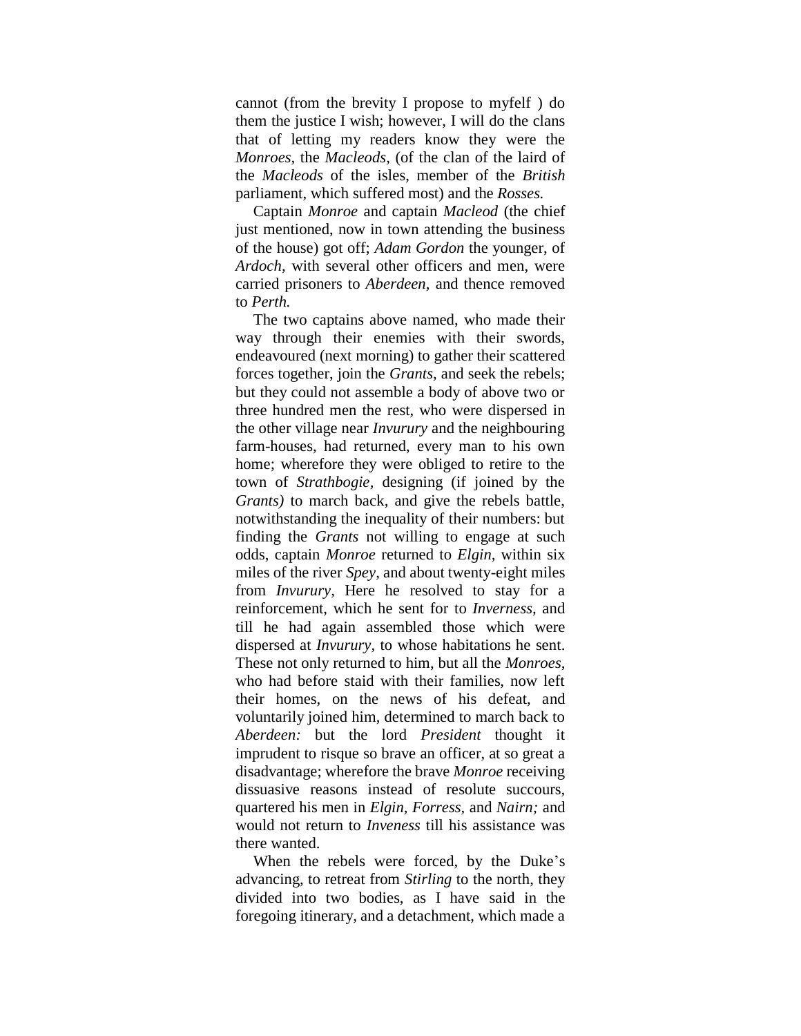cannot (from the brevity I propose to myfelf ) do them the justice I wish; however, I will do the clans that of letting my readers know they were the *Monroes*, the *Macleods*, (of the clan of the laird of the *Macleods* of the isles, member of the *British* parliament, which suffered most) and the *Rosses.*

Captain *Monroe* and captain *Macleod* (the chief just mentioned, now in town attending the business of the house) got off; *Adam Gordon* the younger, of *Ardoch,* with several other officers and men, were carried prisoners to *Aberdeen,* and thence removed to *Perth.*

The two captains above named, who made their way through their enemies with their swords, endeavoured (next morning) to gather their scattered forces together, join the *Grants*, and seek the rebels; but they could not assemble a body of above two or three hundred men the rest, who were dispersed in the other village near *Invurury* and the neighbouring farm-houses, had returned, every man to his own home; wherefore they were obliged to retire to the town of *Strathbogie,* designing (if joined by the *Grants)* to march back, and give the rebels battle, notwithstanding the inequality of their numbers: but finding the *Grants* not willing to engage at such odds, captain *Monroe* returned to *Elgin,* within six miles of the river *Spey,* and about twenty-eight miles from *Invurury,* Here he resolved to stay for a reinforcement, which he sent for to *Inverness,* and till he had again assembled those which were dispersed at *Invurury,* to whose habitations he sent. These not only returned to him, but all the *Monroes,* who had before staid with their families, now left their homes, on the news of his defeat, and voluntarily joined him, determined to march back to *Aberdeen:* but the lord *President* thought it imprudent to risque so brave an officer, at so great a disadvantage; wherefore the brave *Monroe* receiving dissuasive reasons instead of resolute succours, quartered his men in *Elgin, Forress*, and *Nairn;* and would not return to *Inveness* till his assistance was there wanted.

When the rebels were forced, by the Duke's advancing, to retreat from *Stirling* to the north, they divided into two bodies, as I have said in the foregoing itinerary, and a detachment, which made a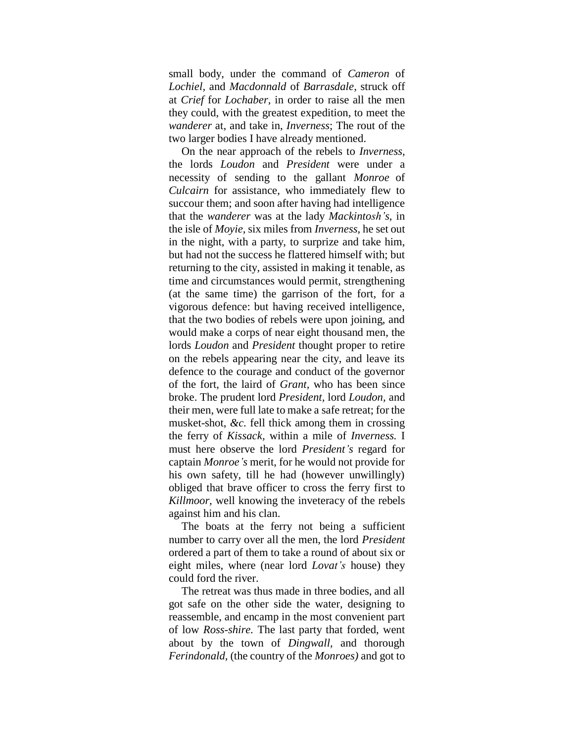small body, under the command of *Cameron* of *Lochiel*, and *Macdonnald* of *Barrasdale*, struck off at *Crief* for *Lochaber*, in order to raise all the men they could, with the greatest expedition, to meet the *wanderer* at, and take in, *Inverness*; The rout of the two larger bodies I have already mentioned.

On the near approach of the rebels to *Inverness*, the lords *Loudon* and *President* were under a necessity of sending to the gallant *Monroe* of *Culcairn* for assistance, who immediately flew to succour them; and soon after having had intelligence that the *wanderer* was at the lady *Mackintosh's*, in the isle of *Moyie*, six miles from *Inverness*, he set out in the night, with a party, to surprize and take him, but had not the success he flattered himself with; but returning to the city, assisted in making it tenable, as time and circumstances would permit, strengthening (at the same time) the garrison of the fort, for a vigorous defence: but having received intelligence, that the two bodies of rebels were upon joining, and would make a corps of near eight thousand men, the lords *Loudon* and *President* thought proper to retire on the rebels appearing near the city, and leave its defence to the courage and conduct of the governor of the fort, the laird of *Grant*, who has been since broke. The prudent lord *President*, lord *Loudon*, and their men, were full late to make a safe retreat; for the musket-shot, *&c.* fell thick among them in crossing the ferry of *Kissack*, within a mile of *Inverness.* I must here observe the lord *President's* regard for captain *Monroe's* merit, for he would not provide for his own safety, till he had (however unwillingly) obliged that brave officer to cross the ferry first to *Killmoor*, well knowing the inveteracy of the rebels against him and his clan.

The boats at the ferry not being a sufficient number to carry over all the men, the lord *President* ordered a part of them to take a round of about six or eight miles, where (near lord *Lovat's* house) they could ford the river.

The retreat was thus made in three bodies, and all got safe on the other side the water, designing to reassemble, and encamp in the most convenient part of low *Ross-shire.* The last party that forded, went about by the town of *Dingwall*, and thorough *Ferindonald*, (the country of the *Monroes)* and got to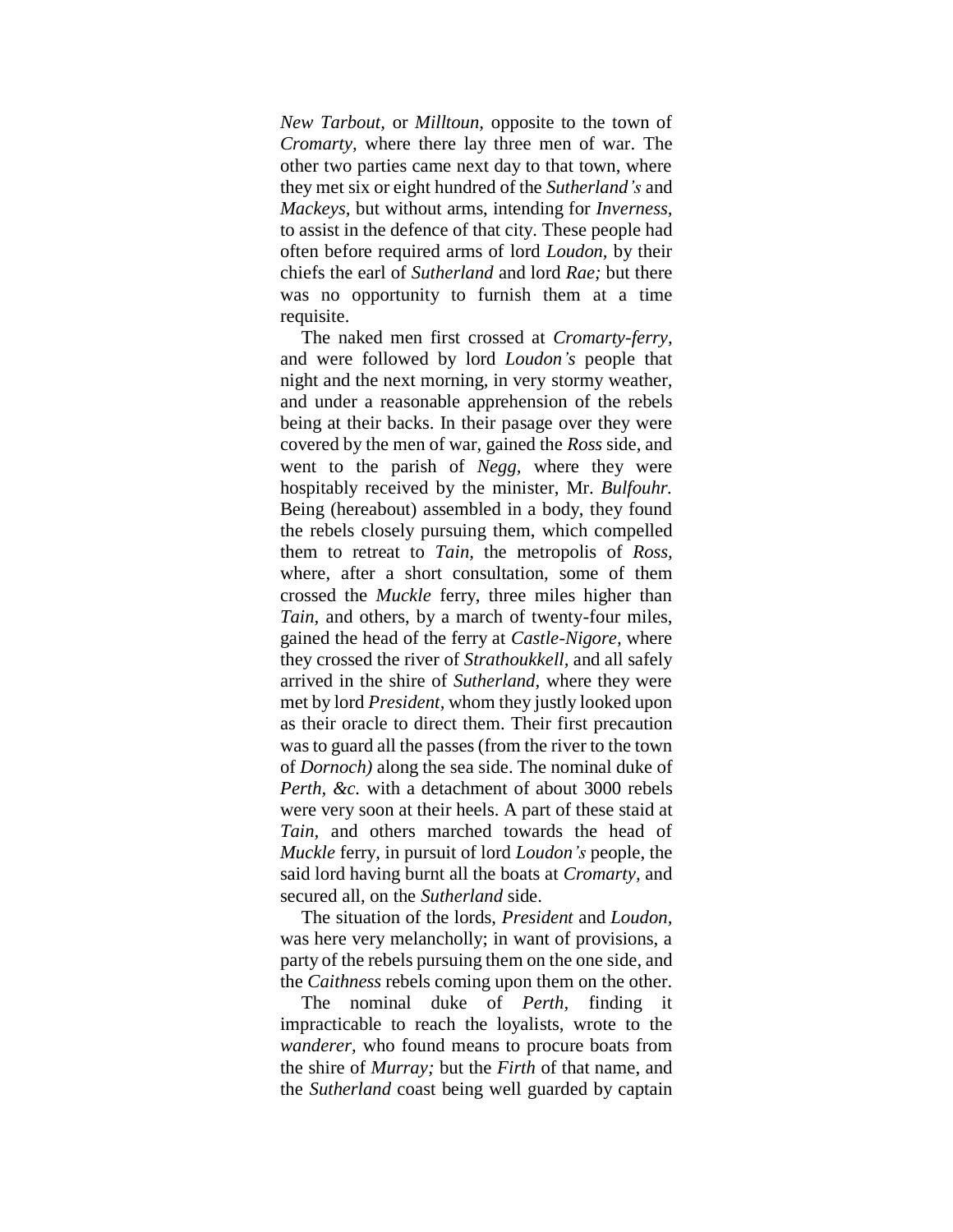*New Tarbout*, or *Milltoun*, opposite to the town of *Cromarty*, where there lay three men of war. The other two parties came next day to that town, where they met six or eight hundred of the *Sutherland's* and *Mackeys*, but without arms, intending for *Inverness*, to assist in the defence of that city. These people had often before required arms of lord *Loudon*, by their chiefs the earl of *Sutherland* and lord *Rae;* but there was no opportunity to furnish them at a time requisite.

The naked men first crossed at *Cromarty-ferry*, and were followed by lord *Loudon's* people that night and the next morning, in very stormy weather, and under a reasonable apprehension of the rebels being at their backs. In their pasage over they were covered by the men of war, gained the *Ross* side, and went to the parish of *Negg*, where they were hospitably received by the minister, Mr. *Bulfouhr.* Being (hereabout) assembled in a body, they found the rebels closely pursuing them, which compelled them to retreat to *Tain*, the metropolis of *Ross*, where, after a short consultation, some of them crossed the *Muckle* ferry, three miles higher than *Tain*, and others, by a march of twenty-four miles, gained the head of the ferry at *Castle-Nigore*, where they crossed the river of *Strathoukkell*, and all safely arrived in the shire of *Sutherland*, where they were met by lord *President*, whom they justly looked upon as their oracle to direct them. Their first precaution was to guard all the passes (from the river to the town of *Dornoch)* along the sea side. The nominal duke of *Perth*, *&c.* with a detachment of about 3000 rebels were very soon at their heels. A part of these staid at *Tain*, and others marched towards the head of *Muckle* ferry, in pursuit of lord *Loudon's* people, the said lord having burnt all the boats at *Cromarty*, and secured all, on the *Sutherland* side.

The situation of the lords, *President* and *Loudon*, was here very melancholly; in want of provisions, a party of the rebels pursuing them on the one side, and the *Caithness* rebels coming upon them on the other.

The nominal duke of *Perth*, finding it impracticable to reach the loyalists, wrote to the *wanderer*, who found means to procure boats from the shire of *Murray;* but the *Firth* of that name, and the *Sutherland* coast being well guarded by captain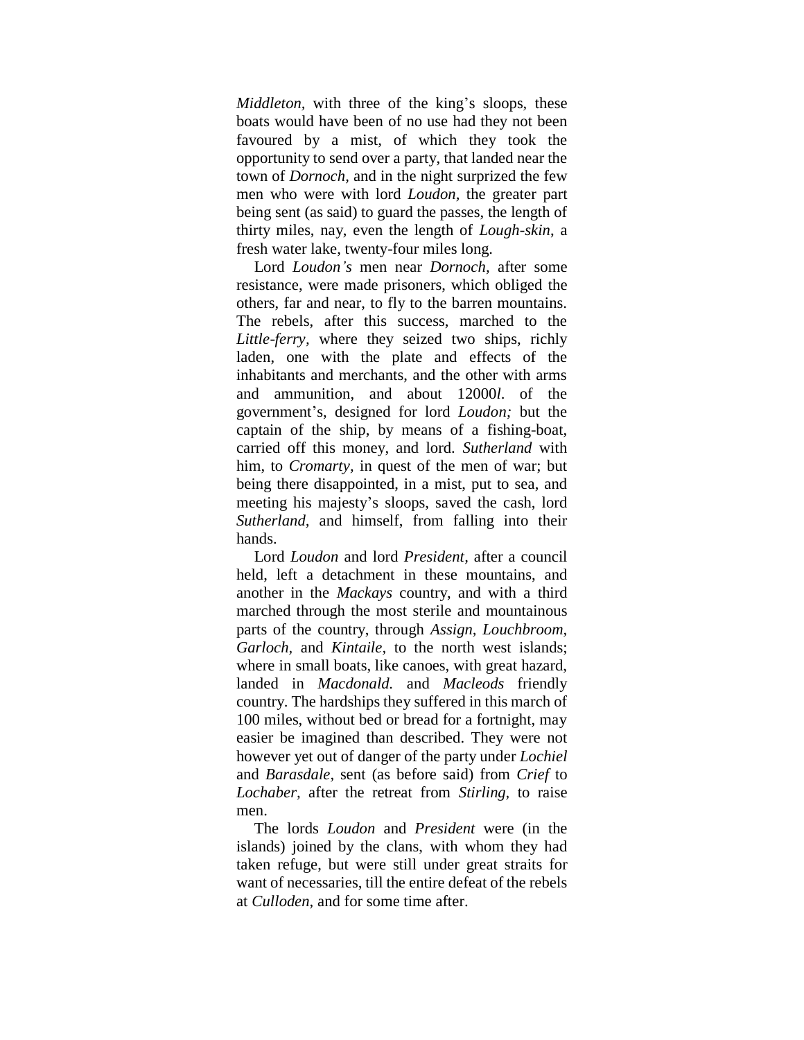*Middleton,* with three of the king's sloops, these boats would have been of no use had they not been favoured by a mist, of which they took the opportunity to send over a party, that landed near the town of *Dornoch,* and in the night surprized the few men who were with lord *Loudon,* the greater part being sent (as said) to guard the passes, the length of thirty miles, nay, even the length of *Lough-skin*, a fresh water lake, twenty-four miles long.

Lord *Loudon's* men near *Dornoch,* after some resistance, were made prisoners, which obliged the others, far and near, to fly to the barren mountains. The rebels, after this success, marched to the *Little-ferry,* where they seized two ships, richly laden, one with the plate and effects of the inhabitants and merchants, and the other with arms and ammunition, and about 12000*l.* of the government's, designed for lord *Loudon;* but the captain of the ship, by means of a fishing-boat, carried off this money, and lord. *Sutherland* with him, to *Cromarty,* in quest of the men of war; but being there disappointed, in a mist, put to sea, and meeting his majesty's sloops, saved the cash, lord *Sutherland,* and himself, from falling into their hands.

Lord *Loudon* and lord *President,* after a council held, left a detachment in these mountains, and another in the *Mackays* country, and with a third marched through the most sterile and mountainous parts of the country, through *Assign, Louchbroom, Garloch,* and *Kintaile,* to the north west islands; where in small boats, like canoes, with great hazard, landed in *Macdonald.* and *Macleods* friendly country. The hardships they suffered in this march of 100 miles, without bed or bread for a fortnight, may easier be imagined than described. They were not however yet out of danger of the party under *Lochiel* and *Barasdale,* sent (as before said) from *Crief* to *Lochaber,* after the retreat from *Stirling,* to raise men.

The lords *Loudon* and *President* were (in the islands) joined by the clans, with whom they had taken refuge, but were still under great straits for want of necessaries, till the entire defeat of the rebels at *Culloden,* and for some time after.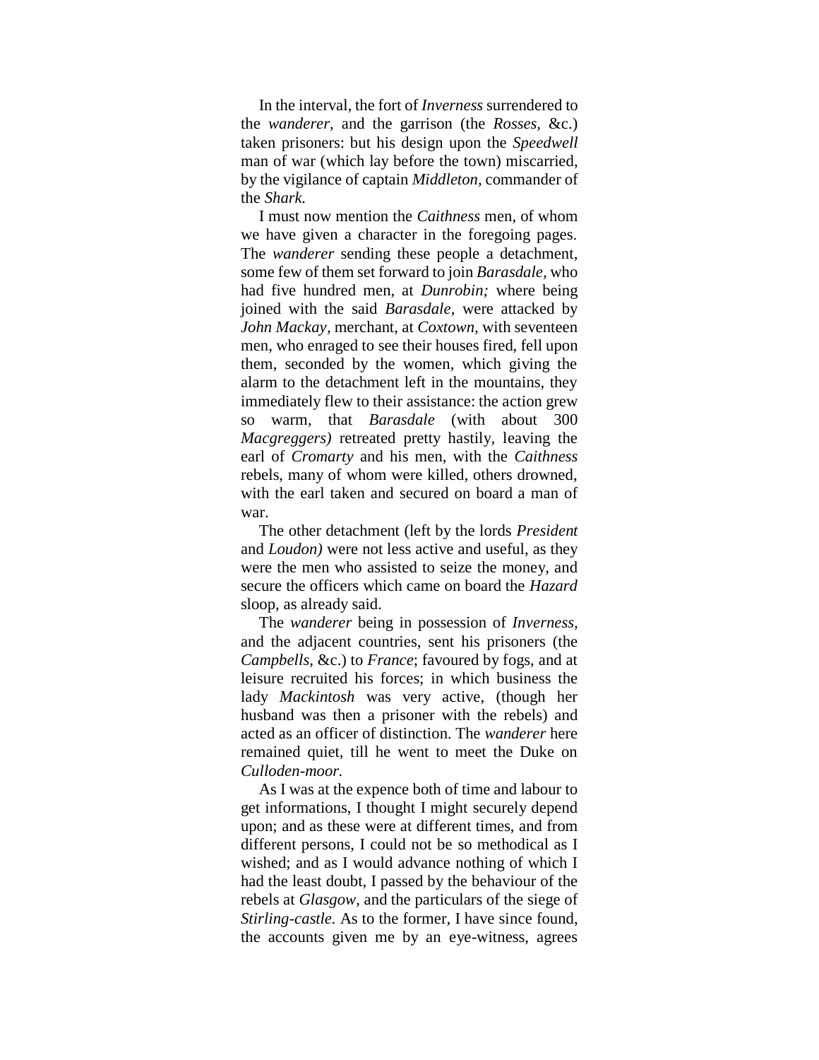In the interval, the fort of *Inverness* surrendered to the *wanderer,* and the garrison (the *Rosses,* &c.) taken prisoners: but his design upon the *Speedwell* man of war (which lay before the town) miscarried, by the vigilance of captain *Middleton,* commander of the *Shark.*

I must now mention the *Caithness* men, of whom we have given a character in the foregoing pages. The *wanderer* sending these people a detachment, some few of them set forward to join *Barasdale,* who had five hundred men, at *Dunrobin;* where being joined with the said *Barasdale,* were attacked by *John Mackay,* merchant, at *Coxtown,* with seventeen men, who enraged to see their houses fired, fell upon them, seconded by the women, which giving the alarm to the detachment left in the mountains, they immediately flew to their assistance: the action grew so warm, that *Barasdale* (with about 300 *Macgreggers)* retreated pretty hastily, leaving the earl of *Cromarty* and his men, with the *Caithness* rebels, many of whom were killed, others drowned, with the earl taken and secured on board a man of war.

The other detachment (left by the lords *President* and *Loudon)* were not less active and useful, as they were the men who assisted to seize the money, and secure the officers which came on board the *Hazard* sloop, as already said.

The *wanderer* being in possession of *Inverness,* and the adjacent countries, sent his prisoners (the *Campbells,* &c.) to *France*; favoured by fogs, and at leisure recruited his forces; in which business the lady *Mackintosh* was very active, (though her husband was then a prisoner with the rebels) and acted as an officer of distinction. The *wanderer* here remained quiet, till he went to meet the Duke on *Culloden-moor.*

As I was at the expence both of time and labour to get informations, I thought I might securely depend upon; and as these were at different times, and from different persons, I could not be so methodical as I wished; and as I would advance nothing of which I had the least doubt, I passed by the behaviour of the rebels at *Glasgow,* and the particulars of the siege of *Stirling-castle.* As to the former, I have since found, the accounts given me by an eye-witness, agrees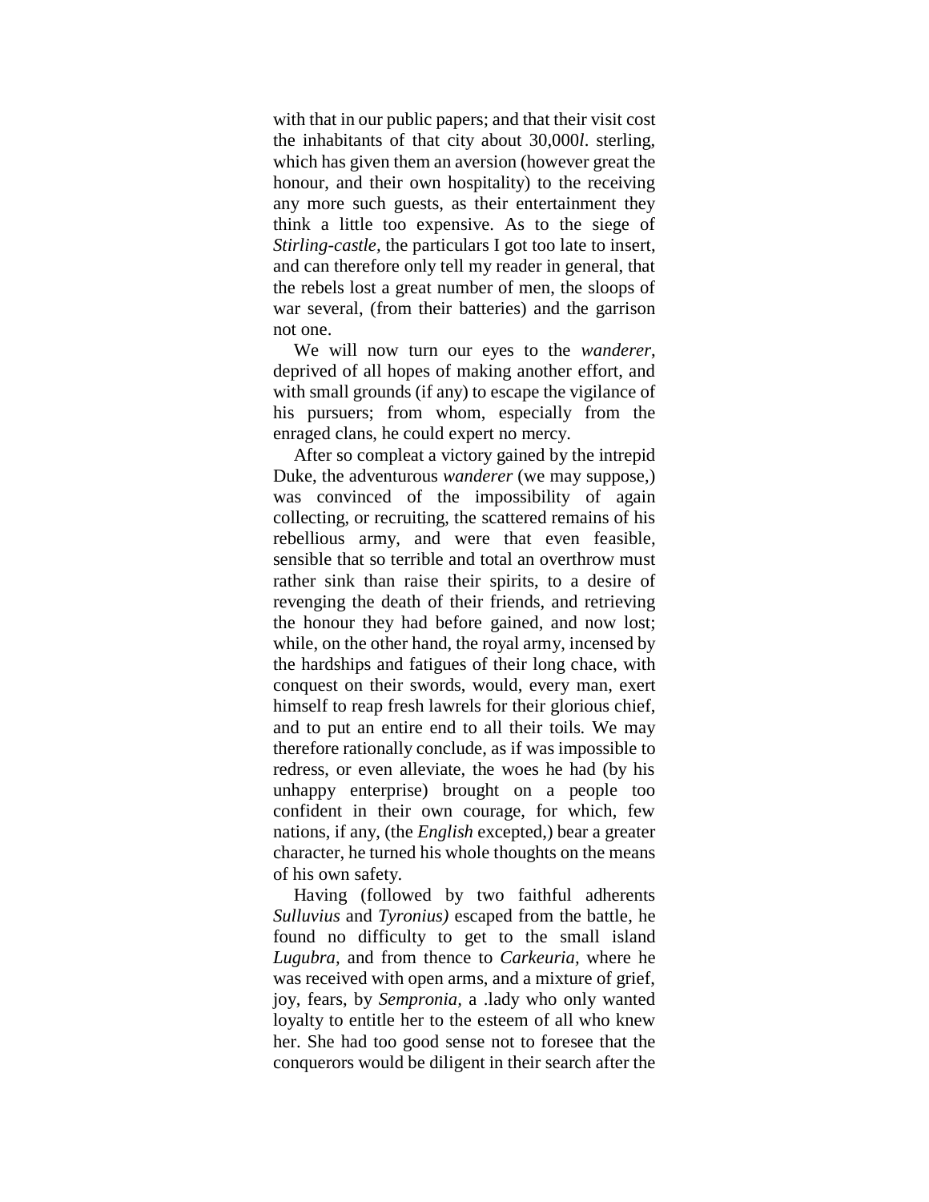with that in our public papers; and that their visit cost the inhabitants of that city about 30,000*l*. sterling, which has given them an aversion (however great the honour, and their own hospitality) to the receiving any more such guests, as their entertainment they think a little too expensive. As to the siege of *Stirling-castle*, the particulars I got too late to insert, and can therefore only tell my reader in general, that the rebels lost a great number of men, the sloops of war several, (from their batteries) and the garrison not one.

We will now turn our eyes to the *wanderer*, deprived of all hopes of making another effort, and with small grounds (if any) to escape the vigilance of his pursuers; from whom, especially from the enraged clans, he could expert no mercy.

After so compleat a victory gained by the intrepid Duke, the adventurous *wanderer* (we may suppose,) was convinced of the impossibility of again collecting, or recruiting, the scattered remains of his rebellious army, and were that even feasible, sensible that so terrible and total an overthrow must rather sink than raise their spirits, to a desire of revenging the death of their friends, and retrieving the honour they had before gained, and now lost; while, on the other hand, the royal army, incensed by the hardships and fatigues of their long chace, with conquest on their swords, would, every man, exert himself to reap fresh lawrels for their glorious chief, and to put an entire end to all their toils. We may therefore rationally conclude, as if was impossible to redress, or even alleviate, the woes he had (by his unhappy enterprise) brought on a people too confident in their own courage, for which, few nations, if any, (the *English* excepted,) bear a greater character, he turned his whole thoughts on the means of his own safety.

Having (followed by two faithful adherents *Sulluvius* and *Tyronius)* escaped from the battle, he found no difficulty to get to the small island *Lugubra*, and from thence to *Carkeuria*, where he was received with open arms, and a mixture of grief, joy, fears, by *Sempronia*, a .lady who only wanted loyalty to entitle her to the esteem of all who knew her. She had too good sense not to foresee that the conquerors would be diligent in their search after the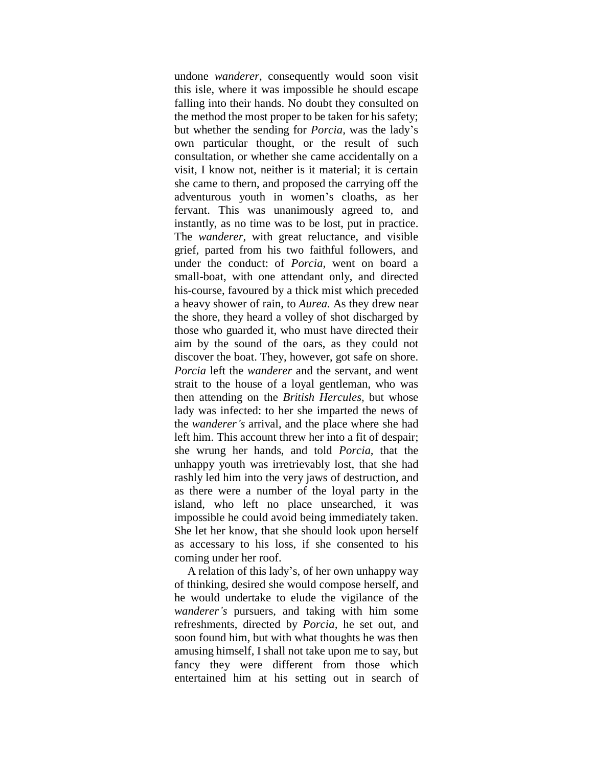undone *wanderer,* consequently would soon visit this isle, where it was impossible he should escape falling into their hands. No doubt they consulted on the method the most proper to be taken for his safety; but whether the sending for *Porcia,* was the lady's own particular thought, or the result of such consultation, or whether she came accidentally on a visit, I know not, neither is it material; it is certain she came to thern, and proposed the carrying off the adventurous youth in women's cloaths, as her fervant. This was unanimously agreed to, and instantly, as no time was to be lost, put in practice. The *wanderer,* with great reluctance, and visible grief, parted from his two faithful followers, and under the conduct: of *Porcia,* went on board a small-boat, with one attendant only, and directed his-course, favoured by a thick mist which preceded a heavy shower of rain, to *Aurea.* As they drew near the shore, they heard a volley of shot discharged by those who guarded it, who must have directed their aim by the sound of the oars, as they could not discover the boat. They, however, got safe on shore. *Porcia* left the *wanderer* and the servant, and went strait to the house of a loyal gentleman, who was then attending on the *British Hercules,* but whose lady was infected: to her she imparted the news of the *wanderer's* arrival, and the place where she had left him. This account threw her into a fit of despair; she wrung her hands, and told *Porcia,* that the unhappy youth was irretrievably lost, that she had rashly led him into the very jaws of destruction, and as there were a number of the loyal party in the island, who left no place unsearched, it was impossible he could avoid being immediately taken. She let her know, that she should look upon herself as accessary to his loss, if she consented to his coming under her roof.

A relation of this lady's, of her own unhappy way of thinking, desired she would compose herself, and he would undertake to elude the vigilance of the *wanderer's* pursuers, and taking with him some refreshments, directed by *Porcia,* he set out, and soon found him, but with what thoughts he was then amusing himself, I shall not take upon me to say, but fancy they were different from those which entertained him at his setting out in search of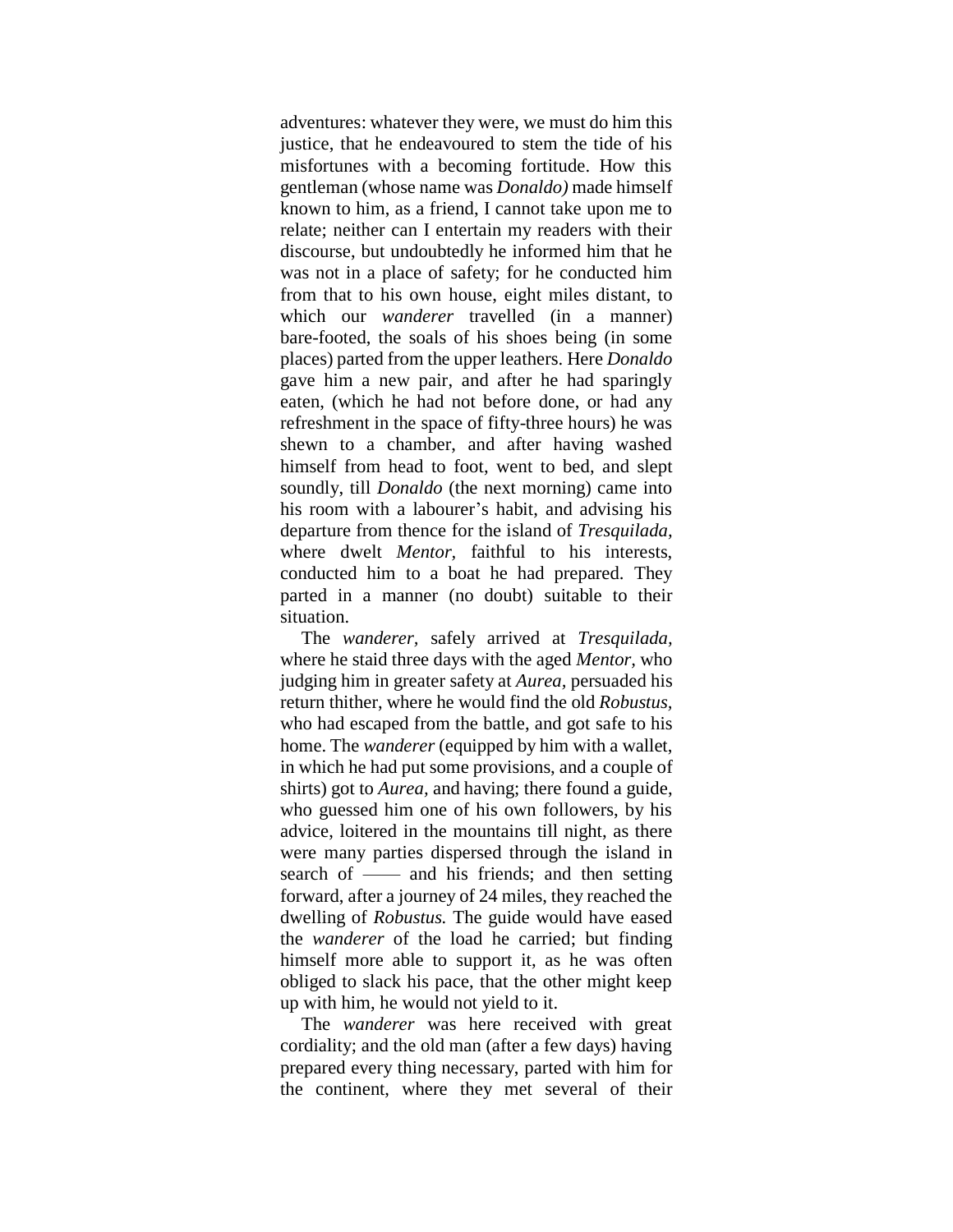adventures: whatever they were, we must do him this justice, that he endeavoured to stem the tide of his misfortunes with a becoming fortitude. How this gentleman (whose name was *Donaldo)* made himself known to him, as a friend, I cannot take upon me to relate; neither can I entertain my readers with their discourse, but undoubtedly he informed him that he was not in a place of safety; for he conducted him from that to his own house, eight miles distant, to which our *wanderer* travelled (in a manner) bare-footed, the soals of his shoes being (in some places) parted from the upper leathers. Here *Donaldo* gave him a new pair, and after he had sparingly eaten, (which he had not before done, or had any refreshment in the space of fifty-three hours) he was shewn to a chamber, and after having washed himself from head to foot, went to bed, and slept soundly, till *Donaldo* (the next morning) came into his room with a labourer's habit, and advising his departure from thence for the island of *Tresquilada,* where dwelt *Mentor,* faithful to his interests, conducted him to a boat he had prepared. They parted in a manner (no doubt) suitable to their situation.

The *wanderer,* safely arrived at *Tresquilada,* where he staid three days with the aged *Mentor,* who judging him in greater safety at *Aurea,* persuaded his return thither, where he would find the old *Robustus,* who had escaped from the battle, and got safe to his home. The *wanderer* (equipped by him with a wallet, in which he had put some provisions, and a couple of shirts) got to *Aurea,* and having; there found a guide, who guessed him one of his own followers, by his advice, loitered in the mountains till night, as there were many parties dispersed through the island in search of —— and his friends; and then setting forward, after a journey of 24 miles, they reached the dwelling of *Robustus.* The guide would have eased the *wanderer* of the load he carried; but finding himself more able to support it, as he was often obliged to slack his pace, that the other might keep up with him, he would not yield to it.

The *wanderer* was here received with great cordiality; and the old man (after a few days) having prepared every thing necessary, parted with him for the continent, where they met several of their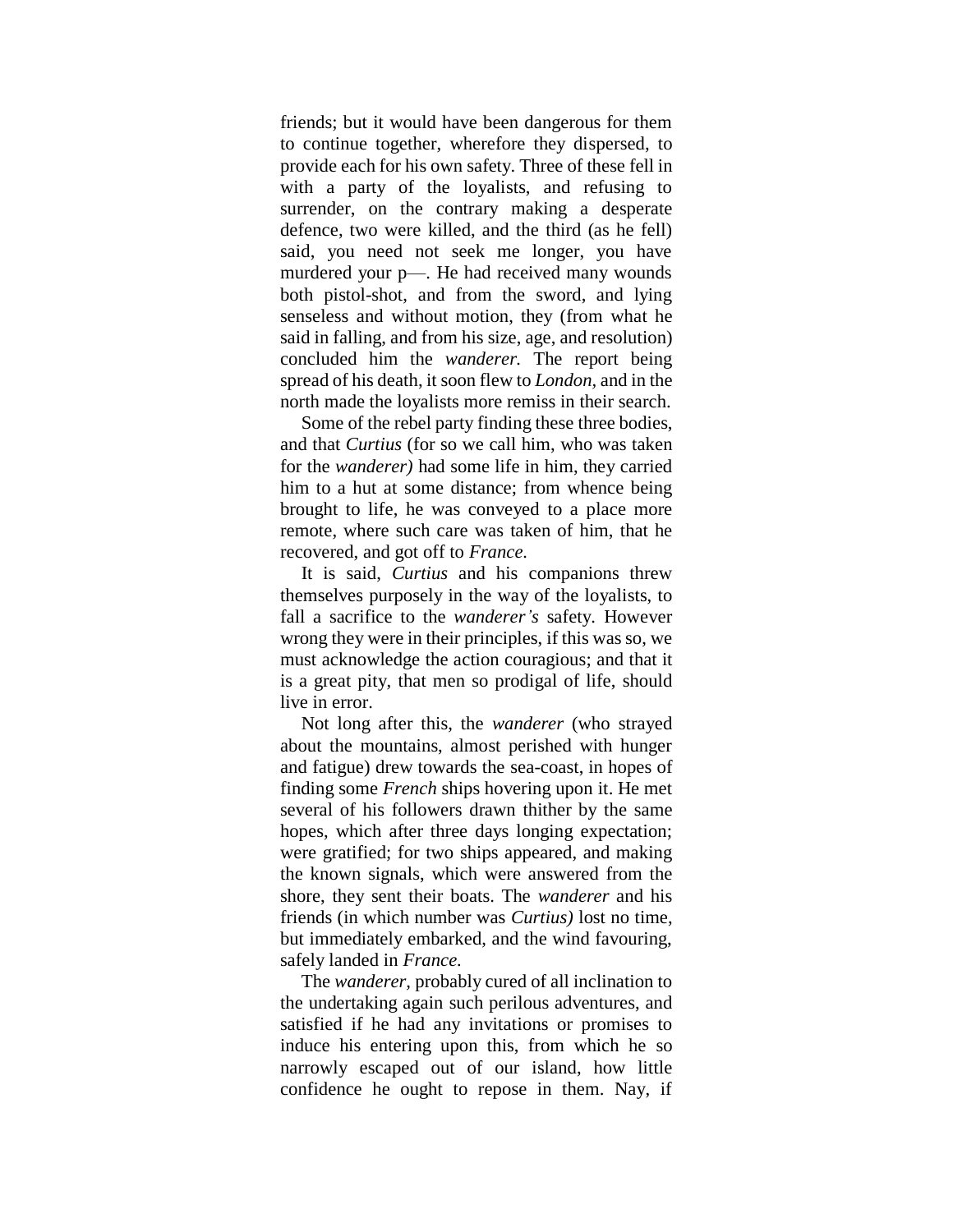friends; but it would have been dangerous for them to continue together, wherefore they dispersed, to provide each for his own safety. Three of these fell in with a party of the loyalists, and refusing to surrender, on the contrary making a desperate defence, two were killed, and the third (as he fell) said, you need not seek me longer, you have murdered your p—. He had received many wounds both pistol-shot, and from the sword, and lying senseless and without motion, they (from what he said in falling, and from his size, age, and resolution) concluded him the *wanderer.* The report being spread of his death, it soon flew to *London*, and in the north made the loyalists more remiss in their search.

Some of the rebel party finding these three bodies, and that *Curtius* (for so we call him, who was taken for the *wanderer)* had some life in him, they carried him to a hut at some distance; from whence being brought to life, he was conveyed to a place more remote, where such care was taken of him, that he recovered, and got off to *France.*

It is said, *Curtius* and his companions threw themselves purposely in the way of the loyalists, to fall a sacrifice to the *wanderer's* safety. However wrong they were in their principles, if this was so, we must acknowledge the action couragious; and that it is a great pity, that men so prodigal of life, should live in error.

Not long after this, the *wanderer* (who strayed about the mountains, almost perished with hunger and fatigue) drew towards the sea-coast, in hopes of finding some *French* ships hovering upon it. He met several of his followers drawn thither by the same hopes, which after three days longing expectation; were gratified; for two ships appeared, and making the known signals, which were answered from the shore, they sent their boats. The *wanderer* and his friends (in which number was *Curtius)* lost no time, but immediately embarked, and the wind favouring, safely landed in *France.*

The *wanderer*, probably cured of all inclination to the undertaking again such perilous adventures, and satisfied if he had any invitations or promises to induce his entering upon this, from which he so narrowly escaped out of our island, how little confidence he ought to repose in them. Nay, if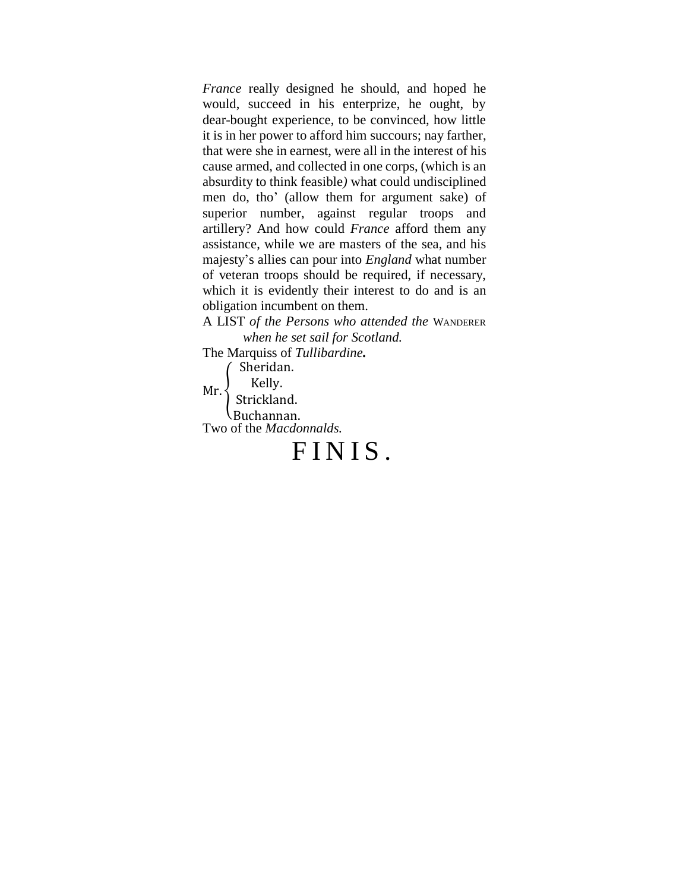*France* really designed he should, and hoped he would, succeed in his enterprize, he ought, by dear-bought experience, to be convinced, how little it is in her power to afford him succours; nay farther, that were she in earnest, were all in the interest of his cause armed, and collected in one corps, (which is an absurdity to think feasible*)* what could undisciplined men do, tho' (allow them for argument sake) of superior number, against regular troops and artillery? And how could *France* afford them any assistance, while we are masters of the sea, and his majesty's allies can pour into *England* what number of veteran troops should be required, if necessary, which it is evidently their interest to do and is an obligation incumbent on them.

A LIST *of the Persons who attended the* WANDERER *when he set sail for Scotland.*

The Marquiss of ***Tullibardine.***

Mr. { Sheridan.
Kelly.
Strickland.
Buchannan. }

Two of the *Macdonnalds.*

# FINIS.